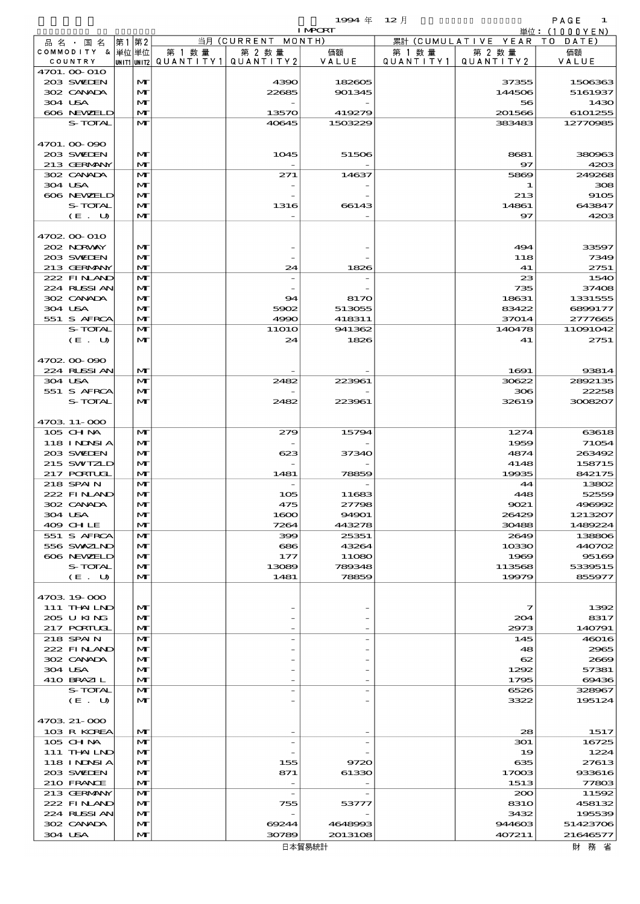1994 年 12 月 IMPORT

単位：(1000YEN)

| 品名・国名 COMMODITY & COUNTRY | 第1 単位 UNIT1 | 第2 単位 UNIT2 | 当月 (CURRENT MONTH) 第1数量 QUANTITY1 | 第2数量 QUANTITY2 | 価額 VALUE | 累計 (CUMULATIVE YEAR TO DATE) 第1数量 QUANTITY1 | 第2数量 QUANTITY2 | 価額 VALUE |
|---|---|---|---|---|---|---|---|---|
| 4701.00-010 | | | | | | | | |
| 203 SWEDEN | | MT | | 4390 | 182605 | | 37355 | 1506363 |
| 302 CANADA | | MT | | 22685 | 901345 | | 144506 | 5161937 |
| 304 USA | | MT | | - | - | | 56 | 1430 |
| 606 NEWZELD | | MT | | 13570 | 419279 | | 201566 | 6101255 |
| S-TOTAL | | MT | | 40645 | 1503229 | | 383483 | 12770985 |
| 4701.00-090 | | | | | | | | |
| 203 SWEDEN | | MT | | 1045 | 51506 | | 8681 | 380963 |
| 213 GERMANY | | MT | | - | - | | 97 | 4203 |
| 302 CANADA | | MT | | 271 | 14637 | | 5869 | 249268 |
| 304 USA | | MT | | - | - | | 1 | 308 |
| 606 NEWZELD | | MT | | - | - | | 213 | 9105 |
| S-TOTAL | | MT | | 1316 | 66143 | | 14861 | 643847 |
| (E. U) | | MT | | - | - | | 97 | 4203 |
| 4702.00-010 | | | | | | | | |
| 202 NORWAY | | MT | | - | - | | 494 | 33597 |
| 203 SWEDEN | | MT | | - | - | | 118 | 7349 |
| 213 GERMANY | | MT | | 24 | 1826 | | 41 | 2751 |
| 222 FINLAND | | MT | | - | - | | 23 | 1540 |
| 224 RUSSIAN | | MT | | - | - | | 735 | 37408 |
| 302 CANADA | | MT | | 94 | 8170 | | 18631 | 1331555 |
| 304 USA | | MT | | 5902 | 513055 | | 83422 | 6899177 |
| 551 S AFRCA | | MT | | 4990 | 418311 | | 37014 | 2777665 |
| S-TOTAL | | MT | | 11010 | 941362 | | 140478 | 11091042 |
| (E. U) | | MT | | 24 | 1826 | | 41 | 2751 |
| 4702.00-090 | | | | | | | | |
| 224 RUSSIAN | | MT | | - | - | | 1691 | 93814 |
| 304 USA | | MT | | 2482 | 223961 | | 30622 | 2892135 |
| 551 S AFRCA | | MT | | - | - | | 306 | 22258 |
| S-TOTAL | | MT | | 2482 | 223961 | | 32619 | 3008207 |
| 4703.11-000 | | | | | | | | |
| 105 CHINA | | MT | | 279 | 15794 | | 1274 | 63618 |
| 118 INDNSIA | | MT | | - | - | | 1959 | 71054 |
| 203 SWEDEN | | MT | | 623 | 37340 | | 4874 | 263492 |
| 215 SWITZLD | | MT | | - | - | | 4148 | 158715 |
| 217 PORTUGL | | MT | | 1481 | 78859 | | 19935 | 842175 |
| 218 SPAIN | | MT | | - | - | | 44 | 13802 |
| 222 FINLAND | | MT | | 105 | 11683 | | 448 | 52559 |
| 302 CANADA | | MT | | 475 | 27798 | | 9021 | 496992 |
| 304 USA | | MT | | 1600 | 94901 | | 26429 | 1213207 |
| 409 CHILE | | MT | | 7264 | 443278 | | 30488 | 1489224 |
| 551 S AFRCA | | MT | | 399 | 25351 | | 2649 | 138806 |
| 556 SWAZLND | | MT | | 686 | 43264 | | 10330 | 440702 |
| 606 NEWZELD | | MT | | 177 | 11080 | | 1969 | 95169 |
| S-TOTAL | | MT | | 13089 | 789348 | | 113568 | 5339515 |
| (E. U) | | MT | | 1481 | 78859 | | 19979 | 855977 |
| 4703.19-000 | | | | | | | | |
| 111 THAILND | | MT | | - | - | | 7 | 1392 |
| 205 U KING | | MT | | - | - | | 204 | 8317 |
| 217 PORTUGL | | MT | | - | - | | 2973 | 140791 |
| 218 SPAIN | | MT | | - | - | | 145 | 46016 |
| 222 FINLAND | | MT | | - | - | | 48 | 2965 |
| 302 CANADA | | MT | | - | - | | 62 | 2669 |
| 304 USA | | MT | | - | - | | 1292 | 57381 |
| 410 BRAZIL | | MT | | - | - | | 1795 | 69436 |
| S-TOTAL | | MT | | - | - | | 6526 | 328967 |
| (E. U) | | MT | | - | - | | 3322 | 195124 |
| 4703.21-000 | | | | | | | | |
| 103 R KOREA | | MT | | - | - | | 28 | 1517 |
| 105 CHINA | | MT | | - | - | | 301 | 16725 |
| 111 THAILND | | MT | | - | - | | 19 | 1224 |
| 118 INDNSIA | | MT | | 155 | 9720 | | 635 | 27613 |
| 203 SWEDEN | | MT | | 871 | 61330 | | 17003 | 933616 |
| 210 FRANCE | | MT | | - | - | | 1513 | 77803 |
| 213 GERMANY | | MT | | - | - | | 200 | 11592 |
| 222 FINLAND | | MT | | 755 | 53777 | | 8310 | 458132 |
| 224 RUSSIAN | | MT | | - | - | | 3432 | 195539 |
| 302 CANADA | | MT | | 69244 | 4648993 | | 944603 | 51423706 |
| 304 USA | | MT | | 30789 | 2013108 | | 407211 | 21646577 |

日本貿易統計　　財務省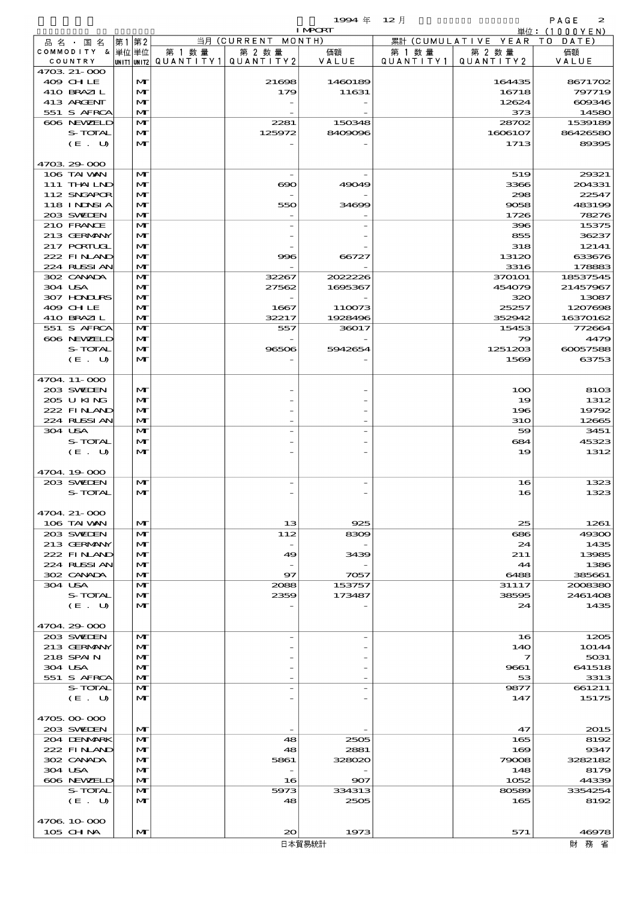1994 年 12 月 IMPORT 単位：(1000YEN)

| 品名・国名 COMMODITY & COUNTRY | 第1 単位 UNIT1 | 第2 単位 UNIT2 | 当月 (CURRENT MONTH) 第1数量 QUANTITY1 | 第2数量 QUANTITY2 | 価額 VALUE | 累計 (CUMULATIVE YEAR TO DATE) 第1数量 QUANTITY1 | 第2数量 QUANTITY2 | 価額 VALUE |
|---|---|---|---|---|---|---|---|---|
| 4703.21-000 | | | | | | | | |
| 409 CHILE | | MT | | 21698 | 1460189 | | 164435 | 8671702 |
| 410 BRAZIL | | MT | | 179 | 11631 | | 16718 | 797719 |
| 413 ARGENT | | MT | | - | - | | 12624 | 609346 |
| 551 S AFRCA | | MT | | - | - | | 373 | 14580 |
| 606 NEWZELD | | MT | | 2281 | 150348 | | 28702 | 1539189 |
| S-TOTAL | | MT | | 125972 | 8409096 | | 1606107 | 86426580 |
| (E. U) | | MT | | - | - | | 1713 | 89395 |
| 4703.29-000 | | | | | | | | |
| 106 TAIWAN | | MT | | - | - | | 519 | 29321 |
| 111 THAILND | | MT | | 690 | 49049 | | 3366 | 204331 |
| 112 SNGAPOR | | MT | | - | - | | 298 | 22547 |
| 118 INDNSIA | | MT | | 550 | 34699 | | 9058 | 483199 |
| 203 SWEDEN | | MT | | - | - | | 1726 | 78276 |
| 210 FRANCE | | MT | | - | - | | 396 | 15375 |
| 213 GERMANY | | MT | | - | - | | 855 | 36237 |
| 217 PORTUGL | | MT | | - | - | | 318 | 12141 |
| 222 FINLAND | | MT | | 996 | 66727 | | 13120 | 633676 |
| 224 RUSSIAN | | MT | | - | - | | 3316 | 178883 |
| 302 CANADA | | MT | | 32267 | 2022226 | | 370101 | 18537545 |
| 304 USA | | MT | | 27562 | 1695367 | | 454079 | 21457967 |
| 307 HONDURS | | MT | | - | - | | 320 | 13087 |
| 409 CHILE | | MT | | 1667 | 110073 | | 25257 | 1207698 |
| 410 BRAZIL | | MT | | 32217 | 1928496 | | 352942 | 16370162 |
| 551 S AFRCA | | MT | | 557 | 36017 | | 15453 | 772664 |
| 606 NEWZELD | | MT | | - | - | | 79 | 4479 |
| S-TOTAL | | MT | | 96506 | 5942654 | | 1251203 | 60057588 |
| (E. U) | | MT | | - | - | | 1569 | 63753 |
| 4704.11-000 | | | | | | | | |
| 203 SWEDEN | | MT | | - | - | | 100 | 8103 |
| 205 U KING | | MT | | - | - | | 19 | 1312 |
| 222 FINLAND | | MT | | - | - | | 196 | 19792 |
| 224 RUSSIAN | | MT | | - | - | | 310 | 12665 |
| 304 USA | | MT | | - | - | | 59 | 3451 |
| S-TOTAL | | MT | | - | - | | 684 | 45323 |
| (E. U) | | MT | | - | - | | 19 | 1312 |
| 4704.19-000 | | | | | | | | |
| 203 SWEDEN | | MT | | - | - | | 16 | 1323 |
| S-TOTAL | | MT | | - | - | | 16 | 1323 |
| 4704.21-000 | | | | | | | | |
| 106 TAIWAN | | MT | | 13 | 925 | | 25 | 1261 |
| 203 SWEDEN | | MT | | 112 | 8309 | | 686 | 49300 |
| 213 GERMANY | | MT | | - | - | | 24 | 1435 |
| 222 FINLAND | | MT | | 49 | 3439 | | 211 | 13985 |
| 224 RUSSIAN | | MT | | - | - | | 44 | 1386 |
| 302 CANADA | | MT | | 97 | 7057 | | 6488 | 385661 |
| 304 USA | | MT | | 2088 | 153757 | | 31117 | 2008380 |
| S-TOTAL | | MT | | 2359 | 173487 | | 38595 | 2461408 |
| (E. U) | | MT | | - | - | | 24 | 1435 |
| 4704.29-000 | | | | | | | | |
| 203 SWEDEN | | MT | | - | - | | 16 | 1205 |
| 213 GERMANY | | MT | | - | - | | 140 | 10144 |
| 218 SPAIN | | MT | | - | - | | 7 | 5031 |
| 304 USA | | MT | | - | - | | 9661 | 641518 |
| 551 S AFRCA | | MT | | - | - | | 53 | 3313 |
| S-TOTAL | | MT | | - | - | | 9877 | 661211 |
| (E. U) | | MT | | - | - | | 147 | 15175 |
| 4705.00-000 | | | | | | | | |
| 203 SWEDEN | | MT | | - | - | | 47 | 2015 |
| 204 DENMARK | | MT | | 48 | 2505 | | 165 | 8192 |
| 222 FINLAND | | MT | | 48 | 2881 | | 169 | 9347 |
| 302 CANADA | | MT | | 5861 | 328020 | | 79008 | 3282182 |
| 304 USA | | MT | | - | - | | 148 | 8179 |
| 606 NEWZELD | | MT | | 16 | 907 | | 1052 | 44339 |
| S-TOTAL | | MT | | 5973 | 334313 | | 80589 | 3354254 |
| (E. U) | | MT | | 48 | 2505 | | 165 | 8192 |
| 4706.10-000 | | | | | | | | |
| 105 CHINA | | MT | | 20 | 1973 | | 571 | 46978 |

日本貿易統計 財務省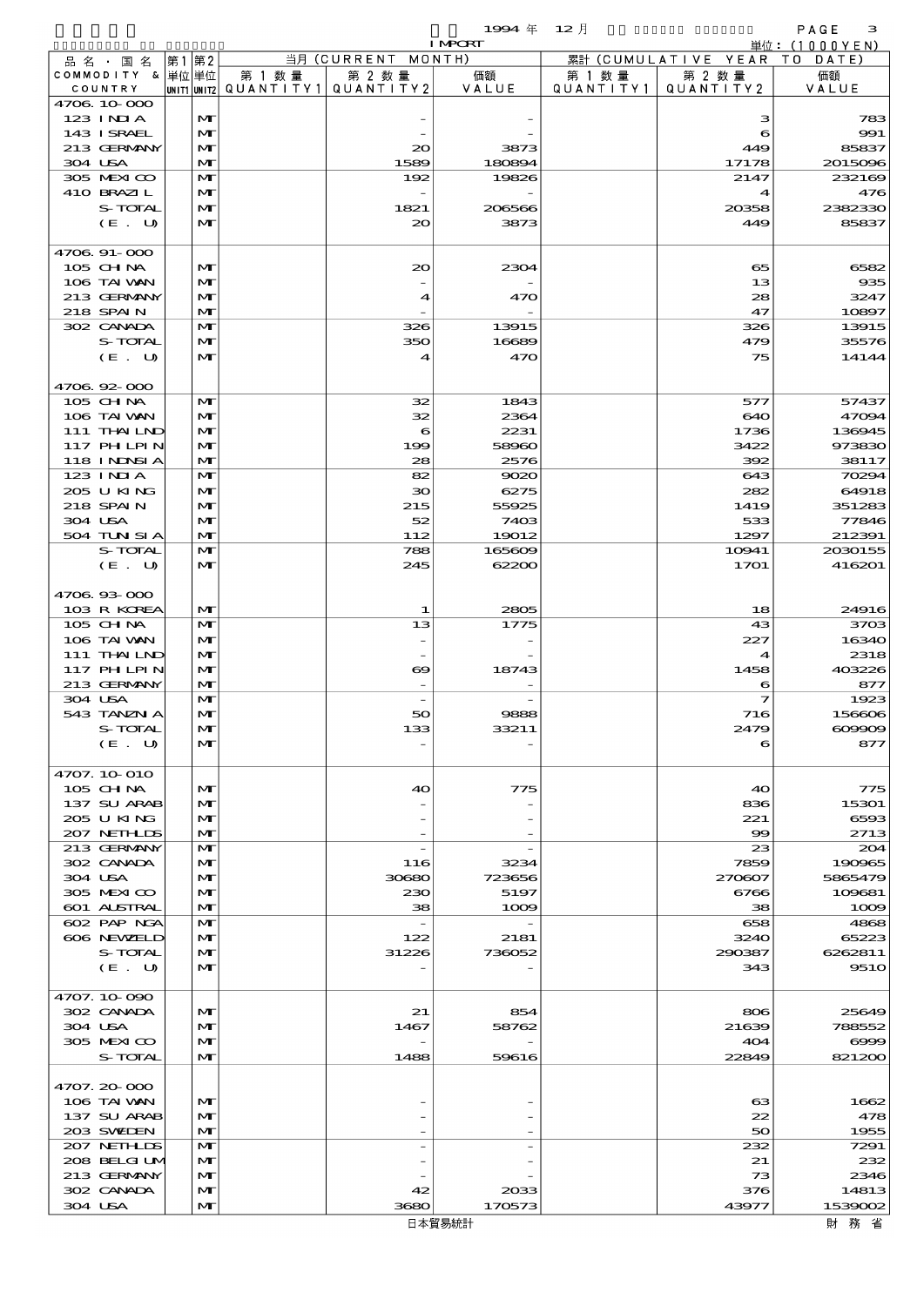1994 年 12 月 IMPORT

単位: (1000YEN)

| 品名・国名 COMMODITY & COUNTRY | 第1 単位 UNIT1 | 第2 単位 UNIT2 | 当月 (CURRENT MONTH) 第1数量 QUANTITY1 | 第2数量 QUANTITY2 | 価額 VALUE | 累計 (CUMULATIVE YEAR TO DATE) 第1数量 QUANTITY1 | 第2数量 QUANTITY2 | 価額 VALUE |
|---|---|---|---|---|---|---|---|---|
| 4706.10-000 | | | | | | | | |
| 123 INDIA | | MT | | - | - | | 3 | 783 |
| 143 ISRAEL | | MT | | - | - | | 6 | 991 |
| 213 GERMANY | | MT | | 20 | 3873 | | 449 | 85837 |
| 304 USA | | MT | | 1589 | 180894 | | 17178 | 2015096 |
| 305 MEXICO | | MT | | 192 | 19826 | | 2147 | 232169 |
| 410 BRAZIL | | MT | | - | - | | 4 | 476 |
| S-TOTAL | | MT | | 1821 | 206566 | | 20358 | 2382330 |
| (E. U) | | MT | | 20 | 3873 | | 449 | 85837 |
| 4706.91-000 | | | | | | | | |
| 105 CHINA | | MT | | 20 | 2304 | | 65 | 6582 |
| 106 TAIWAN | | MT | | - | - | | 13 | 935 |
| 213 GERMANY | | MT | | 4 | 470 | | 28 | 3247 |
| 218 SPAIN | | MT | | - | - | | 47 | 10897 |
| 302 CANADA | | MT | | 326 | 13915 | | 326 | 13915 |
| S-TOTAL | | MT | | 350 | 16689 | | 479 | 35576 |
| (E. U) | | MT | | 4 | 470 | | 75 | 14144 |
| 4706.92-000 | | | | | | | | |
| 105 CHINA | | MT | | 32 | 1843 | | 577 | 57437 |
| 106 TAIWAN | | MT | | 32 | 2364 | | 640 | 47094 |
| 111 THAILND | | MT | | 6 | 2231 | | 1736 | 136945 |
| 117 PHILPIN | | MT | | 199 | 58960 | | 3422 | 973830 |
| 118 INDNSIA | | MT | | 28 | 2576 | | 392 | 38117 |
| 123 INDIA | | MT | | 82 | 9020 | | 643 | 70294 |
| 205 U KING | | MT | | 30 | 6275 | | 282 | 64918 |
| 218 SPAIN | | MT | | 215 | 55925 | | 1419 | 351283 |
| 304 USA | | MT | | 52 | 7403 | | 533 | 77846 |
| 504 TUNISIA | | MT | | 112 | 19012 | | 1297 | 212391 |
| S-TOTAL | | MT | | 788 | 165609 | | 10941 | 2030155 |
| (E. U) | | MT | | 245 | 62200 | | 1701 | 416201 |
| 4706.93-000 | | | | | | | | |
| 103 R KOREA | | MT | | 1 | 2805 | | 18 | 24916 |
| 105 CHINA | | MT | | 13 | 1775 | | 43 | 3703 |
| 106 TAIWAN | | MT | | - | - | | 227 | 16340 |
| 111 THAILND | | MT | | - | - | | 4 | 2318 |
| 117 PHILPIN | | MT | | 69 | 18743 | | 1458 | 403226 |
| 213 GERMANY | | MT | | - | - | | 6 | 877 |
| 304 USA | | MT | | - | - | | 7 | 1923 |
| 543 TANZNIA | | MT | | 50 | 9888 | | 716 | 156606 |
| S-TOTAL | | MT | | 133 | 33211 | | 2479 | 609909 |
| (E. U) | | MT | | - | - | | 6 | 877 |
| 4707.10-010 | | | | | | | | |
| 105 CHINA | | MT | | 40 | 775 | | 40 | 775 |
| 137 SU ARAB | | MT | | - | - | | 836 | 15301 |
| 205 U KING | | MT | | - | - | | 221 | 6593 |
| 207 NETHLDS | | MT | | - | - | | 99 | 2713 |
| 213 GERMANY | | MT | | - | - | | 23 | 204 |
| 302 CANADA | | MT | | 116 | 3234 | | 7859 | 190965 |
| 304 USA | | MT | | 30680 | 723656 | | 270607 | 5865479 |
| 305 MEXICO | | MT | | 230 | 5197 | | 6766 | 109681 |
| 601 AUSTRAL | | MT | | 38 | 1009 | | 38 | 1009 |
| 602 PAP NGA | | MT | | - | - | | 658 | 4868 |
| 606 NEWZELD | | MT | | 122 | 2181 | | 3240 | 65223 |
| S-TOTAL | | MT | | 31226 | 736052 | | 290387 | 6262811 |
| (E. U) | | MT | | - | - | | 343 | 9510 |
| 4707.10-090 | | | | | | | | |
| 302 CANADA | | MT | | 21 | 854 | | 806 | 25649 |
| 304 USA | | MT | | 1467 | 58762 | | 21639 | 788552 |
| 305 MEXICO | | MT | | - | - | | 404 | 6999 |
| S-TOTAL | | MT | | 1488 | 59616 | | 22849 | 821200 |
| 4707.20-000 | | | | | | | | |
| 106 TAIWAN | | MT | | - | - | | 63 | 1662 |
| 137 SU ARAB | | MT | | - | - | | 22 | 478 |
| 203 SWEDEN | | MT | | - | - | | 50 | 1955 |
| 207 NETHLDS | | MT | | - | - | | 232 | 7291 |
| 208 BELGIUM | | MT | | - | - | | 21 | 232 |
| 213 GERMANY | | MT | | - | - | | 73 | 2346 |
| 302 CANADA | | MT | | 42 | 2033 | | 376 | 14813 |
| 304 USA | | MT | | 3680 | 170573 | | 43977 | 1539002 |

日本貿易統計　財務省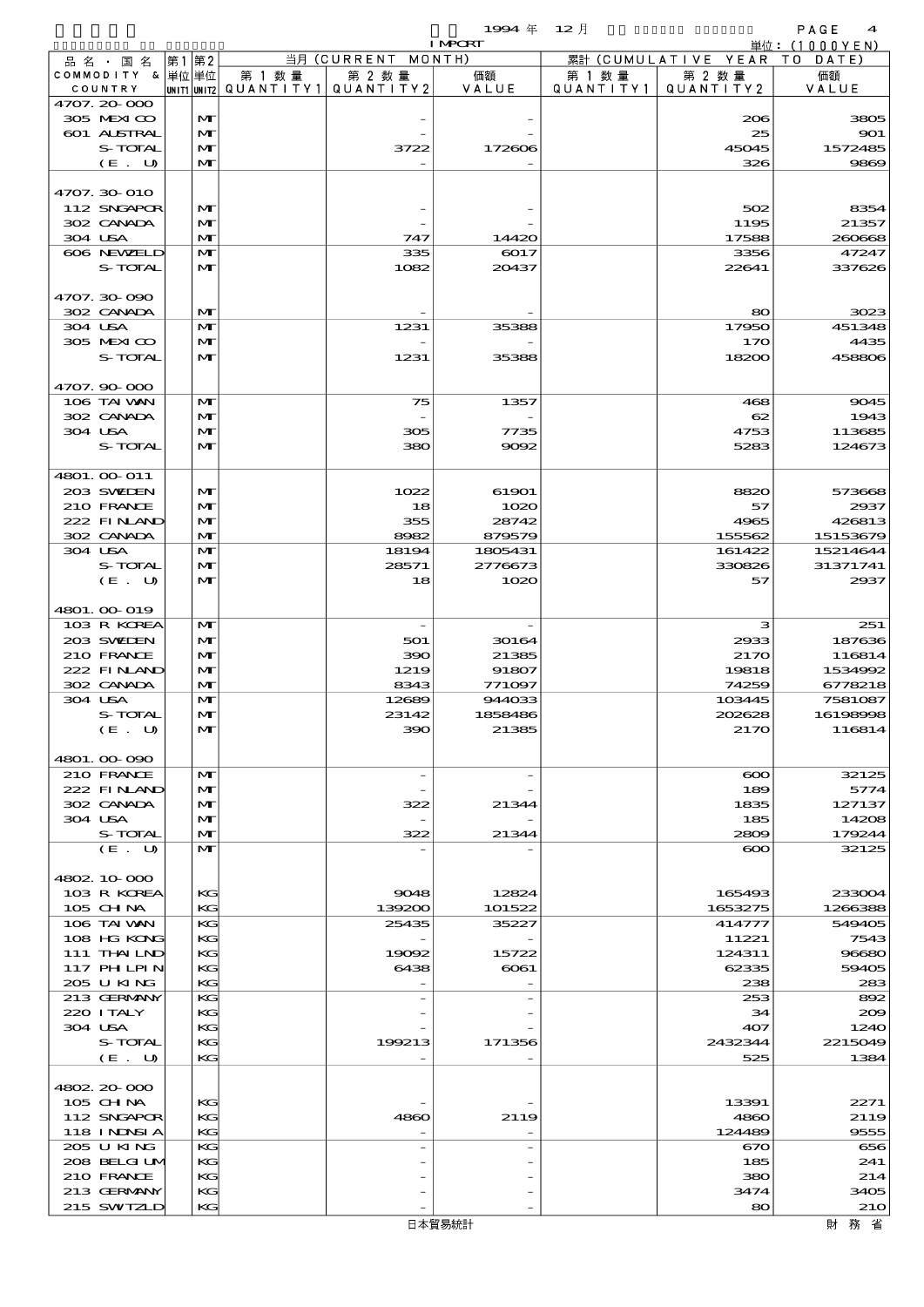1994 年 12 月 IMPORT

単位：(1000YEN)

| 品名・国名 COMMODITY & COUNTRY | 第1 単位 UNIT1 | 第2 単位 UNIT2 | 当月 (CURRENT MONTH) 第1数量 QUANTITY1 | 第2数量 QUANTITY2 | 価額 VALUE | 累計 (CUMULATIVE YEAR TO DATE) 第1数量 QUANTITY1 | 第2数量 QUANTITY2 | 価額 VALUE |
|---|---|---|---|---|---|---|---|---|
| 4707.20-000 | | | | | | | | |
| 305 MEXICO | | MT | | - | - | | 206 | 3805 |
| 601 AUSTRAL | | MT | | - | - | | 25 | 901 |
| S-TOTAL | | MT | | 3722 | 172606 | | 45045 | 1572485 |
| (E. U) | | MT | | - | - | | 326 | 9869 |
| 4707.30-010 | | | | | | | | |
| 112 SNGAPOR | | MT | | - | - | | 502 | 8354 |
| 302 CANADA | | MT | | - | - | | 1195 | 21357 |
| 304 USA | | MT | | 747 | 14420 | | 17588 | 260668 |
| 606 NEWZELD | | MT | | 335 | 6017 | | 3356 | 47247 |
| S-TOTAL | | MT | | 1082 | 20437 | | 22641 | 337626 |
| 4707.30-090 | | | | | | | | |
| 302 CANADA | | MT | | - | - | | 80 | 3023 |
| 304 USA | | MT | | 1231 | 35388 | | 17950 | 451348 |
| 305 MEXICO | | MT | | - | - | | 170 | 4435 |
| S-TOTAL | | MT | | 1231 | 35388 | | 18200 | 458806 |
| 4707.90-000 | | | | | | | | |
| 106 TAIWAN | | MT | | 75 | 1357 | | 468 | 9045 |
| 302 CANADA | | MT | | - | - | | 62 | 1943 |
| 304 USA | | MT | | 305 | 7735 | | 4753 | 113685 |
| S-TOTAL | | MT | | 380 | 9092 | | 5283 | 124673 |
| 4801.00-011 | | | | | | | | |
| 203 SWEDEN | | MT | | 1022 | 61901 | | 8820 | 573668 |
| 210 FRANCE | | MT | | 18 | 1020 | | 57 | 2937 |
| 222 FINLAND | | MT | | 355 | 28742 | | 4965 | 426813 |
| 302 CANADA | | MT | | 8982 | 879579 | | 155562 | 15153679 |
| 304 USA | | MT | | 18194 | 1805431 | | 161422 | 15214644 |
| S-TOTAL | | MT | | 28571 | 2776673 | | 330826 | 31371741 |
| (E. U) | | MT | | 18 | 1020 | | 57 | 2937 |
| 4801.00-019 | | | | | | | | |
| 103 R KOREA | | MT | | - | - | | 3 | 251 |
| 203 SWEDEN | | MT | | 501 | 30164 | | 2933 | 187636 |
| 210 FRANCE | | MT | | 390 | 21385 | | 2170 | 116814 |
| 222 FINLAND | | MT | | 1219 | 91807 | | 19818 | 1534992 |
| 302 CANADA | | MT | | 8343 | 771097 | | 74259 | 6778218 |
| 304 USA | | MT | | 12689 | 944033 | | 103445 | 7581087 |
| S-TOTAL | | MT | | 23142 | 1858486 | | 202628 | 16198998 |
| (E. U) | | MT | | 390 | 21385 | | 2170 | 116814 |
| 4801.00-090 | | | | | | | | |
| 210 FRANCE | | MT | | - | - | | 600 | 32125 |
| 222 FINLAND | | MT | | - | - | | 189 | 5774 |
| 302 CANADA | | MT | | 322 | 21344 | | 1835 | 127137 |
| 304 USA | | MT | | - | - | | 185 | 14208 |
| S-TOTAL | | MT | | 322 | 21344 | | 2809 | 179244 |
| (E. U) | | MT | | - | - | | 600 | 32125 |
| 4802.10-000 | | | | | | | | |
| 103 R KOREA | | KG | | 9048 | 12824 | | 165493 | 233004 |
| 105 CHINA | | KG | | 139200 | 101522 | | 1653275 | 1266388 |
| 106 TAIWAN | | KG | | 25435 | 35227 | | 414777 | 549405 |
| 108 HG KONG | | KG | | - | - | | 11221 | 7543 |
| 111 THAILND | | KG | | 19092 | 15722 | | 124311 | 96680 |
| 117 PHILPIN | | KG | | 6438 | 6061 | | 62335 | 59405 |
| 205 U KING | | KG | | - | - | | 238 | 283 |
| 213 GERMANY | | KG | | - | - | | 253 | 892 |
| 220 ITALY | | KG | | - | - | | 34 | 209 |
| 304 USA | | KG | | - | - | | 407 | 1240 |
| S-TOTAL | | KG | | 199213 | 171356 | | 2432344 | 2215049 |
| (E. U) | | KG | | - | - | | 525 | 1384 |
| 4802.20-000 | | | | | | | | |
| 105 CHINA | | KG | | - | - | | 13391 | 2271 |
| 112 SNGAPOR | | KG | | 4860 | 2119 | | 4860 | 2119 |
| 118 INDNSIA | | KG | | - | - | | 124489 | 9555 |
| 205 U KING | | KG | | - | - | | 670 | 656 |
| 208 BELGIUM | | KG | | - | - | | 185 | 241 |
| 210 FRANCE | | KG | | - | - | | 380 | 214 |
| 213 GERMANY | | KG | | - | - | | 3474 | 3405 |
| 215 SWITZLD | | KG | | - | - | | 80 | 210 |

日本貿易統計　財務省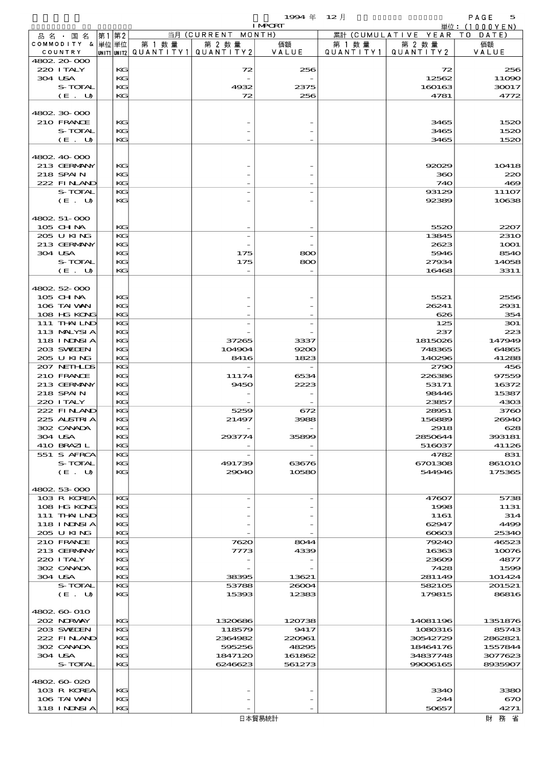1994 年 12 月 IMPORT 単位：(1000YEN)

| 品名・国名 COMMODITY & COUNTRY | 第1 単位 UNIT1 | 第2 単位 UNIT2 | 当月 (CURRENT MONTH) 第1数量 QUANTITY1 | 第2数量 QUANTITY2 | 価額 VALUE | 累計 (CUMULATIVE YEAR TO DATE) 第1数量 QUANTITY1 | 第2数量 QUANTITY2 | 価額 VALUE |
|---|---|---|---|---|---|---|---|---|
| 4802.20-000 | | | | | | | | |
| 220 ITALY | | KG | | 72 | 256 | | 72 | 256 |
| 304 USA | | KG | | - | - | | 12562 | 11090 |
| S-TOTAL | | KG | | 4932 | 2375 | | 160163 | 30017 |
| (E. U) | | KG | | 72 | 256 | | 4781 | 4772 |
| 4802.30-000 | | | | | | | | |
| 210 FRANCE | | KG | | - | - | | 3465 | 1520 |
| S-TOTAL | | KG | | - | - | | 3465 | 1520 |
| (E. U) | | KG | | - | - | | 3465 | 1520 |
| 4802.40-000 | | | | | | | | |
| 213 GERMANY | | KG | | - | - | | 92029 | 10418 |
| 218 SPAIN | | KG | | - | - | | 360 | 220 |
| 222 FINLAND | | KG | | - | - | | 740 | 469 |
| S-TOTAL | | KG | | - | - | | 93129 | 11107 |
| (E. U) | | KG | | - | - | | 92389 | 10638 |
| 4802.51-000 | | | | | | | | |
| 105 CHINA | | KG | | - | - | | 5520 | 2207 |
| 205 U KING | | KG | | - | - | | 13845 | 2310 |
| 213 GERMANY | | KG | | - | - | | 2623 | 1001 |
| 304 USA | | KG | | 175 | 800 | | 5946 | 8540 |
| S-TOTAL | | KG | | 175 | 800 | | 27934 | 14058 |
| (E. U) | | KG | | - | - | | 16468 | 3311 |
| 4802.52-000 | | | | | | | | |
| 105 CHINA | | KG | | - | - | | 5521 | 2556 |
| 106 TAIWAN | | KG | | - | - | | 26241 | 2931 |
| 108 HG KONG | | KG | | - | - | | 626 | 354 |
| 111 THAILND | | KG | | - | - | | 125 | 301 |
| 113 MALYSIA | | KG | | - | - | | 237 | 223 |
| 118 INDNSIA | | KG | | 37265 | 3337 | | 1815026 | 147949 |
| 203 SWEDEN | | KG | | 104904 | 9200 | | 748365 | 64865 |
| 205 U KING | | KG | | 8416 | 1823 | | 140296 | 41288 |
| 207 NETHLDS | | KG | | - | - | | 2790 | 456 |
| 210 FRANCE | | KG | | 11174 | 6534 | | 226386 | 97559 |
| 213 GERMANY | | KG | | 9450 | 2223 | | 53171 | 16372 |
| 218 SPAIN | | KG | | - | - | | 98446 | 15387 |
| 220 ITALY | | KG | | - | - | | 23857 | 4303 |
| 222 FINLAND | | KG | | 5259 | 672 | | 28951 | 3760 |
| 225 AUSTRIA | | KG | | 21497 | 3988 | | 156889 | 26940 |
| 302 CANADA | | KG | | - | - | | 2918 | 628 |
| 304 USA | | KG | | 293774 | 35899 | | 2850644 | 393181 |
| 410 BRAZIL | | KG | | - | - | | 516037 | 41126 |
| 551 S AFRCA | | KG | | - | - | | 4782 | 831 |
| S-TOTAL | | KG | | 491739 | 63676 | | 6701308 | 861010 |
| (E. U) | | KG | | 29040 | 10580 | | 544946 | 175365 |
| 4802.53-000 | | | | | | | | |
| 103 R KOREA | | KG | | - | - | | 47607 | 5738 |
| 108 HG KONG | | KG | | - | - | | 1998 | 1131 |
| 111 THAILND | | KG | | - | - | | 1161 | 314 |
| 118 INDNSIA | | KG | | - | - | | 62947 | 4499 |
| 205 U KING | | KG | | - | - | | 60603 | 25340 |
| 210 FRANCE | | KG | | 7620 | 8044 | | 79240 | 46523 |
| 213 GERMANY | | KG | | 7773 | 4339 | | 16363 | 10076 |
| 220 ITALY | | KG | | - | - | | 23609 | 4877 |
| 302 CANADA | | KG | | - | - | | 7428 | 1599 |
| 304 USA | | KG | | 38395 | 13621 | | 281149 | 101424 |
| S-TOTAL | | KG | | 53788 | 26004 | | 582105 | 201521 |
| (E. U) | | KG | | 15393 | 12383 | | 179815 | 86816 |
| 4802.60-010 | | | | | | | | |
| 202 NORWAY | | KG | | 1320686 | 120738 | | 14081196 | 1351876 |
| 203 SWEDEN | | KG | | 118579 | 9417 | | 1080316 | 85743 |
| 222 FINLAND | | KG | | 2364982 | 220961 | | 30542729 | 2862821 |
| 302 CANADA | | KG | | 595256 | 48295 | | 18464176 | 1557844 |
| 304 USA | | KG | | 1847120 | 161862 | | 34837748 | 3077623 |
| S-TOTAL | | KG | | 6246623 | 561273 | | 99006165 | 8935907 |
| 4802.60-020 | | | | | | | | |
| 103 R KOREA | | KG | | - | - | | 3340 | 3380 |
| 106 TAIWAN | | KG | | - | - | | 244 | 670 |
| 118 INDNSIA | | KG | | - | - | | 50657 | 4271 |

日本貿易統計 財務省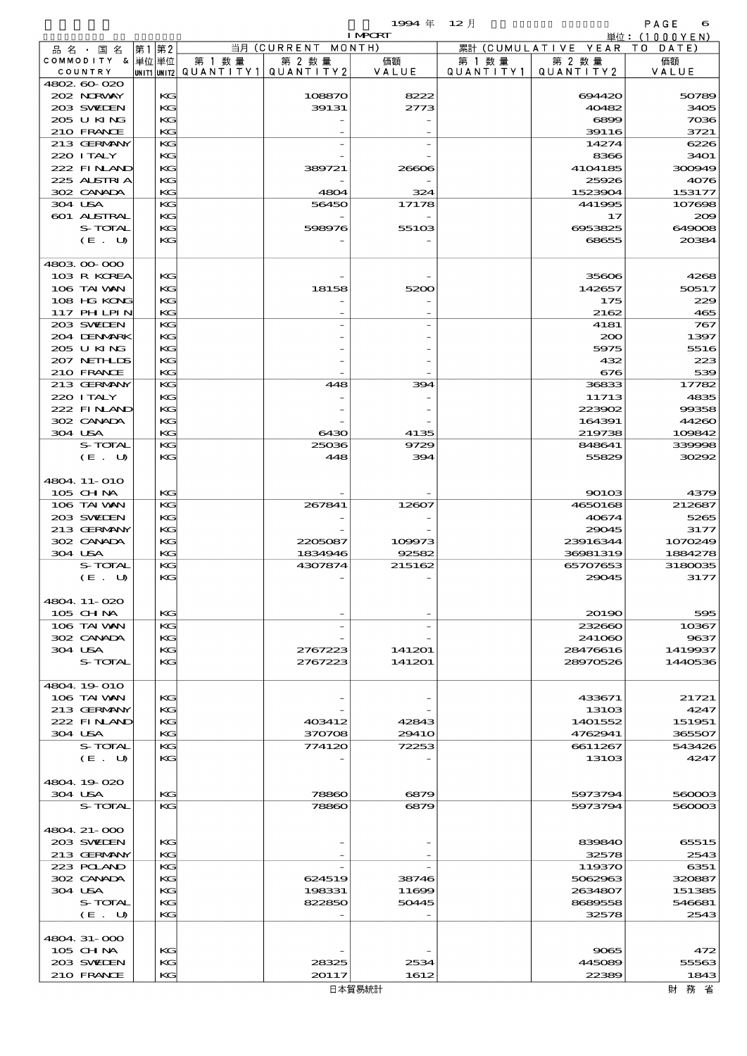1994 年 12 月 IMPORT

単位：(1000YEN)

| 品名・国名 COMMODITY & COUNTRY | 第1 単位 UNIT1 | 第2 単位 UNIT2 | 当月 (CURRENT MONTH) 第1数量 QUANTITY1 | 第2数量 QUANTITY2 | 価額 VALUE | 累計 (CUMULATIVE YEAR TO DATE) 第1数量 QUANTITY1 | 第2数量 QUANTITY2 | 価額 VALUE |
|---|---|---|---|---|---|---|---|---|
| 4802.60-020 | | | | | | | | |
| 202 NORWAY | | KG | | 108870 | 8222 | | 694420 | 50789 |
| 203 SWEDEN | | KG | | 39131 | 2773 | | 40482 | 3405 |
| 205 U KING | | KG | | - | - | | 6899 | 7036 |
| 210 FRANCE | | KG | | - | - | | 39116 | 3721 |
| 213 GERMANY | | KG | | - | - | | 14274 | 6226 |
| 220 ITALY | | KG | | - | - | | 8366 | 3401 |
| 222 FINLAND | | KG | | 389721 | 26606 | | 4104185 | 300949 |
| 225 AUSTRIA | | KG | | - | - | | 25926 | 4076 |
| 302 CANADA | | KG | | 4804 | 324 | | 1523904 | 153177 |
| 304 USA | | KG | | 56450 | 17178 | | 441995 | 107698 |
| 601 AUSTRAL | | KG | | - | - | | 17 | 209 |
| S-TOTAL | | KG | | 598976 | 55103 | | 6953825 | 649008 |
| (E. U) | | KG | | - | - | | 68655 | 20384 |
| 4803.00-000 | | | | | | | | |
| 103 R KOREA | | KG | | - | - | | 35606 | 4268 |
| 106 TAIWAN | | KG | | 18158 | 5200 | | 142657 | 50517 |
| 108 HG KONG | | KG | | - | - | | 175 | 229 |
| 117 PHILPIN | | KG | | - | - | | 2162 | 465 |
| 203 SWEDEN | | KG | | - | - | | 4181 | 767 |
| 204 DENMARK | | KG | | - | - | | 200 | 1397 |
| 205 U KING | | KG | | - | - | | 5975 | 5516 |
| 207 NETHLDS | | KG | | - | - | | 432 | 223 |
| 210 FRANCE | | KG | | - | - | | 676 | 539 |
| 213 GERMANY | | KG | | 448 | 394 | | 36833 | 17782 |
| 220 ITALY | | KG | | - | - | | 11713 | 4835 |
| 222 FINLAND | | KG | | - | - | | 223902 | 99358 |
| 302 CANADA | | KG | | - | - | | 164391 | 44260 |
| 304 USA | | KG | | 6430 | 4135 | | 219738 | 109842 |
| S-TOTAL | | KG | | 25036 | 9729 | | 848641 | 339998 |
| (E. U) | | KG | | 448 | 394 | | 55829 | 30292 |
| 4804.11-010 | | | | | | | | |
| 105 CHINA | | KG | | - | - | | 90103 | 4379 |
| 106 TAIWAN | | KG | | 267841 | 12607 | | 4650168 | 212687 |
| 203 SWEDEN | | KG | | - | - | | 40674 | 5265 |
| 213 GERMANY | | KG | | - | - | | 29045 | 3177 |
| 302 CANADA | | KG | | 2205087 | 109973 | | 23916344 | 1070249 |
| 304 USA | | KG | | 1834946 | 92582 | | 36981319 | 1884278 |
| S-TOTAL | | KG | | 4307874 | 215162 | | 65707653 | 3180035 |
| (E. U) | | KG | | - | - | | 29045 | 3177 |
| 4804.11-020 | | | | | | | | |
| 105 CHINA | | KG | | - | - | | 20190 | 595 |
| 106 TAIWAN | | KG | | - | - | | 232660 | 10367 |
| 302 CANADA | | KG | | - | - | | 241060 | 9637 |
| 304 USA | | KG | | 2767223 | 141201 | | 28476616 | 1419937 |
| S-TOTAL | | KG | | 2767223 | 141201 | | 28970526 | 1440536 |
| 4804.19-010 | | | | | | | | |
| 106 TAIWAN | | KG | | - | - | | 433671 | 21721 |
| 213 GERMANY | | KG | | - | - | | 13103 | 4247 |
| 222 FINLAND | | KG | | 403412 | 42843 | | 1401552 | 151951 |
| 304 USA | | KG | | 370708 | 29410 | | 4762941 | 365507 |
| S-TOTAL | | KG | | 774120 | 72253 | | 6611267 | 543426 |
| (E. U) | | KG | | - | - | | 13103 | 4247 |
| 4804.19-020 | | | | | | | | |
| 304 USA | | KG | | 78860 | 6879 | | 5973794 | 560003 |
| S-TOTAL | | KG | | 78860 | 6879 | | 5973794 | 560003 |
| 4804.21-000 | | | | | | | | |
| 203 SWEDEN | | KG | | - | - | | 839840 | 65515 |
| 213 GERMANY | | KG | | - | - | | 32578 | 2543 |
| 223 POLAND | | KG | | - | - | | 119370 | 6351 |
| 302 CANADA | | KG | | 624519 | 38746 | | 5062963 | 320887 |
| 304 USA | | KG | | 198331 | 11699 | | 2634807 | 151385 |
| S-TOTAL | | KG | | 822850 | 50445 | | 8689558 | 546681 |
| (E. U) | | KG | | - | - | | 32578 | 2543 |
| 4804.31-000 | | | | | | | | |
| 105 CHINA | | KG | | - | - | | 9065 | 472 |
| 203 SWEDEN | | KG | | 28325 | 2534 | | 445089 | 55563 |
| 210 FRANCE | | KG | | 20117 | 1612 | | 22389 | 1843 |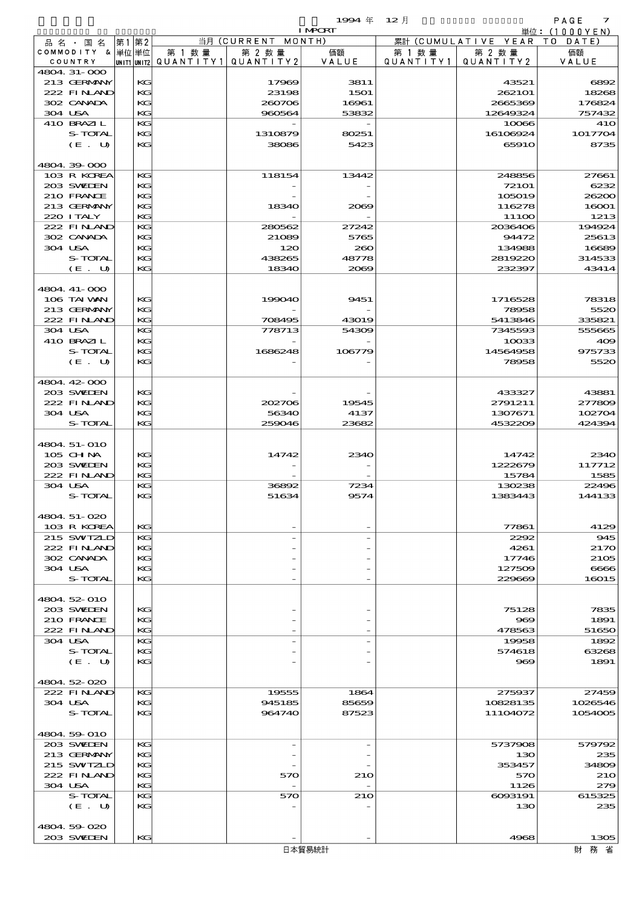1994 年 12 月 IMPORT

単位：(1000YEN)

| 品名・国名 COMMODITY & COUNTRY | 第1 単位 UNIT1 | 第2 単位 UNIT2 | 当月 (CURRENT MONTH) 第1数量 QUANTITY1 | 第2数量 QUANTITY2 | 価額 VALUE | 累計 (CUMULATIVE YEAR TO DATE) 第1数量 QUANTITY1 | 第2数量 QUANTITY2 | 価額 VALUE |
|---|---|---|---|---|---|---|---|---|
| 4804.31-000 | | | | | | | | |
| 213 GERMANY | | KG | | 17969 | 3811 | | 43521 | 6892 |
| 222 FINLAND | | KG | | 23198 | 1501 | | 262101 | 18268 |
| 302 CANADA | | KG | | 260706 | 16961 | | 2665369 | 176824 |
| 304 USA | | KG | | 960564 | 53832 | | 12649324 | 757432 |
| 410 BRAZIL | | KG | | - | - | | 10066 | 410 |
| S-TOTAL | | KG | | 1310879 | 80251 | | 16106924 | 1017704 |
| (E. U) | | KG | | 38086 | 5423 | | 65910 | 8735 |
| 4804.39-000 | | | | | | | | |
| 103 R KOREA | | KG | | 118154 | 13442 | | 248856 | 27661 |
| 203 SWEDEN | | KG | | - | - | | 72101 | 6232 |
| 210 FRANCE | | KG | | - | - | | 105019 | 26200 |
| 213 GERMANY | | KG | | 18340 | 2069 | | 116278 | 16001 |
| 220 ITALY | | KG | | - | - | | 11100 | 1213 |
| 222 FINLAND | | KG | | 280562 | 27242 | | 2036406 | 194924 |
| 302 CANADA | | KG | | 21089 | 5765 | | 94472 | 25613 |
| 304 USA | | KG | | 120 | 260 | | 134988 | 16689 |
| S-TOTAL | | KG | | 438265 | 48778 | | 2819220 | 314533 |
| (E. U) | | KG | | 18340 | 2069 | | 232397 | 43414 |
| 4804.41-000 | | | | | | | | |
| 106 TAIWAN | | KG | | 199040 | 9451 | | 1716528 | 78318 |
| 213 GERMANY | | KG | | - | - | | 78958 | 5520 |
| 222 FINLAND | | KG | | 708495 | 43019 | | 5413846 | 335821 |
| 304 USA | | KG | | 778713 | 54309 | | 7345593 | 555665 |
| 410 BRAZIL | | KG | | - | - | | 10033 | 409 |
| S-TOTAL | | KG | | 1686248 | 106779 | | 14564958 | 975733 |
| (E. U) | | KG | | - | - | | 78958 | 5520 |
| 4804.42-000 | | | | | | | | |
| 203 SWEDEN | | KG | | - | - | | 433327 | 43881 |
| 222 FINLAND | | KG | | 202706 | 19545 | | 2791211 | 277809 |
| 304 USA | | KG | | 56340 | 4137 | | 1307671 | 102704 |
| S-TOTAL | | KG | | 259046 | 23682 | | 4532209 | 424394 |
| 4804.51-010 | | | | | | | | |
| 105 CHINA | | KG | | 14742 | 2340 | | 14742 | 2340 |
| 203 SWEDEN | | KG | | - | - | | 1222679 | 117712 |
| 222 FINLAND | | KG | | - | - | | 15784 | 1585 |
| 304 USA | | KG | | 36892 | 7234 | | 130238 | 22496 |
| S-TOTAL | | KG | | 51634 | 9574 | | 1383443 | 144133 |
| 4804.51-020 | | | | | | | | |
| 103 R KOREA | | KG | | - | - | | 77861 | 4129 |
| 215 SWITZLD | | KG | | - | - | | 2292 | 945 |
| 222 FINLAND | | KG | | - | - | | 4261 | 2170 |
| 302 CANADA | | KG | | - | - | | 17746 | 2105 |
| 304 USA | | KG | | - | - | | 127509 | 6666 |
| S-TOTAL | | KG | | - | - | | 229669 | 16015 |
| 4804.52-010 | | | | | | | | |
| 203 SWEDEN | | KG | | - | - | | 75128 | 7835 |
| 210 FRANCE | | KG | | - | - | | 969 | 1891 |
| 222 FINLAND | | KG | | - | - | | 478563 | 51650 |
| 304 USA | | KG | | - | - | | 19958 | 1892 |
| S-TOTAL | | KG | | - | - | | 574618 | 63268 |
| (E. U) | | KG | | - | - | | 969 | 1891 |
| 4804.52-020 | | | | | | | | |
| 222 FINLAND | | KG | | 19555 | 1864 | | 275937 | 27459 |
| 304 USA | | KG | | 945185 | 85659 | | 10828135 | 1026546 |
| S-TOTAL | | KG | | 964740 | 87523 | | 11104072 | 1054005 |
| 4804.59-010 | | | | | | | | |
| 203 SWEDEN | | KG | | - | - | | 5737908 | 579792 |
| 213 GERMANY | | KG | | - | - | | 130 | 235 |
| 215 SWITZLD | | KG | | - | - | | 353457 | 34809 |
| 222 FINLAND | | KG | | 570 | 210 | | 570 | 210 |
| 304 USA | | KG | | - | - | | 1126 | 279 |
| S-TOTAL | | KG | | 570 | 210 | | 6093191 | 615325 |
| (E. U) | | KG | | - | - | | 130 | 235 |
| 4804.59-020 | | | | | | | | |
| 203 SWEDEN | | KG | | - | - | | 4968 | 1305 |

日本貿易統計　　財務省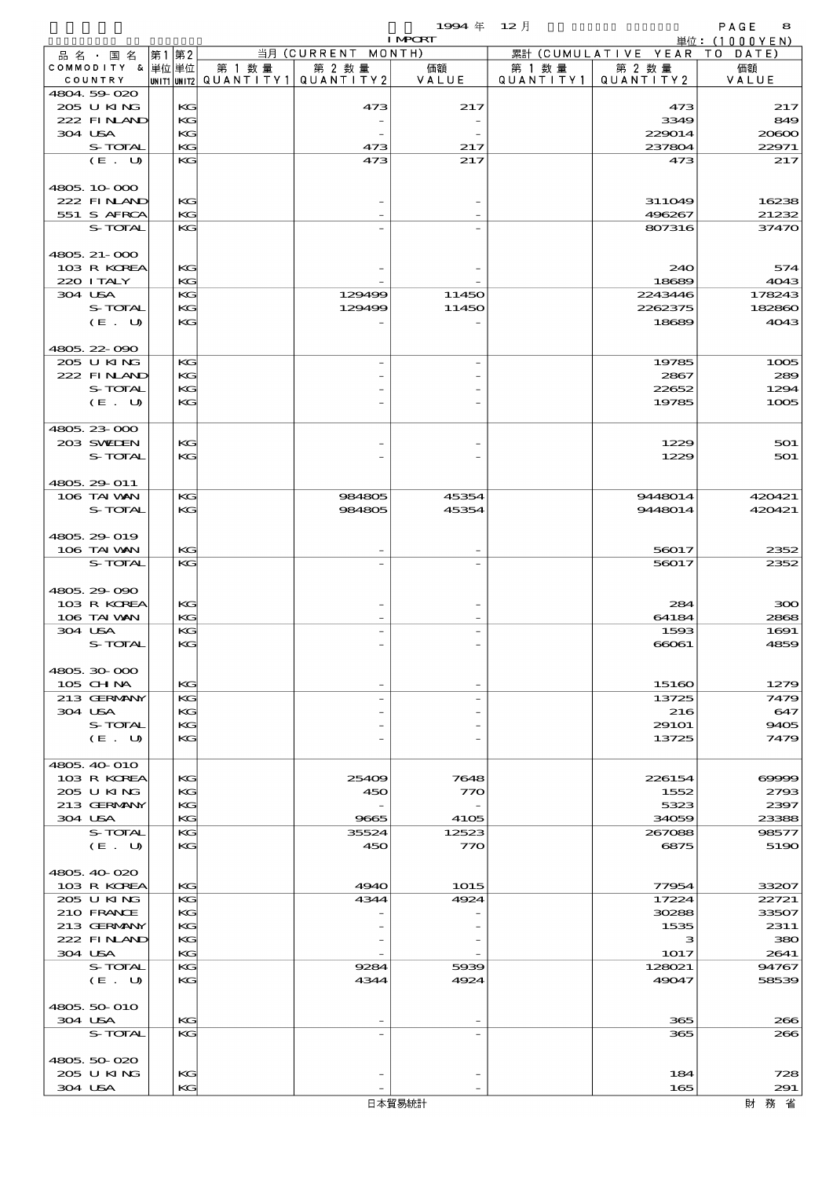| 品名・国名 COMMODITY & COUNTRY | 第1 単位 UNIT1 | 第2 単位 UNIT2 | 当月 (CURRENT MONTH) 第1数量 QUANTITY1 | 第2数量 QUANTITY2 | 価額 VALUE | 累計 (CUMULATIVE YEAR TO DATE) 第1数量 QUANTITY1 | 第2数量 QUANTITY2 | 価額 VALUE |
|---|---|---|---|---|---|---|---|---|
| 4804.59-020 | | | | | | | | |
| 205 U KING | | KG | | 473 | 217 | | 473 | 217 |
| 222 FINLAND | | KG | | - | - | | 3349 | 849 |
| 304 USA | | KG | | - | - | | 229014 | 20600 |
| S-TOTAL | | KG | | 473 | 217 | | 237804 | 22971 |
| (E. U) | | KG | | 473 | 217 | | 473 | 217 |
| 4805.10-000 | | | | | | | | |
| 222 FINLAND | | KG | | - | - | | 311049 | 16238 |
| 551 S AFRCA | | KG | | - | - | | 496267 | 21232 |
| S-TOTAL | | KG | | - | - | | 807316 | 37470 |
| 4805.21-000 | | | | | | | | |
| 103 R KOREA | | KG | | - | - | | 240 | 574 |
| 220 ITALY | | KG | | - | - | | 18689 | 4043 |
| 304 USA | | KG | | 129499 | 11450 | | 2243446 | 178243 |
| S-TOTAL | | KG | | 129499 | 11450 | | 2262375 | 182860 |
| (E. U) | | KG | | - | - | | 18689 | 4043 |
| 4805.22-090 | | | | | | | | |
| 205 U KING | | KG | | - | - | | 19785 | 1005 |
| 222 FINLAND | | KG | | - | - | | 2867 | 289 |
| S-TOTAL | | KG | | - | - | | 22652 | 1294 |
| (E. U) | | KG | | - | - | | 19785 | 1005 |
| 4805.23-000 | | | | | | | | |
| 203 SWEDEN | | KG | | - | - | | 1229 | 501 |
| S-TOTAL | | KG | | - | - | | 1229 | 501 |
| 4805.29-011 | | | | | | | | |
| 106 TAIWAN | | KG | | 984805 | 45354 | | 9448014 | 420421 |
| S-TOTAL | | KG | | 984805 | 45354 | | 9448014 | 420421 |
| 4805.29-019 | | | | | | | | |
| 106 TAIWAN | | KG | | - | - | | 56017 | 2352 |
| S-TOTAL | | KG | | - | - | | 56017 | 2352 |
| 4805.29-090 | | | | | | | | |
| 103 R KOREA | | KG | | - | - | | 284 | 300 |
| 106 TAIWAN | | KG | | - | - | | 64184 | 2868 |
| 304 USA | | KG | | - | - | | 1593 | 1691 |
| S-TOTAL | | KG | | - | - | | 66061 | 4859 |
| 4805.30-000 | | | | | | | | |
| 105 CHINA | | KG | | - | - | | 15160 | 1279 |
| 213 GERMANY | | KG | | - | - | | 13725 | 7479 |
| 304 USA | | KG | | - | - | | 216 | 647 |
| S-TOTAL | | KG | | - | - | | 29101 | 9405 |
| (E. U) | | KG | | - | - | | 13725 | 7479 |
| 4805.40-010 | | | | | | | | |
| 103 R KOREA | | KG | | 25409 | 7648 | | 226154 | 69999 |
| 205 U KING | | KG | | 450 | 770 | | 1552 | 2793 |
| 213 GERMANY | | KG | | - | - | | 5323 | 2397 |
| 304 USA | | KG | | 9665 | 4105 | | 34059 | 23388 |
| S-TOTAL | | KG | | 35524 | 12523 | | 267088 | 98577 |
| (E. U) | | KG | | 450 | 770 | | 6875 | 5190 |
| 4805.40-020 | | | | | | | | |
| 103 R KOREA | | KG | | 4940 | 1015 | | 77954 | 33207 |
| 205 U KING | | KG | | 4344 | 4924 | | 17224 | 22721 |
| 210 FRANCE | | KG | | - | - | | 30288 | 33507 |
| 213 GERMANY | | KG | | - | - | | 1535 | 2311 |
| 222 FINLAND | | KG | | - | - | | 3 | 380 |
| 304 USA | | KG | | - | - | | 1017 | 2641 |
| S-TOTAL | | KG | | 9284 | 5939 | | 128021 | 94767 |
| (E. U) | | KG | | 4344 | 4924 | | 49047 | 58539 |
| 4805.50-010 | | | | | | | | |
| 304 USA | | KG | | - | - | | 365 | 266 |
| S-TOTAL | | KG | | - | - | | 365 | 266 |
| 4805.50-020 | | | | | | | | |
| 205 U KING | | KG | | - | - | | 184 | 728 |
| 304 USA | | KG | | - | - | | 165 | 291 |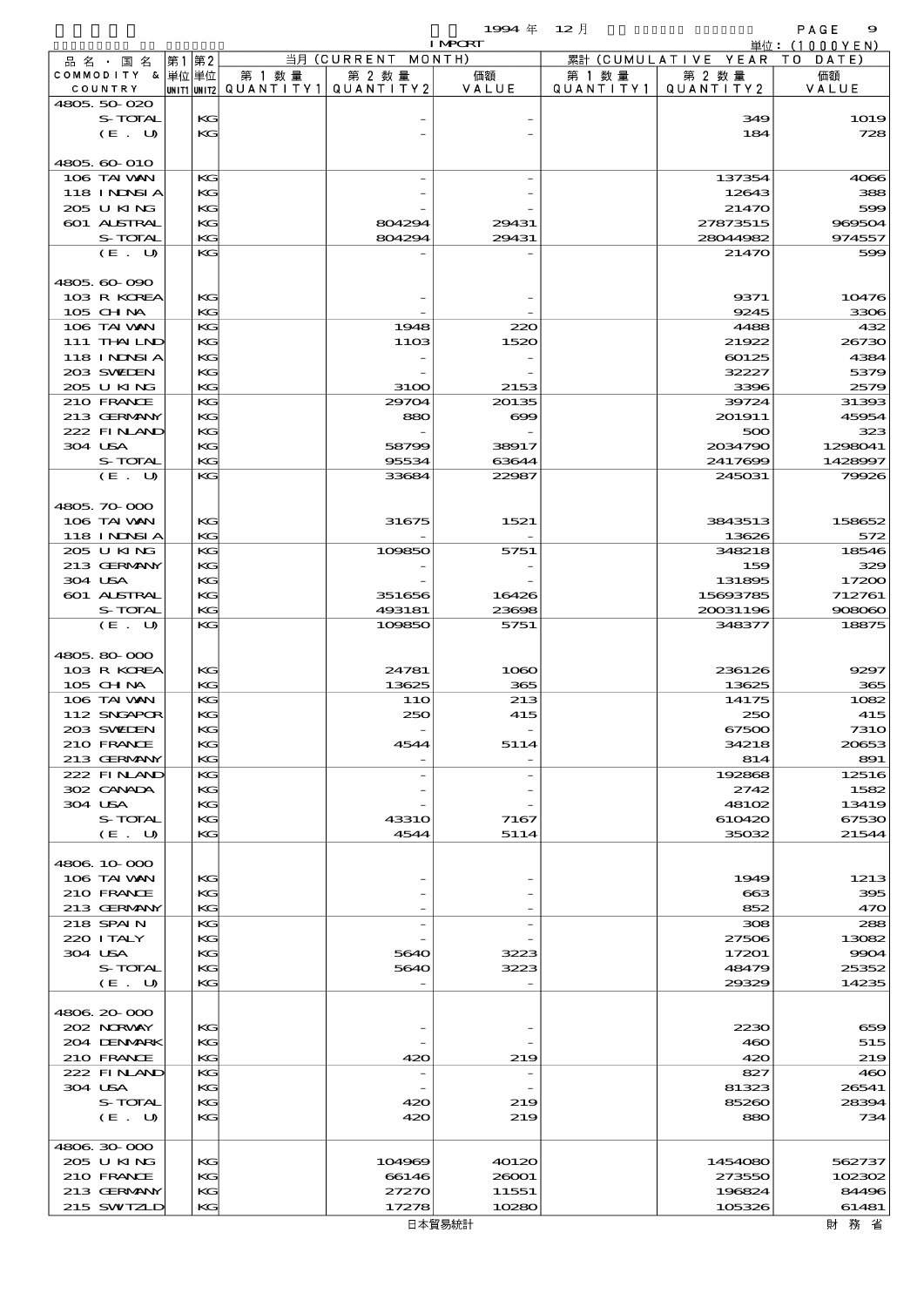1994 年 12 月 IMPORT

単位：(1000YEN)

| 品名・国名 COMMODITY & COUNTRY | 第1 単位 UNIT1 | 第2 単位 UNIT2 | 当月 (CURRENT MONTH) 第1数量 QUANTITY1 | 第2数量 QUANTITY2 | 価額 VALUE | 累計 (CUMULATIVE YEAR TO DATE) 第1数量 QUANTITY1 | 第2数量 QUANTITY2 | 価額 VALUE |
|---|---|---|---|---|---|---|---|---|
| 4805.50-020 | | | | | | | | |
| S-TOTAL | | KG | | - | - | | 349 | 1019 |
| (E. U) | | KG | | - | - | | 184 | 728 |
| 4805.60-010 | | | | | | | | |
| 106 TAIWAN | | KG | | - | - | | 137354 | 4066 |
| 118 INDNSIA | | KG | | - | - | | 12643 | 388 |
| 205 U KING | | KG | | - | - | | 21470 | 599 |
| 601 AUSTRAL | | KG | | 804294 | 29431 | | 27873515 | 969504 |
| S-TOTAL | | KG | | 804294 | 29431 | | 28044982 | 974557 |
| (E. U) | | KG | | - | - | | 21470 | 599 |
| 4805.60-090 | | | | | | | | |
| 103 R KOREA | | KG | | - | - | | 9371 | 10476 |
| 105 CHINA | | KG | | - | - | | 9245 | 3306 |
| 106 TAIWAN | | KG | | 1948 | 220 | | 4488 | 432 |
| 111 THAILND | | KG | | 1103 | 1520 | | 21922 | 26730 |
| 118 INDNSIA | | KG | | - | - | | 60125 | 4384 |
| 203 SWEDEN | | KG | | - | - | | 32227 | 5379 |
| 205 U KING | | KG | | 3100 | 2153 | | 3396 | 2579 |
| 210 FRANCE | | KG | | 29704 | 20135 | | 39724 | 31393 |
| 213 GERMANY | | KG | | 880 | 699 | | 201911 | 45954 |
| 222 FINLAND | | KG | | - | - | | 500 | 323 |
| 304 USA | | KG | | 58799 | 38917 | | 2034790 | 1298041 |
| S-TOTAL | | KG | | 95534 | 63644 | | 2417699 | 1428997 |
| (E. U) | | KG | | 33684 | 22987 | | 245031 | 79926 |
| 4805.70-000 | | | | | | | | |
| 106 TAIWAN | | KG | | 31675 | 1521 | | 3843513 | 158652 |
| 118 INDNSIA | | KG | | - | - | | 13626 | 572 |
| 205 U KING | | KG | | 109850 | 5751 | | 348218 | 18546 |
| 213 GERMANY | | KG | | - | - | | 159 | 329 |
| 304 USA | | KG | | - | - | | 131895 | 17200 |
| 601 AUSTRAL | | KG | | 351656 | 16426 | | 15693785 | 712761 |
| S-TOTAL | | KG | | 493181 | 23698 | | 20031196 | 908060 |
| (E. U) | | KG | | 109850 | 5751 | | 348377 | 18875 |
| 4805.80-000 | | | | | | | | |
| 103 R KOREA | | KG | | 24781 | 1060 | | 236126 | 9297 |
| 105 CHINA | | KG | | 13625 | 365 | | 13625 | 365 |
| 106 TAIWAN | | KG | | 110 | 213 | | 14175 | 1082 |
| 112 SNGAPOR | | KG | | 250 | 415 | | 250 | 415 |
| 203 SWEDEN | | KG | | - | - | | 67500 | 7310 |
| 210 FRANCE | | KG | | 4544 | 5114 | | 34218 | 20653 |
| 213 GERMANY | | KG | | - | - | | 814 | 891 |
| 222 FINLAND | | KG | | - | - | | 192868 | 12516 |
| 302 CANADA | | KG | | - | - | | 2742 | 1582 |
| 304 USA | | KG | | - | - | | 48102 | 13419 |
| S-TOTAL | | KG | | 43310 | 7167 | | 610420 | 67530 |
| (E. U) | | KG | | 4544 | 5114 | | 35032 | 21544 |
| 4806.10-000 | | | | | | | | |
| 106 TAIWAN | | KG | | - | - | | 1949 | 1213 |
| 210 FRANCE | | KG | | - | - | | 663 | 395 |
| 213 GERMANY | | KG | | - | - | | 852 | 470 |
| 218 SPAIN | | KG | | - | - | | 308 | 288 |
| 220 ITALY | | KG | | - | - | | 27506 | 13082 |
| 304 USA | | KG | | 5640 | 3223 | | 17201 | 9904 |
| S-TOTAL | | KG | | 5640 | 3223 | | 48479 | 25352 |
| (E. U) | | KG | | - | - | | 29329 | 14235 |
| 4806.20-000 | | | | | | | | |
| 202 NORWAY | | KG | | - | - | | 2230 | 659 |
| 204 DENMARK | | KG | | - | - | | 460 | 515 |
| 210 FRANCE | | KG | | 420 | 219 | | 420 | 219 |
| 222 FINLAND | | KG | | - | - | | 827 | 460 |
| 304 USA | | KG | | - | - | | 81323 | 26541 |
| S-TOTAL | | KG | | 420 | 219 | | 85260 | 28394 |
| (E. U) | | KG | | 420 | 219 | | 880 | 734 |
| 4806.30-000 | | | | | | | | |
| 205 U KING | | KG | | 104969 | 40120 | | 1454080 | 562737 |
| 210 FRANCE | | KG | | 66146 | 26001 | | 273550 | 102302 |
| 213 GERMANY | | KG | | 27270 | 11551 | | 196824 | 84496 |
| 215 SWTZLD | | KG | | 17278 | 10280 | | 105326 | 61481 |

日本貿易統計　財務省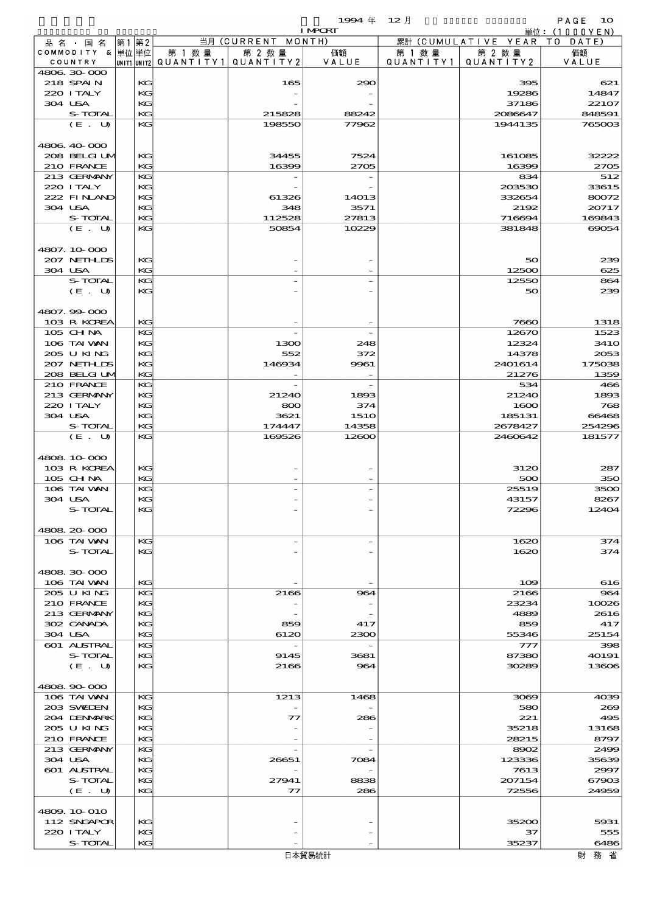1994 年 12 月

IMPORT

単位：(1000YEN)

| 品名・国名 COMMODITY & COUNTRY | 第1 単位 UNIT1 | 第2 単位 UNIT2 | 当月 (CURRENT MONTH) 第1数量 QUANTITY1 | 第2数量 QUANTITY2 | 価額 VALUE | 累計 (CUMULATIVE YEAR TO DATE) 第1数量 QUANTITY1 | 第2数量 QUANTITY2 | 価額 VALUE |
|---|---|---|---|---|---|---|---|---|
| 4806.30-000 | | | | | | | | |
| 218 SPAIN | | KG | | 165 | 290 | | 395 | 621 |
| 220 ITALY | | KG | | - | - | | 19286 | 14847 |
| 304 USA | | KG | | - | - | | 37186 | 22107 |
| S-TOTAL | | KG | | 215828 | 88242 | | 2086647 | 848591 |
| (E. U) | | KG | | 198550 | 77962 | | 1944135 | 765003 |
| 4806.40-000 | | | | | | | | |
| 208 BELGIUM | | KG | | 34455 | 7524 | | 161085 | 32222 |
| 210 FRANCE | | KG | | 16399 | 2705 | | 16399 | 2705 |
| 213 GERMANY | | KG | | - | - | | 834 | 512 |
| 220 ITALY | | KG | | - | - | | 203530 | 33615 |
| 222 FINLAND | | KG | | 61326 | 14013 | | 332654 | 80072 |
| 304 USA | | KG | | 348 | 3571 | | 2192 | 20717 |
| S-TOTAL | | KG | | 112528 | 27813 | | 716694 | 169843 |
| (E. U) | | KG | | 50854 | 10229 | | 381848 | 69054 |
| 4807.10-000 | | | | | | | | |
| 207 NETHLDS | | KG | | - | - | | 50 | 239 |
| 304 USA | | KG | | - | - | | 12500 | 625 |
| S-TOTAL | | KG | | - | - | | 12550 | 864 |
| (E. U) | | KG | | - | - | | 50 | 239 |
| 4807.99-000 | | | | | | | | |
| 103 R KOREA | | KG | | - | - | | 7660 | 1318 |
| 105 CHINA | | KG | | - | - | | 12670 | 1523 |
| 106 TAIWAN | | KG | | 1300 | 248 | | 12324 | 3410 |
| 205 U KING | | KG | | 552 | 372 | | 14378 | 2053 |
| 207 NETHLDS | | KG | | 146934 | 9961 | | 2401614 | 175038 |
| 208 BELGIUM | | KG | | - | - | | 21276 | 1359 |
| 210 FRANCE | | KG | | - | - | | 534 | 466 |
| 213 GERMANY | | KG | | 21240 | 1893 | | 21240 | 1893 |
| 220 ITALY | | KG | | 800 | 374 | | 1600 | 768 |
| 304 USA | | KG | | 3621 | 1510 | | 185131 | 66468 |
| S-TOTAL | | KG | | 174447 | 14358 | | 2678427 | 254296 |
| (E. U) | | KG | | 169526 | 12600 | | 2460642 | 181577 |
| 4808.10-000 | | | | | | | | |
| 103 R KOREA | | KG | | - | - | | 3120 | 287 |
| 105 CHINA | | KG | | - | - | | 500 | 350 |
| 106 TAIWAN | | KG | | - | - | | 25519 | 3500 |
| 304 USA | | KG | | - | - | | 43157 | 8267 |
| S-TOTAL | | KG | | - | - | | 72296 | 12404 |
| 4808.20-000 | | | | | | | | |
| 106 TAIWAN | | KG | | - | - | | 1620 | 374 |
| S-TOTAL | | KG | | - | - | | 1620 | 374 |
| 4808.30-000 | | | | | | | | |
| 106 TAIWAN | | KG | | - | - | | 109 | 616 |
| 205 U KING | | KG | | 2166 | 964 | | 2166 | 964 |
| 210 FRANCE | | KG | | - | - | | 23234 | 10026 |
| 213 GERMANY | | KG | | - | - | | 4889 | 2616 |
| 302 CANADA | | KG | | 859 | 417 | | 859 | 417 |
| 304 USA | | KG | | 6120 | 2300 | | 55346 | 25154 |
| 601 AUSTRAL | | KG | | - | - | | 777 | 398 |
| S-TOTAL | | KG | | 9145 | 3681 | | 87380 | 40191 |
| (E. U) | | KG | | 2166 | 964 | | 30289 | 13606 |
| 4808.90-000 | | | | | | | | |
| 106 TAIWAN | | KG | | 1213 | 1468 | | 3069 | 4039 |
| 203 SWEDEN | | KG | | - | - | | 580 | 269 |
| 204 DENMARK | | KG | | 77 | 286 | | 221 | 495 |
| 205 U KING | | KG | | - | - | | 35218 | 13168 |
| 210 FRANCE | | KG | | - | - | | 28215 | 8797 |
| 213 GERMANY | | KG | | - | - | | 8902 | 2499 |
| 304 USA | | KG | | 26651 | 7084 | | 123336 | 35639 |
| 601 AUSTRAL | | KG | | - | - | | 7613 | 2997 |
| S-TOTAL | | KG | | 27941 | 8838 | | 207154 | 67903 |
| (E. U) | | KG | | 77 | 286 | | 72556 | 24959 |
| 4809.10-010 | | | | | | | | |
| 112 SNGAPOR | | KG | | - | - | | 35200 | 5931 |
| 220 ITALY | | KG | | - | - | | 37 | 555 |
| S-TOTAL | | KG | | - | - | | 35237 | 6486 |

日本貿易統計　　財務省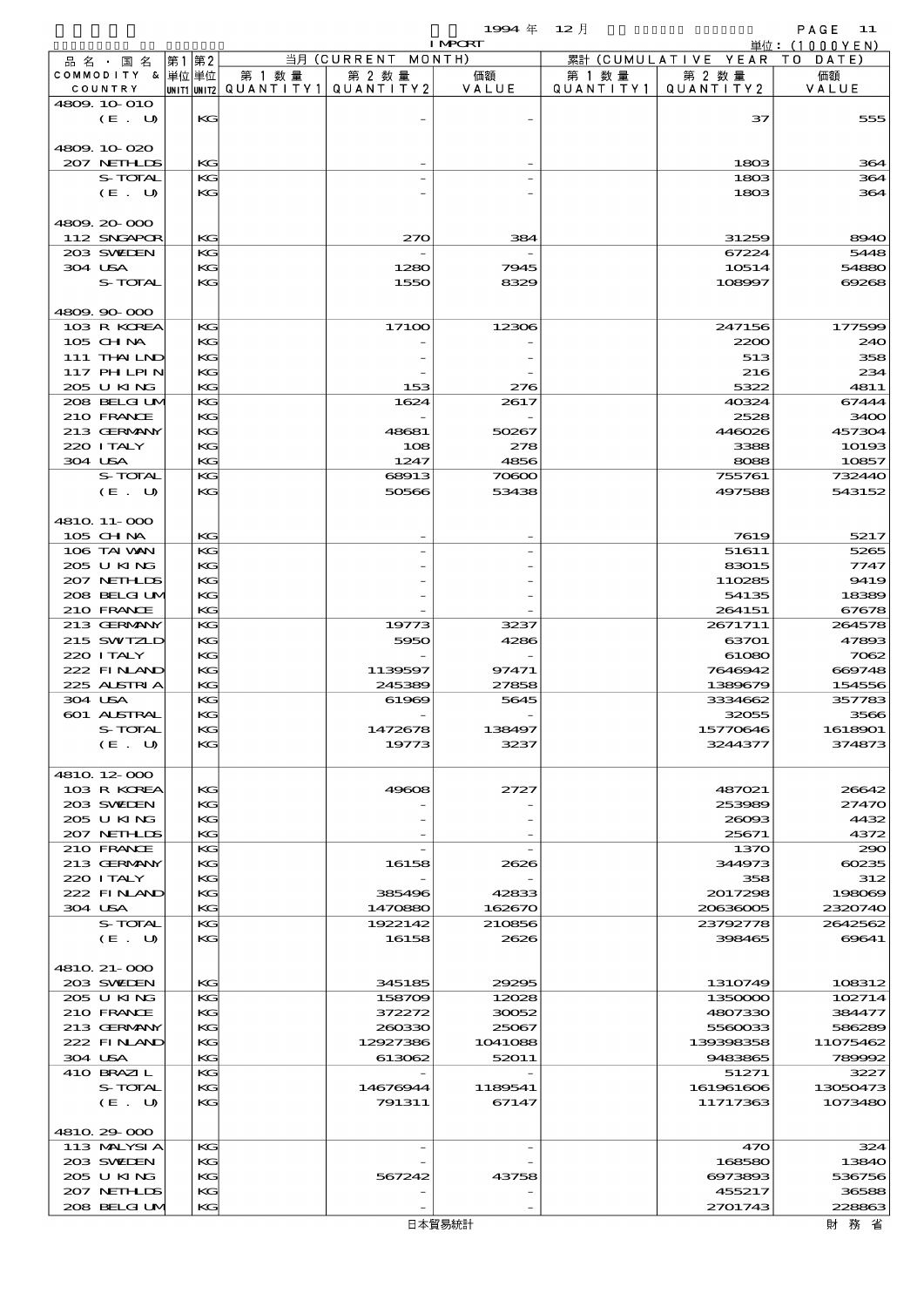1994 年 12 月 IMPORT

単位：(1000YEN)

| 品名・国名 COMMODITY & COUNTRY | 第1 単位 UNIT1 | 第2 単位 UNIT2 | 当月 (CURRENT MONTH) 第1数量 QUANTITY1 | 第2数量 QUANTITY2 | 価額 VALUE | 累計 (CUMULATIVE YEAR TO DATE) 第1数量 QUANTITY1 | 第2数量 QUANTITY2 | 価額 VALUE |
|---|---|---|---|---|---|---|---|---|
| 4809.10-010 | | | | | | | | |
| (E. U) | | KG | | - | - | | 37 | 555 |
| 4809.10-020 | | | | | | | | |
| 207 NETHLDS | | KG | | - | - | | 1803 | 364 |
| S-TOTAL | | KG | | - | - | | 1803 | 364 |
| (E. U) | | KG | | - | - | | 1803 | 364 |
| 4809.20-000 | | | | | | | | |
| 112 SNGAPOR | | KG | | 270 | 384 | | 31259 | 8940 |
| 203 SWEDEN | | KG | | - | - | | 67224 | 5448 |
| 304 USA | | KG | | 1280 | 7945 | | 10514 | 54880 |
| S-TOTAL | | KG | | 1550 | 8329 | | 108997 | 69268 |
| 4809.90-000 | | | | | | | | |
| 103 R KOREA | | KG | | 17100 | 12306 | | 247156 | 177599 |
| 105 CHINA | | KG | | - | - | | 2200 | 240 |
| 111 THAILND | | KG | | - | - | | 513 | 358 |
| 117 PHILPIN | | KG | | - | - | | 216 | 234 |
| 205 U KING | | KG | | 153 | 276 | | 5322 | 4811 |
| 208 BELGIUM | | KG | | 1624 | 2617 | | 40324 | 67444 |
| 210 FRANCE | | KG | | - | - | | 2528 | 3400 |
| 213 GERMANY | | KG | | 48681 | 50267 | | 446026 | 457304 |
| 220 ITALY | | KG | | 108 | 278 | | 3388 | 10193 |
| 304 USA | | KG | | 1247 | 4856 | | 8088 | 10857 |
| S-TOTAL | | KG | | 68913 | 70600 | | 755761 | 732440 |
| (E. U) | | KG | | 50566 | 53438 | | 497588 | 543152 |
| 4810.11-000 | | | | | | | | |
| 105 CHINA | | KG | | - | - | | 7619 | 5217 |
| 106 TAIWAN | | KG | | - | - | | 51611 | 5265 |
| 205 U KING | | KG | | - | - | | 83015 | 7747 |
| 207 NETHLDS | | KG | | - | - | | 110285 | 9419 |
| 208 BELGIUM | | KG | | - | - | | 54135 | 18389 |
| 210 FRANCE | | KG | | - | - | | 264151 | 67678 |
| 213 GERMANY | | KG | | 19773 | 3237 | | 2671711 | 264578 |
| 215 SWITZLD | | KG | | 5950 | 4286 | | 63701 | 47893 |
| 220 ITALY | | KG | | - | - | | 61080 | 7062 |
| 222 FINLAND | | KG | | 1139597 | 97471 | | 7646942 | 669748 |
| 225 AUSTRIA | | KG | | 245389 | 27858 | | 1389679 | 154556 |
| 304 USA | | KG | | 61969 | 5645 | | 3334662 | 357783 |
| 601 AUSTRAL | | KG | | - | - | | 32055 | 3566 |
| S-TOTAL | | KG | | 1472678 | 138497 | | 15770646 | 1618901 |
| (E. U) | | KG | | 19773 | 3237 | | 3244377 | 374873 |
| 4810.12-000 | | | | | | | | |
| 103 R KOREA | | KG | | 49608 | 2727 | | 487021 | 26642 |
| 203 SWEDEN | | KG | | - | - | | 253989 | 27470 |
| 205 U KING | | KG | | - | - | | 26093 | 4432 |
| 207 NETHLDS | | KG | | - | - | | 25671 | 4372 |
| 210 FRANCE | | KG | | - | - | | 1370 | 290 |
| 213 GERMANY | | KG | | 16158 | 2626 | | 344973 | 60235 |
| 220 ITALY | | KG | | - | - | | 358 | 312 |
| 222 FINLAND | | KG | | 385496 | 42833 | | 2017298 | 198069 |
| 304 USA | | KG | | 1470880 | 162670 | | 20636005 | 2320740 |
| S-TOTAL | | KG | | 1922142 | 210856 | | 23792778 | 2642562 |
| (E. U) | | KG | | 16158 | 2626 | | 398465 | 69641 |
| 4810.21-000 | | | | | | | | |
| 203 SWEDEN | | KG | | 345185 | 29295 | | 1310749 | 108312 |
| 205 U KING | | KG | | 158709 | 12028 | | 1350000 | 102714 |
| 210 FRANCE | | KG | | 372272 | 30052 | | 4807330 | 384477 |
| 213 GERMANY | | KG | | 260330 | 25067 | | 5560033 | 586289 |
| 222 FINLAND | | KG | | 12927386 | 1041088 | | 139398358 | 11075462 |
| 304 USA | | KG | | 613062 | 52011 | | 9483865 | 789992 |
| 410 BRAZIL | | KG | | - | - | | 51271 | 3227 |
| S-TOTAL | | KG | | 14676944 | 1189541 | | 161961606 | 13050473 |
| (E. U) | | KG | | 791311 | 67147 | | 11717363 | 1073480 |
| 4810.29-000 | | | | | | | | |
| 113 MALYSIA | | KG | | - | - | | 470 | 324 |
| 203 SWEDEN | | KG | | - | - | | 168580 | 13840 |
| 205 U KING | | KG | | 567242 | 43758 | | 6973893 | 536756 |
| 207 NETHLDS | | KG | | - | - | | 455217 | 36588 |
| 208 BELGIUM | | KG | | - | - | | 2701743 | 228863 |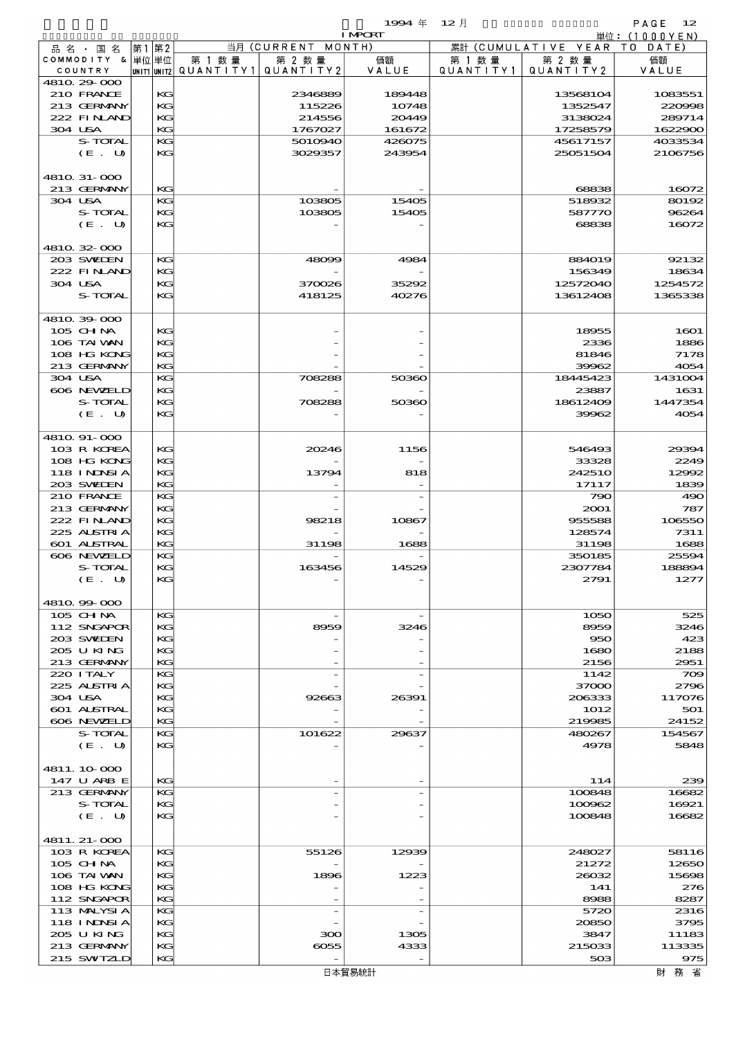1994 年 12 月

IMPORT

単位：(1000YEN)

| 品名・国名 COMMODITY & COUNTRY | 第1単位 UNIT1 | 第2単位 UNIT2 | 当月 (CURRENT MONTH) 第1数量 QUANTITY1 | 第2数量 QUANTITY2 | 価額 VALUE | 累計 (CUMULATIVE YEAR TO DATE) 第1数量 QUANTITY1 | 第2数量 QUANTITY2 | 価額 VALUE |
|---|---|---|---|---|---|---|---|---|
| 4810.29-000 | | | | | | | | |
| 210 FRANCE | | KG | | 2346889 | 189448 | | 13568104 | 1083551 |
| 213 GERMANY | | KG | | 115226 | 10748 | | 1352547 | 220998 |
| 222 FINLAND | | KG | | 214556 | 20449 | | 3138024 | 289714 |
| 304 USA | | KG | | 1767027 | 161672 | | 17258579 | 1622900 |
| S-TOTAL | | KG | | 5010940 | 426075 | | 45617157 | 4033534 |
| (E. U) | | KG | | 3029357 | 243954 | | 25051504 | 2106756 |
| 4810.31-000 | | | | | | | | |
| 213 GERMANY | | KG | | - | - | | 68838 | 16072 |
| 304 USA | | KG | | 103805 | 15405 | | 518932 | 80192 |
| S-TOTAL | | KG | | 103805 | 15405 | | 587770 | 96264 |
| (E. U) | | KG | | - | - | | 68838 | 16072 |
| 4810.32-000 | | | | | | | | |
| 203 SWEDEN | | KG | | 48099 | 4984 | | 884019 | 92132 |
| 222 FINLAND | | KG | | - | - | | 156349 | 18634 |
| 304 USA | | KG | | 370026 | 35292 | | 12572040 | 1254572 |
| S-TOTAL | | KG | | 418125 | 40276 | | 13612408 | 1365338 |
| 4810.39-000 | | | | | | | | |
| 105 CHINA | | KG | | - | - | | 18955 | 1601 |
| 106 TAIWAN | | KG | | - | - | | 2336 | 1886 |
| 108 HG KONG | | KG | | - | - | | 81846 | 7178 |
| 213 GERMANY | | KG | | - | - | | 39962 | 4054 |
| 304 USA | | KG | | 708288 | 50360 | | 18445423 | 1431004 |
| 606 NEWZELD | | KG | | - | - | | 23887 | 1631 |
| S-TOTAL | | KG | | 708288 | 50360 | | 18612409 | 1447354 |
| (E. U) | | KG | | - | - | | 39962 | 4054 |
| 4810.91-000 | | | | | | | | |
| 103 R KOREA | | KG | | 20246 | 1156 | | 546493 | 29394 |
| 108 HG KONG | | KG | | - | - | | 33328 | 2249 |
| 118 INDNSIA | | KG | | 13794 | 818 | | 242510 | 12992 |
| 203 SWEDEN | | KG | | - | - | | 17117 | 1839 |
| 210 FRANCE | | KG | | - | - | | 790 | 490 |
| 213 GERMANY | | KG | | - | - | | 2001 | 787 |
| 222 FINLAND | | KG | | 98218 | 10867 | | 955588 | 106550 |
| 225 AUSTRIA | | KG | | - | - | | 128574 | 7311 |
| 601 AUSTRAL | | KG | | 31198 | 1688 | | 31198 | 1688 |
| 606 NEWZELD | | KG | | - | - | | 350185 | 25594 |
| S-TOTAL | | KG | | 163456 | 14529 | | 2307784 | 188894 |
| (E. U) | | KG | | - | - | | 2791 | 1277 |
| 4810.99-000 | | | | | | | | |
| 105 CHINA | | KG | | - | - | | 1050 | 525 |
| 112 SNGAPOR | | KG | | 8959 | 3246 | | 8959 | 3246 |
| 203 SWEDEN | | KG | | - | - | | 950 | 423 |
| 205 U KING | | KG | | - | - | | 1680 | 2188 |
| 213 GERMANY | | KG | | - | - | | 2156 | 2951 |
| 220 ITALY | | KG | | - | - | | 1142 | 709 |
| 225 AUSTRIA | | KG | | - | - | | 37000 | 2796 |
| 304 USA | | KG | | 92663 | 26391 | | 206333 | 117076 |
| 601 AUSTRAL | | KG | | - | - | | 1012 | 501 |
| 606 NEWZELD | | KG | | - | - | | 219985 | 24152 |
| S-TOTAL | | KG | | 101622 | 29637 | | 480267 | 154567 |
| (E. U) | | KG | | - | - | | 4978 | 5848 |
| 4811.10-000 | | | | | | | | |
| 147 U ARB E | | KG | | - | - | | 114 | 239 |
| 213 GERMANY | | KG | | - | - | | 100848 | 16682 |
| S-TOTAL | | KG | | - | - | | 100962 | 16921 |
| (E. U) | | KG | | - | - | | 100848 | 16682 |
| 4811.21-000 | | | | | | | | |
| 103 R KOREA | | KG | | 55126 | 12939 | | 248027 | 58116 |
| 105 CHINA | | KG | | - | - | | 21272 | 12650 |
| 106 TAIWAN | | KG | | 1896 | 1223 | | 26032 | 15698 |
| 108 HG KONG | | KG | | - | - | | 141 | 276 |
| 112 SNGAPOR | | KG | | - | - | | 8988 | 8287 |
| 113 MALYSIA | | KG | | - | - | | 5720 | 2316 |
| 118 INDNSIA | | KG | | - | - | | 20850 | 3795 |
| 205 U KING | | KG | | 300 | 1305 | | 3847 | 11183 |
| 213 GERMANY | | KG | | 6055 | 4333 | | 215033 | 113335 |
| 215 SWTZLD | | KG | | - | - | | 503 | 975 |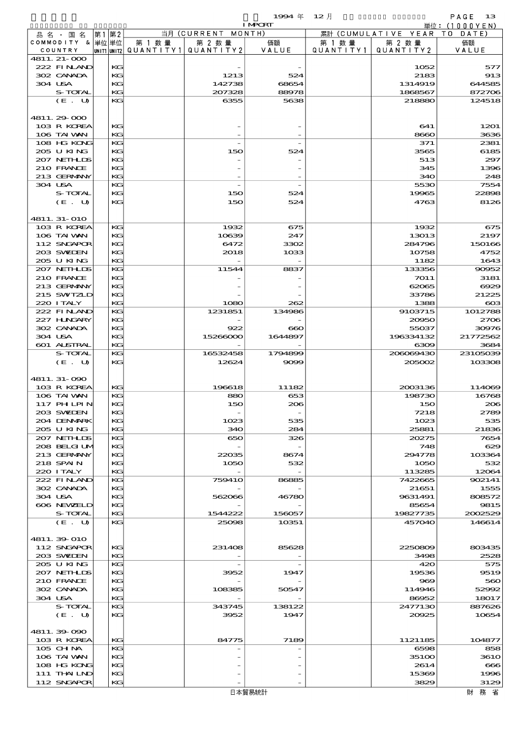| 品名・国名 COMMODITY & COUNTRY | 第1単位 UNIT1 | 第2単位 UNIT2 | 当月 (CURRENT MONTH) 第1数量 QUANTITY1 | 第2数量 QUANTITY2 | 価額 VALUE | 累計 (CUMULATIVE YEAR TO DATE) 第1数量 QUANTITY1 | 第2数量 QUANTITY2 | 価額 VALUE |
|---|---|---|---|---|---|---|---|---|
| 4811.21-000 | | | | | | | | |
| 222 FINLAND | | KG | | - | - | | 1052 | 577 |
| 302 CANADA | | KG | | 1213 | 524 | | 2183 | 913 |
| 304 USA | | KG | | 142738 | 68654 | | 1314919 | 644585 |
| S-TOTAL | | KG | | 207328 | 88978 | | 1868567 | 872706 |
| (E. U) | | KG | | 6355 | 5638 | | 218880 | 124518 |
| 4811.29-000 | | | | | | | | |
| 103 R KOREA | | KG | | - | - | | 641 | 1201 |
| 106 TAIWAN | | KG | | - | - | | 8660 | 3636 |
| 108 HG KONG | | KG | | - | - | | 371 | 2381 |
| 205 U KING | | KG | | 150 | 524 | | 3565 | 6185 |
| 207 NETHLDS | | KG | | - | - | | 513 | 297 |
| 210 FRANCE | | KG | | - | - | | 345 | 1396 |
| 213 GERMANY | | KG | | - | - | | 340 | 248 |
| 304 USA | | KG | | - | - | | 5530 | 7554 |
| S-TOTAL | | KG | | 150 | 524 | | 19965 | 22898 |
| (E. U) | | KG | | 150 | 524 | | 4763 | 8126 |
| 4811.31-010 | | | | | | | | |
| 103 R KOREA | | KG | | 1932 | 675 | | 1932 | 675 |
| 106 TAIWAN | | KG | | 10639 | 247 | | 13013 | 2197 |
| 112 SNGAPOR | | KG | | 6472 | 3302 | | 284796 | 150166 |
| 203 SWEDEN | | KG | | 2018 | 1033 | | 10758 | 4752 |
| 205 U KING | | KG | | - | - | | 1182 | 1643 |
| 207 NETHLDS | | KG | | 11544 | 8837 | | 133356 | 90952 |
| 210 FRANCE | | KG | | - | - | | 7011 | 3181 |
| 213 GERMANY | | KG | | - | - | | 62065 | 6929 |
| 215 SWITZLD | | KG | | - | - | | 33786 | 21225 |
| 220 ITALY | | KG | | 1080 | 262 | | 1388 | 603 |
| 222 FINLAND | | KG | | 1231851 | 134986 | | 9103715 | 1012788 |
| 227 HUNGARY | | KG | | - | - | | 20950 | 2706 |
| 302 CANADA | | KG | | 922 | 660 | | 55037 | 30976 |
| 304 USA | | KG | | 15266000 | 1644897 | | 196334132 | 21772562 |
| 601 AUSTRAL | | KG | | - | - | | 6309 | 3684 |
| S-TOTAL | | KG | | 16532458 | 1794899 | | 206069430 | 23105039 |
| (E. U) | | KG | | 12624 | 9099 | | 205002 | 103308 |
| 4811.31-090 | | | | | | | | |
| 103 R KOREA | | KG | | 196618 | 11182 | | 2003136 | 114069 |
| 106 TAIWAN | | KG | | 880 | 653 | | 198730 | 16768 |
| 117 PHILPIN | | KG | | 150 | 206 | | 150 | 206 |
| 203 SWEDEN | | KG | | - | - | | 7218 | 2789 |
| 204 DENMARK | | KG | | 1023 | 535 | | 1023 | 535 |
| 205 U KING | | KG | | 340 | 284 | | 25881 | 21836 |
| 207 NETHLDS | | KG | | 650 | 326 | | 20275 | 7654 |
| 208 BELGIUM | | KG | | - | - | | 748 | 629 |
| 213 GERMANY | | KG | | 22035 | 8674 | | 294778 | 103364 |
| 218 SPAIN | | KG | | 1050 | 532 | | 1050 | 532 |
| 220 ITALY | | KG | | - | - | | 113285 | 12064 |
| 222 FINLAND | | KG | | 759410 | 86885 | | 7422665 | 902141 |
| 302 CANADA | | KG | | - | - | | 21651 | 1555 |
| 304 USA | | KG | | 562066 | 46780 | | 9631491 | 808572 |
| 606 NEWZELD | | KG | | - | - | | 85654 | 9815 |
| S-TOTAL | | KG | | 1544222 | 156057 | | 19827735 | 2002529 |
| (E. U) | | KG | | 25098 | 10351 | | 457040 | 146614 |
| 4811.39-010 | | | | | | | | |
| 112 SNGAPOR | | KG | | 231408 | 85628 | | 2250809 | 803435 |
| 203 SWEDEN | | KG | | - | - | | 3498 | 2528 |
| 205 U KING | | KG | | - | - | | 420 | 575 |
| 207 NETHLDS | | KG | | 3952 | 1947 | | 19536 | 9519 |
| 210 FRANCE | | KG | | - | - | | 969 | 560 |
| 302 CANADA | | KG | | 108385 | 50547 | | 114946 | 52992 |
| 304 USA | | KG | | - | - | | 86952 | 18017 |
| S-TOTAL | | KG | | 343745 | 138122 | | 2477130 | 887626 |
| (E. U) | | KG | | 3952 | 1947 | | 20925 | 10654 |
| 4811.39-090 | | | | | | | | |
| 103 R KOREA | | KG | | 84775 | 7189 | | 1121185 | 104877 |
| 105 CHINA | | KG | | - | - | | 6598 | 858 |
| 106 TAIWAN | | KG | | - | - | | 35100 | 3610 |
| 108 HG KONG | | KG | | - | - | | 2614 | 666 |
| 111 THAILND | | KG | | - | - | | 15369 | 1996 |
| 112 SNGAPOR | | KG | | - | - | | 3829 | 3129 |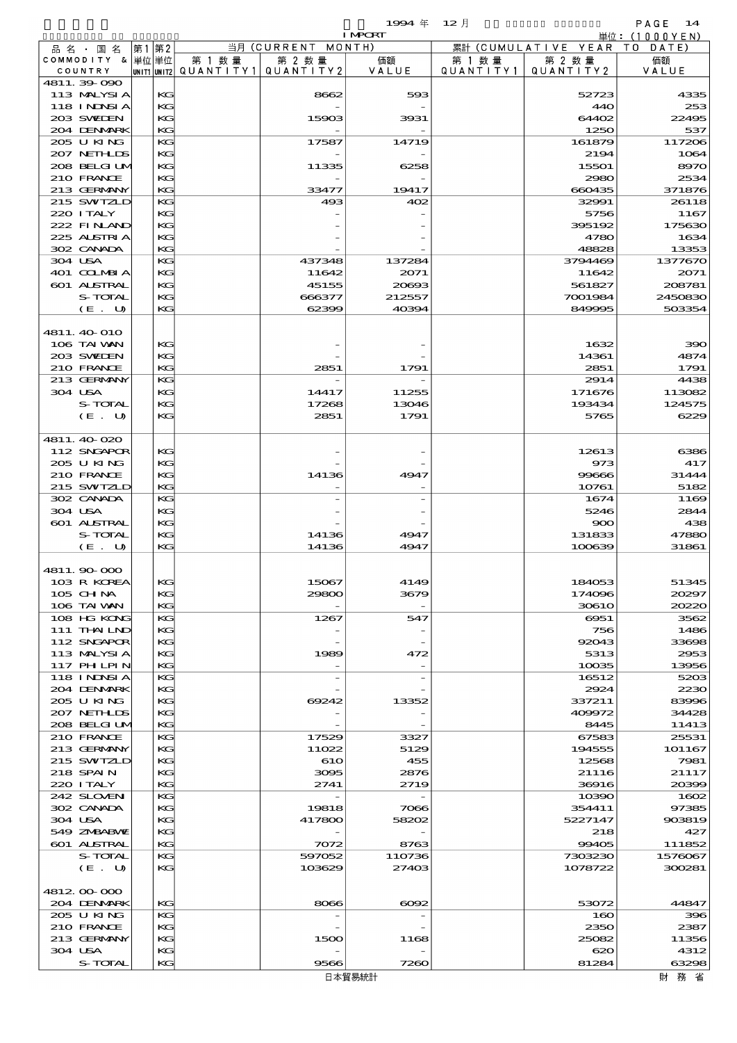1994 年 12 月 IMPORT

単位：(1000YEN)

| 品名・国名 COMMODITY & COUNTRY | 第1 単位 UNIT1 | 第2 単位 UNIT2 | 当月 (CURRENT MONTH) 第1数量 QUANTITY1 | 第2数量 QUANTITY2 | 価額 VALUE | 累計 (CUMULATIVE YEAR TO DATE) 第1数量 QUANTITY1 | 第2数量 QUANTITY2 | 価額 VALUE |
|---|---|---|---|---|---|---|---|---|
| 4811.39-090 | | | | | | | | |
| 113 MALYSIA | | KG | | 8662 | 593 | | 52723 | 4335 |
| 118 INDNSIA | | KG | | - | - | | 440 | 253 |
| 203 SWEDEN | | KG | | 15903 | 3931 | | 64402 | 22495 |
| 204 DENMARK | | KG | | - | - | | 1250 | 537 |
| 205 U KING | | KG | | 17587 | 14719 | | 161879 | 117206 |
| 207 NETHLDS | | KG | | - | - | | 2194 | 1064 |
| 208 BELGIUM | | KG | | 11335 | 6258 | | 15501 | 8970 |
| 210 FRANCE | | KG | | - | - | | 2980 | 2534 |
| 213 GERMANY | | KG | | 33477 | 19417 | | 660435 | 371876 |
| 215 SWITZLD | | KG | | 493 | 402 | | 32991 | 26118 |
| 220 ITALY | | KG | | - | - | | 5756 | 1167 |
| 222 FINLAND | | KG | | - | - | | 395192 | 175630 |
| 225 AUSTRIA | | KG | | - | - | | 4780 | 1634 |
| 302 CANADA | | KG | | - | - | | 48828 | 13353 |
| 304 USA | | KG | | 437348 | 137284 | | 3794469 | 1377670 |
| 401 COLMBIA | | KG | | 11642 | 2071 | | 11642 | 2071 |
| 601 AUSTRAL | | KG | | 45155 | 20693 | | 561827 | 208781 |
| S-TOTAL | | KG | | 666377 | 212557 | | 7001984 | 2450830 |
| (E. U) | | KG | | 62399 | 40394 | | 849995 | 503354 |
| 4811.40-010 | | | | | | | | |
| 106 TAIWAN | | KG | | - | - | | 1632 | 390 |
| 203 SWEDEN | | KG | | - | - | | 14361 | 4874 |
| 210 FRANCE | | KG | | 2851 | 1791 | | 2851 | 1791 |
| 213 GERMANY | | KG | | - | - | | 2914 | 4438 |
| 304 USA | | KG | | 14417 | 11255 | | 171676 | 113082 |
| S-TOTAL | | KG | | 17268 | 13046 | | 193434 | 124575 |
| (E. U) | | KG | | 2851 | 1791 | | 5765 | 6229 |
| 4811.40-020 | | | | | | | | |
| 112 SNGAPOR | | KG | | - | - | | 12613 | 6386 |
| 205 U KING | | KG | | - | - | | 973 | 417 |
| 210 FRANCE | | KG | | 14136 | 4947 | | 99666 | 31444 |
| 215 SWITZLD | | KG | | - | - | | 10761 | 5182 |
| 302 CANADA | | KG | | - | - | | 1674 | 1169 |
| 304 USA | | KG | | - | - | | 5246 | 2844 |
| 601 AUSTRAL | | KG | | - | - | | 900 | 438 |
| S-TOTAL | | KG | | 14136 | 4947 | | 131833 | 47880 |
| (E. U) | | KG | | 14136 | 4947 | | 100639 | 31861 |
| 4811.90-000 | | | | | | | | |
| 103 R KOREA | | KG | | 15067 | 4149 | | 184053 | 51345 |
| 105 CHINA | | KG | | 29800 | 3679 | | 174096 | 20297 |
| 106 TAIWAN | | KG | | - | - | | 30610 | 20220 |
| 108 HG KONG | | KG | | 1267 | 547 | | 6951 | 3562 |
| 111 THAILND | | KG | | - | - | | 756 | 1486 |
| 112 SNGAPOR | | KG | | - | - | | 92043 | 33698 |
| 113 MALYSIA | | KG | | 1989 | 472 | | 5313 | 2953 |
| 117 PHILPIN | | KG | | - | - | | 10035 | 13956 |
| 118 INDNSIA | | KG | | - | - | | 16512 | 5203 |
| 204 DENMARK | | KG | | - | - | | 2924 | 2230 |
| 205 U KING | | KG | | 69242 | 13352 | | 337211 | 83996 |
| 207 NETHLDS | | KG | | - | - | | 409972 | 34428 |
| 208 BELGIUM | | KG | | - | - | | 8445 | 11413 |
| 210 FRANCE | | KG | | 17529 | 3327 | | 67583 | 25531 |
| 213 GERMANY | | KG | | 11022 | 5129 | | 194555 | 101167 |
| 215 SWITZLD | | KG | | 610 | 455 | | 12568 | 7981 |
| 218 SPAIN | | KG | | 3095 | 2876 | | 21116 | 21117 |
| 220 ITALY | | KG | | 2741 | 2719 | | 36916 | 20399 |
| 242 SLOVEN | | KG | | - | - | | 10390 | 1602 |
| 302 CANADA | | KG | | 19818 | 7066 | | 354411 | 97385 |
| 304 USA | | KG | | 417800 | 58202 | | 5227147 | 903819 |
| 549 ZMBABWE | | KG | | - | - | | 218 | 427 |
| 601 AUSTRAL | | KG | | 7072 | 8763 | | 99405 | 111852 |
| S-TOTAL | | KG | | 597052 | 110736 | | 7303230 | 1576067 |
| (E. U) | | KG | | 103629 | 27403 | | 1078722 | 300281 |
| 4812.00-000 | | | | | | | | |
| 204 DENMARK | | KG | | 8066 | 6092 | | 53072 | 44847 |
| 205 U KING | | KG | | - | - | | 160 | 396 |
| 210 FRANCE | | KG | | - | - | | 2350 | 2387 |
| 213 GERMANY | | KG | | 1500 | 1168 | | 25082 | 11356 |
| 304 USA | | KG | | - | - | | 620 | 4312 |
| S-TOTAL | | KG | | 9566 | 7260 | | 81284 | 63298 |

日本貿易統計　財務省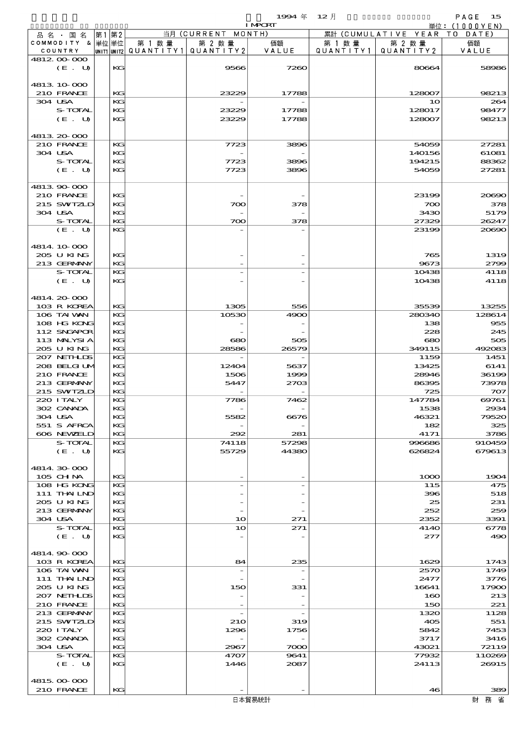1994 年 12 月

IMPORT

単位：(1000YEN)

| 品名・国名 COMMODITY & COUNTRY | 第1 単位 UNIT1 | 第2 単位 UNIT2 | 当月 (CURRENT MONTH) 第1数量 QUANTITY1 | 第2数量 QUANTITY2 | 価額 VALUE | 累計 (CUMULATIVE YEAR TO DATE) 第1数量 QUANTITY1 | 第2数量 QUANTITY2 | 価額 VALUE |
|---|---|---|---|---|---|---|---|---|
| 4812.00-000 | | | | | | | | |
| (E. U) | | KG | | 9566 | 7260 | | 80664 | 58986 |
| 4813.10-000 | | | | | | | | |
| 210 FRANCE | | KG | | 23229 | 17788 | | 128007 | 98213 |
| 304 USA | | KG | | - | - | | 10 | 264 |
| S-TOTAL | | KG | | 23229 | 17788 | | 128017 | 98477 |
| (E. U) | | KG | | 23229 | 17788 | | 128007 | 98213 |
| 4813.20-000 | | | | | | | | |
| 210 FRANCE | | KG | | 7723 | 3896 | | 54059 | 27281 |
| 304 USA | | KG | | - | - | | 140156 | 61081 |
| S-TOTAL | | KG | | 7723 | 3896 | | 194215 | 88362 |
| (E. U) | | KG | | 7723 | 3896 | | 54059 | 27281 |
| 4813.90-000 | | | | | | | | |
| 210 FRANCE | | KG | | - | - | | 23199 | 20690 |
| 215 SWTZLD | | KG | | 700 | 378 | | 700 | 378 |
| 304 USA | | KG | | - | - | | 3430 | 5179 |
| S-TOTAL | | KG | | 700 | 378 | | 27329 | 26247 |
| (E. U) | | KG | | - | - | | 23199 | 20690 |
| 4814.10-000 | | | | | | | | |
| 205 U KING | | KG | | - | - | | 765 | 1319 |
| 213 GERMANY | | KG | | - | - | | 9673 | 2799 |
| S-TOTAL | | KG | | - | - | | 10438 | 4118 |
| (E. U) | | KG | | - | - | | 10438 | 4118 |
| 4814.20-000 | | | | | | | | |
| 103 R KOREA | | KG | | 1305 | 556 | | 35539 | 13255 |
| 106 TAIWAN | | KG | | 10530 | 4900 | | 280340 | 128614 |
| 108 HG KONG | | KG | | - | - | | 138 | 955 |
| 112 SNGAPOR | | KG | | - | - | | 228 | 245 |
| 113 MALYSIA | | KG | | 680 | 505 | | 680 | 505 |
| 205 U KING | | KG | | 28586 | 26579 | | 349115 | 492083 |
| 207 NETHLDS | | KG | | - | - | | 1159 | 1451 |
| 208 BELGIUM | | KG | | 12404 | 5637 | | 13425 | 6141 |
| 210 FRANCE | | KG | | 1506 | 1999 | | 28946 | 36199 |
| 213 GERMANY | | KG | | 5447 | 2703 | | 86395 | 73978 |
| 215 SWTZLD | | KG | | - | - | | 725 | 707 |
| 220 ITALY | | KG | | 7786 | 7462 | | 147784 | 69761 |
| 302 CANADA | | KG | | - | - | | 1538 | 2934 |
| 304 USA | | KG | | 5582 | 6676 | | 46321 | 79520 |
| 551 S AFRCA | | KG | | - | - | | 182 | 325 |
| 606 NEWZELD | | KG | | 292 | 281 | | 4171 | 3786 |
| S-TOTAL | | KG | | 74118 | 57298 | | 996686 | 910459 |
| (E. U) | | KG | | 55729 | 44380 | | 626824 | 679613 |
| 4814.30-000 | | | | | | | | |
| 105 CHINA | | KG | | - | - | | 1000 | 1904 |
| 108 HG KONG | | KG | | - | - | | 115 | 475 |
| 111 THAILND | | KG | | - | - | | 396 | 518 |
| 205 U KING | | KG | | - | - | | 25 | 231 |
| 213 GERMANY | | KG | | - | - | | 252 | 259 |
| 304 USA | | KG | | 10 | 271 | | 2352 | 3391 |
| S-TOTAL | | KG | | 10 | 271 | | 4140 | 6778 |
| (E. U) | | KG | | - | - | | 277 | 490 |
| 4814.90-000 | | | | | | | | |
| 103 R KOREA | | KG | | 84 | 235 | | 1629 | 1743 |
| 106 TAIWAN | | KG | | - | - | | 2570 | 1749 |
| 111 THAILND | | KG | | - | - | | 2477 | 3776 |
| 205 U KING | | KG | | 150 | 331 | | 16641 | 17900 |
| 207 NETHLDS | | KG | | - | - | | 160 | 213 |
| 210 FRANCE | | KG | | - | - | | 150 | 221 |
| 213 GERMANY | | KG | | - | - | | 1320 | 1128 |
| 215 SWTZLD | | KG | | 210 | 319 | | 405 | 551 |
| 220 ITALY | | KG | | 1296 | 1756 | | 5842 | 7453 |
| 302 CANADA | | KG | | - | - | | 3717 | 3416 |
| 304 USA | | KG | | 2967 | 7000 | | 43021 | 72119 |
| S-TOTAL | | KG | | 4707 | 9641 | | 77932 | 110269 |
| (E. U) | | KG | | 1446 | 2087 | | 24113 | 26915 |
| 4815.00-000 | | | | | | | | |
| 210 FRANCE | | KG | | - | - | | 46 | 389 |

日本貿易統計　　財務省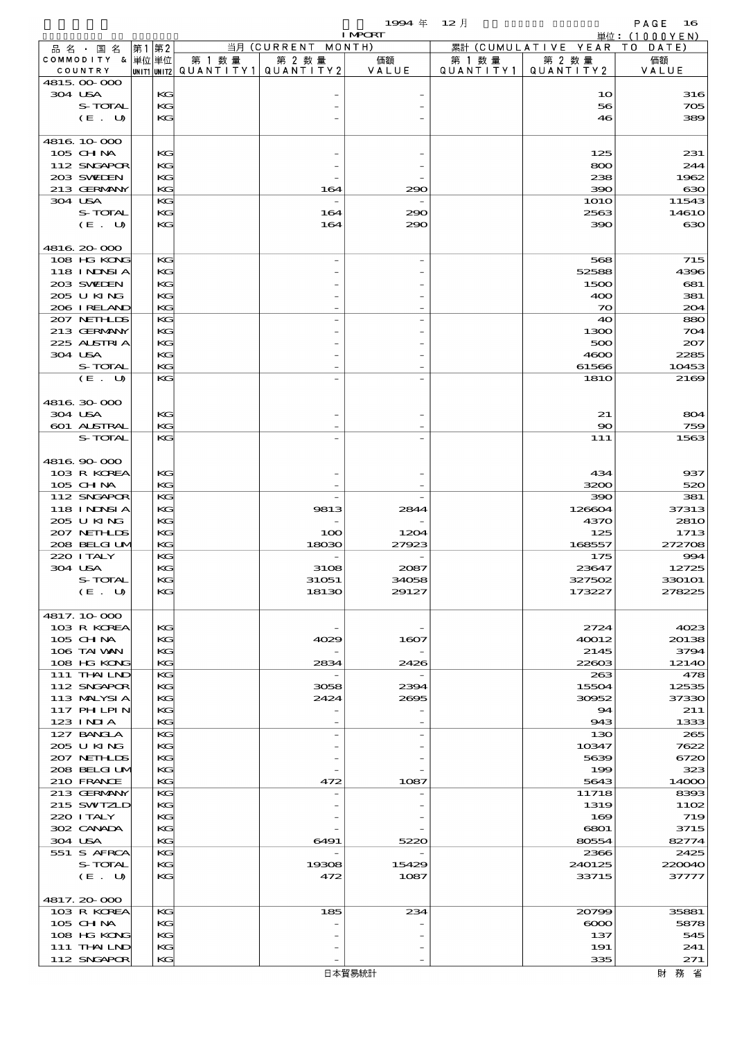| 品名・国名 COMMODITY & COUNTRY | 第1 単位 UNIT1 | 第2 単位 UNIT2 | 当月 (CURRENT MONTH) 第1数量 QUANTITY1 | 第2数量 QUANTITY2 | 価額 VALUE | 累計 (CUMULATIVE YEAR TO DATE) 第1数量 QUANTITY1 | 第2数量 QUANTITY2 | 価額 VALUE |
|---|---|---|---|---|---|---|---|---|
| 4815.00-000 | | | | | | | | |
| 304 USA | | KG | | - | - | | 10 | 316 |
| S-TOTAL | | KG | | - | - | | 56 | 705 |
| (E. U) | | KG | | - | - | | 46 | 389 |
| 4816.10-000 | | | | | | | | |
| 105 CHINA | | KG | | - | - | | 125 | 231 |
| 112 SNGAPOR | | KG | | - | - | | 800 | 244 |
| 203 SWEDEN | | KG | | - | - | | 238 | 1962 |
| 213 GERMANY | | KG | | 164 | 290 | | 390 | 630 |
| 304 USA | | KG | | - | - | | 1010 | 11543 |
| S-TOTAL | | KG | | 164 | 290 | | 2563 | 14610 |
| (E. U) | | KG | | 164 | 290 | | 390 | 630 |
| 4816.20-000 | | | | | | | | |
| 108 HG KONG | | KG | | - | - | | 568 | 715 |
| 118 INDNSIA | | KG | | - | - | | 52588 | 4396 |
| 203 SWEDEN | | KG | | - | - | | 1500 | 681 |
| 205 U KING | | KG | | - | - | | 400 | 381 |
| 206 IRELAND | | KG | | - | - | | 70 | 204 |
| 207 NETHLDS | | KG | | - | - | | 40 | 880 |
| 213 GERMANY | | KG | | - | - | | 1300 | 704 |
| 225 AUSTRIA | | KG | | - | - | | 500 | 207 |
| 304 USA | | KG | | - | - | | 4600 | 2285 |
| S-TOTAL | | KG | | - | - | | 61566 | 10453 |
| (E. U) | | KG | | - | - | | 1810 | 2169 |
| 4816.30-000 | | | | | | | | |
| 304 USA | | KG | | - | - | | 21 | 804 |
| 601 AUSTRAL | | KG | | - | - | | 90 | 759 |
| S-TOTAL | | KG | | - | - | | 111 | 1563 |
| 4816.90-000 | | | | | | | | |
| 103 R KOREA | | KG | | - | - | | 434 | 937 |
| 105 CHINA | | KG | | - | - | | 3200 | 520 |
| 112 SNGAPOR | | KG | | - | - | | 390 | 381 |
| 118 INDNSIA | | KG | | 9813 | 2844 | | 126604 | 37313 |
| 205 U KING | | KG | | - | - | | 4370 | 2810 |
| 207 NETHLDS | | KG | | 100 | 1204 | | 125 | 1713 |
| 208 BELGIUM | | KG | | 18030 | 27923 | | 168557 | 272708 |
| 220 ITALY | | KG | | - | - | | 175 | 994 |
| 304 USA | | KG | | 3108 | 2087 | | 23647 | 12725 |
| S-TOTAL | | KG | | 31051 | 34058 | | 327502 | 330101 |
| (E. U) | | KG | | 18130 | 29127 | | 173227 | 278225 |
| 4817.10-000 | | | | | | | | |
| 103 R KOREA | | KG | | - | - | | 2724 | 4023 |
| 105 CHINA | | KG | | 4029 | 1607 | | 40012 | 20138 |
| 106 TAIWAN | | KG | | - | - | | 2145 | 3794 |
| 108 HG KONG | | KG | | 2834 | 2426 | | 22603 | 12140 |
| 111 THAILND | | KG | | - | - | | 263 | 478 |
| 112 SNGAPOR | | KG | | 3058 | 2394 | | 15504 | 12535 |
| 113 MALYSIA | | KG | | 2424 | 2695 | | 30952 | 37330 |
| 117 PHILPIN | | KG | | - | - | | 94 | 211 |
| 123 INDIA | | KG | | - | - | | 943 | 1333 |
| 127 BANGLA | | KG | | - | - | | 130 | 265 |
| 205 U KING | | KG | | - | - | | 10347 | 7622 |
| 207 NETHLDS | | KG | | - | - | | 5639 | 6720 |
| 208 BELGIUM | | KG | | - | - | | 199 | 323 |
| 210 FRANCE | | KG | | 472 | 1087 | | 5643 | 14000 |
| 213 GERMANY | | KG | | - | - | | 11718 | 8393 |
| 215 SWTZLD | | KG | | - | - | | 1319 | 1102 |
| 220 ITALY | | KG | | - | - | | 169 | 719 |
| 302 CANADA | | KG | | - | - | | 6801 | 3715 |
| 304 USA | | KG | | 6491 | 5220 | | 80554 | 82774 |
| 551 S AFRCA | | KG | | - | - | | 2366 | 2425 |
| S-TOTAL | | KG | | 19308 | 15429 | | 240125 | 220040 |
| (E. U) | | KG | | 472 | 1087 | | 33715 | 37777 |
| 4817.20-000 | | | | | | | | |
| 103 R KOREA | | KG | | 185 | 234 | | 20799 | 35881 |
| 105 CHINA | | KG | | - | - | | 6000 | 5878 |
| 108 HG KONG | | KG | | - | - | | 137 | 545 |
| 111 THAILND | | KG | | - | - | | 191 | 241 |
| 112 SNGAPOR | | KG | | - | - | | 335 | 271 |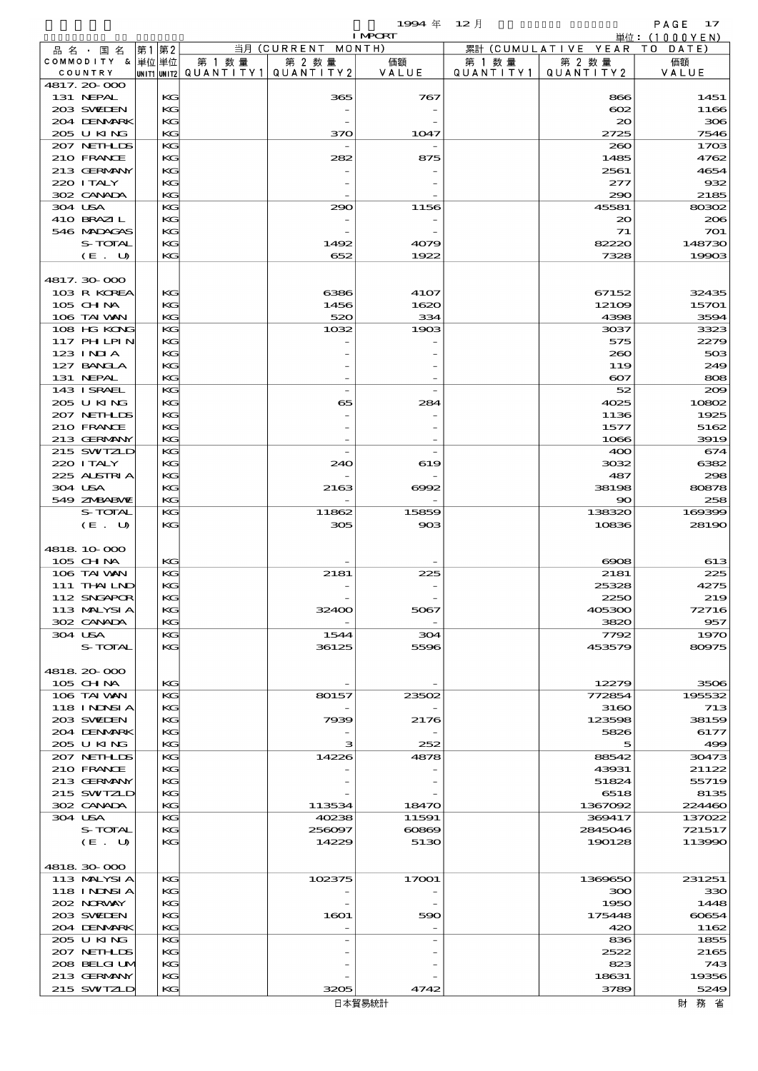1994年 12月 IMPORT

単位：(1000YEN)

| 品名・国名 COMMODITY & COUNTRY | 第1単位 UNIT1 | 第2単位 UNIT2 | 当月 (CURRENT MONTH) 第1数量 QUANTITY1 | 第2数量 QUANTITY2 | 価額 VALUE | 累計 (CUMULATIVE YEAR TO DATE) 第1数量 QUANTITY1 | 第2数量 QUANTITY2 | 価額 VALUE |
|---|---|---|---|---|---|---|---|---|
| 4817.20-000 | | | | | | | | |
| 131 NEPAL | | KG | | 365 | 767 | | 866 | 1451 |
| 203 SWEDEN | | KG | | - | - | | 602 | 1166 |
| 204 DENMARK | | KG | | - | - | | 20 | 306 |
| 205 U KING | | KG | | 370 | 1047 | | 2725 | 7546 |
| 207 NETHLDS | | KG | | - | - | | 260 | 1703 |
| 210 FRANCE | | KG | | 282 | 875 | | 1485 | 4762 |
| 213 GERMANY | | KG | | - | - | | 2561 | 4654 |
| 220 ITALY | | KG | | - | - | | 277 | 932 |
| 302 CANADA | | KG | | - | - | | 290 | 2185 |
| 304 USA | | KG | | 290 | 1156 | | 45581 | 80302 |
| 410 BRAZIL | | KG | | - | - | | 20 | 206 |
| 546 MADAGAS | | KG | | - | - | | 71 | 701 |
| S-TOTAL | | KG | | 1492 | 4079 | | 82220 | 148730 |
| (E. U) | | KG | | 652 | 1922 | | 7328 | 19903 |
| 4817.30-000 | | | | | | | | |
| 103 R KOREA | | KG | | 6386 | 4107 | | 67152 | 32435 |
| 105 CHINA | | KG | | 1456 | 1620 | | 12109 | 15701 |
| 106 TAIWAN | | KG | | 520 | 334 | | 4398 | 3594 |
| 108 HG KONG | | KG | | 1032 | 1903 | | 3037 | 3323 |
| 117 PHILPIN | | KG | | - | - | | 575 | 2279 |
| 123 INDIA | | KG | | - | - | | 260 | 503 |
| 127 BANGLA | | KG | | - | - | | 119 | 249 |
| 131 NEPAL | | KG | | - | - | | 607 | 808 |
| 143 ISRAEL | | KG | | - | - | | 52 | 209 |
| 205 U KING | | KG | | 65 | 284 | | 4025 | 10802 |
| 207 NETHLDS | | KG | | - | - | | 1136 | 1925 |
| 210 FRANCE | | KG | | - | - | | 1577 | 5162 |
| 213 GERMANY | | KG | | - | - | | 1066 | 3919 |
| 215 SWITZLD | | KG | | - | - | | 400 | 674 |
| 220 ITALY | | KG | | 240 | 619 | | 3032 | 6382 |
| 225 AUSTRIA | | KG | | - | - | | 487 | 298 |
| 304 USA | | KG | | 2163 | 6992 | | 38198 | 80878 |
| 549 ZMBABWE | | KG | | - | - | | 90 | 258 |
| S-TOTAL | | KG | | 11862 | 15859 | | 138320 | 169399 |
| (E. U) | | KG | | 305 | 903 | | 10836 | 28190 |
| 4818.10-000 | | | | | | | | |
| 105 CHINA | | KG | | - | - | | 6908 | 613 |
| 106 TAIWAN | | KG | | 2181 | 225 | | 2181 | 225 |
| 111 THAILND | | KG | | - | - | | 25328 | 4275 |
| 112 SNGAPOR | | KG | | - | - | | 2250 | 219 |
| 113 MALYSIA | | KG | | 32400 | 5067 | | 405300 | 72716 |
| 302 CANADA | | KG | | - | - | | 3820 | 957 |
| 304 USA | | KG | | 1544 | 304 | | 7792 | 1970 |
| S-TOTAL | | KG | | 36125 | 5596 | | 453579 | 80975 |
| 4818.20-000 | | | | | | | | |
| 105 CHINA | | KG | | - | - | | 12279 | 3506 |
| 106 TAIWAN | | KG | | 80157 | 23502 | | 772854 | 195532 |
| 118 INDNSIA | | KG | | - | - | | 3160 | 713 |
| 203 SWEDEN | | KG | | 7939 | 2176 | | 123598 | 38159 |
| 204 DENMARK | | KG | | - | - | | 5826 | 6177 |
| 205 U KING | | KG | | 3 | 252 | | 5 | 499 |
| 207 NETHLDS | | KG | | 14226 | 4878 | | 88542 | 30473 |
| 210 FRANCE | | KG | | - | - | | 43931 | 21122 |
| 213 GERMANY | | KG | | - | - | | 51824 | 55719 |
| 215 SWITZLD | | KG | | - | - | | 6518 | 8135 |
| 302 CANADA | | KG | | 113534 | 18470 | | 1367092 | 224460 |
| 304 USA | | KG | | 40238 | 11591 | | 369417 | 137022 |
| S-TOTAL | | KG | | 256097 | 60869 | | 2845046 | 721517 |
| (E. U) | | KG | | 14229 | 5130 | | 190128 | 113990 |
| 4818.30-000 | | | | | | | | |
| 113 MALYSIA | | KG | | 102375 | 17001 | | 1369650 | 231251 |
| 118 INDNSIA | | KG | | - | - | | 300 | 330 |
| 202 NORWAY | | KG | | - | - | | 1950 | 1448 |
| 203 SWEDEN | | KG | | 1601 | 590 | | 175448 | 60654 |
| 204 DENMARK | | KG | | - | - | | 420 | 1162 |
| 205 U KING | | KG | | - | - | | 836 | 1855 |
| 207 NETHLDS | | KG | | - | - | | 2522 | 2165 |
| 208 BELGIUM | | KG | | - | - | | 823 | 743 |
| 213 GERMANY | | KG | | - | - | | 18631 | 19356 |
| 215 SWITZLD | | KG | | 3205 | 4742 | | 3789 | 5249 |

日本貿易統計　財務省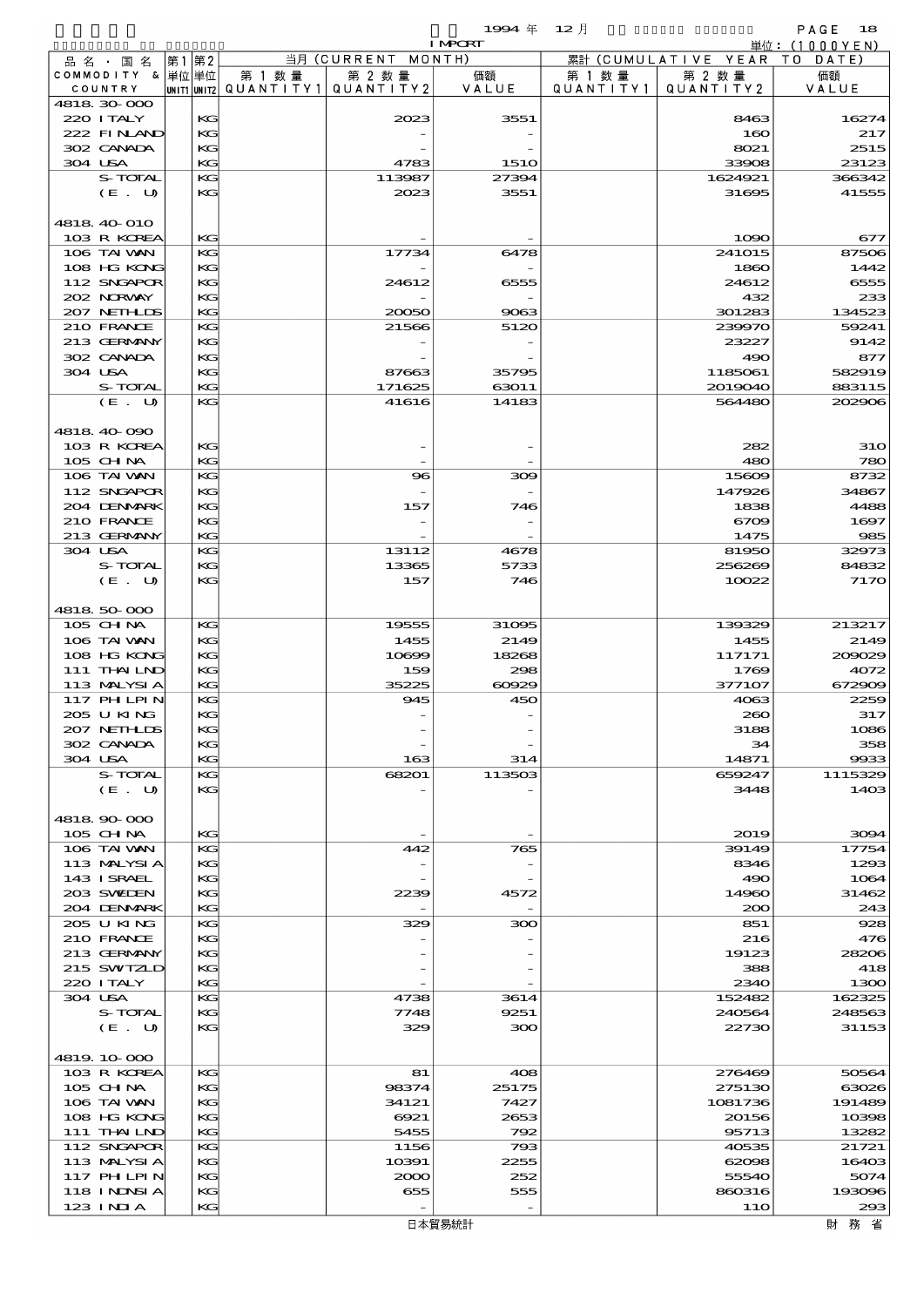| 品名・国名 COMMODITY & COUNTRY | 第1 単位 UNIT1 | 第2 単位 UNIT2 | 当月 (CURRENT MONTH) 第1数量 QUANTITY1 | 第2数量 QUANTITY2 | 価額 VALUE | 累計 (CUMULATIVE YEAR TO DATE) 第1数量 QUANTITY1 | 第2数量 QUANTITY2 | 価額 VALUE |
|---|---|---|---|---|---|---|---|---|
| 4818.30-000 | | | | | | | | |
| 220 ITALY | | KG | | 2023 | 3551 | | 8463 | 16274 |
| 222 FINLAND | | KG | | - | - | | 160 | 217 |
| 302 CANADA | | KG | | - | - | | 8021 | 2515 |
| 304 USA | | KG | | 4783 | 1510 | | 33908 | 23123 |
| S-TOTAL | | KG | | 113987 | 27394 | | 1624921 | 366342 |
| (E. U) | | KG | | 2023 | 3551 | | 31695 | 41555 |
| 4818.40-010 | | | | | | | | |
| 103 R KOREA | | KG | | - | - | | 1090 | 677 |
| 106 TAIWAN | | KG | | 17734 | 6478 | | 241015 | 87506 |
| 108 HG KONG | | KG | | - | - | | 1860 | 1442 |
| 112 SNGAPOR | | KG | | 24612 | 6555 | | 24612 | 6555 |
| 202 NORWAY | | KG | | - | - | | 432 | 233 |
| 207 NETHLDS | | KG | | 20050 | 9063 | | 301283 | 134523 |
| 210 FRANCE | | KG | | 21566 | 5120 | | 239970 | 59241 |
| 213 GERMANY | | KG | | - | - | | 23227 | 9142 |
| 302 CANADA | | KG | | - | - | | 490 | 877 |
| 304 USA | | KG | | 87663 | 35795 | | 1185061 | 582919 |
| S-TOTAL | | KG | | 171625 | 63011 | | 2019040 | 883115 |
| (E. U) | | KG | | 41616 | 14183 | | 564480 | 202906 |
| 4818.40-090 | | | | | | | | |
| 103 R KOREA | | KG | | - | - | | 282 | 310 |
| 105 CHINA | | KG | | - | - | | 480 | 780 |
| 106 TAIWAN | | KG | | 96 | 309 | | 15609 | 8732 |
| 112 SNGAPOR | | KG | | - | - | | 147926 | 34867 |
| 204 DENMARK | | KG | | 157 | 746 | | 1838 | 4488 |
| 210 FRANCE | | KG | | - | - | | 6709 | 1697 |
| 213 GERMANY | | KG | | - | - | | 1475 | 985 |
| 304 USA | | KG | | 13112 | 4678 | | 81950 | 32973 |
| S-TOTAL | | KG | | 13365 | 5733 | | 256269 | 84832 |
| (E. U) | | KG | | 157 | 746 | | 10022 | 7170 |
| 4818.50-000 | | | | | | | | |
| 105 CHINA | | KG | | 19555 | 31095 | | 139329 | 213217 |
| 106 TAIWAN | | KG | | 1455 | 2149 | | 1455 | 2149 |
| 108 HG KONG | | KG | | 10699 | 18268 | | 117171 | 209029 |
| 111 THAILND | | KG | | 159 | 298 | | 1769 | 4072 |
| 113 MALYSIA | | KG | | 35225 | 60929 | | 377107 | 672909 |
| 117 PHILPIN | | KG | | 945 | 450 | | 4063 | 2259 |
| 205 U KING | | KG | | - | - | | 260 | 317 |
| 207 NETHLDS | | KG | | - | - | | 3188 | 1086 |
| 302 CANADA | | KG | | - | - | | 34 | 358 |
| 304 USA | | KG | | 163 | 314 | | 14871 | 9933 |
| S-TOTAL | | KG | | 68201 | 113503 | | 659247 | 1115329 |
| (E. U) | | KG | | - | - | | 3448 | 1403 |
| 4818.90-000 | | | | | | | | |
| 105 CHINA | | KG | | - | - | | 2019 | 3094 |
| 106 TAIWAN | | KG | | 442 | 765 | | 39149 | 17754 |
| 113 MALYSIA | | KG | | - | - | | 8346 | 1293 |
| 143 ISRAEL | | KG | | - | - | | 490 | 1064 |
| 203 SWEDEN | | KG | | 2239 | 4572 | | 14960 | 31462 |
| 204 DENMARK | | KG | | - | - | | 200 | 243 |
| 205 U KING | | KG | | 329 | 300 | | 851 | 928 |
| 210 FRANCE | | KG | | - | - | | 216 | 476 |
| 213 GERMANY | | KG | | - | - | | 19123 | 28206 |
| 215 SWITZLD | | KG | | - | - | | 388 | 418 |
| 220 ITALY | | KG | | - | - | | 2340 | 1300 |
| 304 USA | | KG | | 4738 | 3614 | | 152482 | 162325 |
| S-TOTAL | | KG | | 7748 | 9251 | | 240564 | 248563 |
| (E. U) | | KG | | 329 | 300 | | 22730 | 31153 |
| 4819.10-000 | | | | | | | | |
| 103 R KOREA | | KG | | 81 | 408 | | 276469 | 50564 |
| 105 CHINA | | KG | | 98374 | 25175 | | 275130 | 63026 |
| 106 TAIWAN | | KG | | 34121 | 7427 | | 1081736 | 191489 |
| 108 HG KONG | | KG | | 6921 | 2653 | | 20156 | 10398 |
| 111 THAILND | | KG | | 5455 | 792 | | 95713 | 13282 |
| 112 SNGAPOR | | KG | | 1156 | 793 | | 40535 | 21721 |
| 113 MALYSIA | | KG | | 10391 | 2255 | | 62098 | 16403 |
| 117 PHILPIN | | KG | | 2000 | 252 | | 55540 | 5074 |
| 118 INDNSIA | | KG | | 655 | 555 | | 860316 | 193096 |
| 123 INDIA | | KG | | - | - | | 110 | 293 |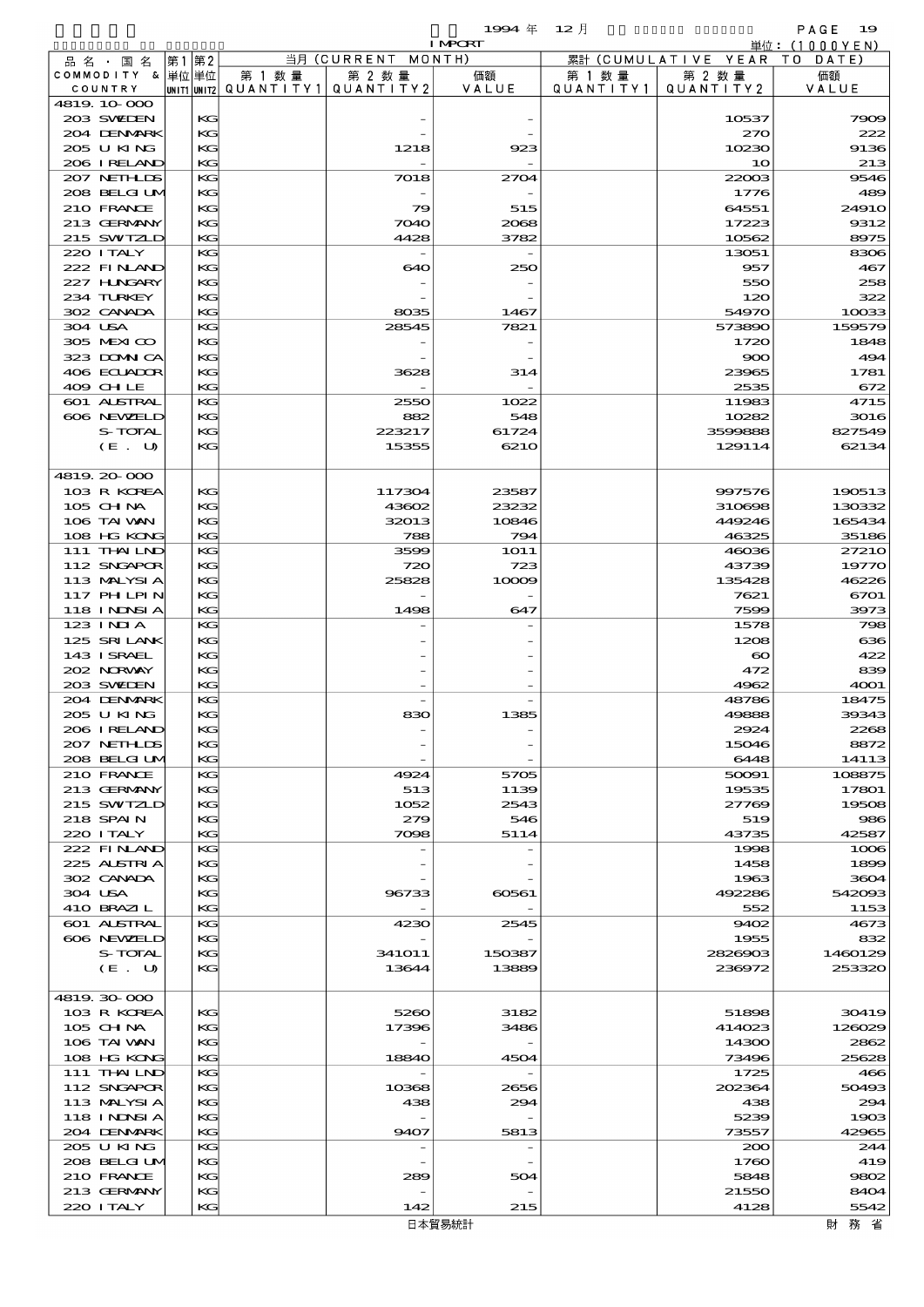1994 年 12 月 IMPORT

単位：(1000YEN)

| 品名・国名 COMMODITY & COUNTRY | 第1 単位 UNIT1 | 第2 単位 UNIT2 | 当月 (CURRENT MONTH) 第1数量 QUANTITY1 | 第2数量 QUANTITY2 | 価額 VALUE | 累計 (CUMULATIVE YEAR TO DATE) 第1数量 QUANTITY1 | 第2数量 QUANTITY2 | 価額 VALUE |
|---|---|---|---|---|---|---|---|---|
| 4819.10-000 | | | | | | | | |
| 203 SWEDEN | | KG | | - | - | | 10537 | 7909 |
| 204 DENMARK | | KG | | - | - | | 270 | 222 |
| 205 U KING | | KG | | 1218 | 923 | | 10230 | 9136 |
| 206 IRELAND | | KG | | - | - | | 10 | 213 |
| 207 NETHLDS | | KG | | 7018 | 2704 | | 22003 | 9546 |
| 208 BELGIUM | | KG | | - | - | | 1776 | 489 |
| 210 FRANCE | | KG | | 79 | 515 | | 64551 | 24910 |
| 213 GERMANY | | KG | | 7040 | 2068 | | 17223 | 9312 |
| 215 SWITZLD | | KG | | 4428 | 3782 | | 10562 | 8975 |
| 220 ITALY | | KG | | - | - | | 13051 | 8306 |
| 222 FINLAND | | KG | | 640 | 250 | | 957 | 467 |
| 227 HUNGARY | | KG | | - | - | | 550 | 258 |
| 234 TURKEY | | KG | | - | - | | 120 | 322 |
| 302 CANADA | | KG | | 8035 | 1467 | | 54970 | 10033 |
| 304 USA | | KG | | 28545 | 7821 | | 573890 | 159579 |
| 305 MEXICO | | KG | | - | - | | 1720 | 1848 |
| 323 DOMINCA | | KG | | - | - | | 900 | 494 |
| 406 ECUADOR | | KG | | 3628 | 314 | | 23965 | 1781 |
| 409 CHILE | | KG | | - | - | | 2535 | 672 |
| 601 AUSTRAL | | KG | | 2550 | 1022 | | 11983 | 4715 |
| 606 NEWZELD | | KG | | 882 | 548 | | 10282 | 3016 |
| S-TOTAL | | KG | | 223217 | 61724 | | 3599888 | 827549 |
| (E. U) | | KG | | 15355 | 6210 | | 129114 | 62134 |
| 4819.20-000 | | | | | | | | |
| 103 R KOREA | | KG | | 117304 | 23587 | | 997576 | 190513 |
| 105 CHINA | | KG | | 43602 | 23232 | | 310698 | 130332 |
| 106 TAIWAN | | KG | | 32013 | 10846 | | 449246 | 165434 |
| 108 HG KONG | | KG | | 788 | 794 | | 46325 | 35186 |
| 111 THAILND | | KG | | 3599 | 1011 | | 46036 | 27210 |
| 112 SNGAPOR | | KG | | 720 | 723 | | 43739 | 19770 |
| 113 MALYSIA | | KG | | 25828 | 10009 | | 135428 | 46226 |
| 117 PHILPIN | | KG | | - | - | | 7621 | 6701 |
| 118 INDNSIA | | KG | | 1498 | 647 | | 7599 | 3973 |
| 123 INDIA | | KG | | - | - | | 1578 | 798 |
| 125 SRI LANK | | KG | | - | - | | 1208 | 636 |
| 143 ISRAEL | | KG | | - | - | | 60 | 422 |
| 202 NORWAY | | KG | | - | - | | 472 | 839 |
| 203 SWEDEN | | KG | | - | - | | 4962 | 4001 |
| 204 DENMARK | | KG | | - | - | | 48786 | 18475 |
| 205 U KING | | KG | | 830 | 1385 | | 49888 | 39343 |
| 206 IRELAND | | KG | | - | - | | 2924 | 2268 |
| 207 NETHLDS | | KG | | - | - | | 15046 | 8872 |
| 208 BELGIUM | | KG | | - | - | | 6448 | 14113 |
| 210 FRANCE | | KG | | 4924 | 5705 | | 50091 | 108875 |
| 213 GERMANY | | KG | | 513 | 1139 | | 19535 | 17801 |
| 215 SWITZLD | | KG | | 1052 | 2543 | | 27769 | 19508 |
| 218 SPAIN | | KG | | 279 | 546 | | 519 | 986 |
| 220 ITALY | | KG | | 7098 | 5114 | | 43735 | 42587 |
| 222 FINLAND | | KG | | - | - | | 1998 | 1006 |
| 225 AUSTRIA | | KG | | - | - | | 1458 | 1899 |
| 302 CANADA | | KG | | - | - | | 1963 | 3604 |
| 304 USA | | KG | | 96733 | 60561 | | 492286 | 542093 |
| 410 BRAZIL | | KG | | - | - | | 552 | 1153 |
| 601 AUSTRAL | | KG | | 4230 | 2545 | | 9402 | 4673 |
| 606 NEWZELD | | KG | | - | - | | 1955 | 832 |
| S-TOTAL | | KG | | 341011 | 150387 | | 2826903 | 1460129 |
| (E. U) | | KG | | 13644 | 13889 | | 236972 | 253320 |
| 4819.30-000 | | | | | | | | |
| 103 R KOREA | | KG | | 5260 | 3182 | | 51898 | 30419 |
| 105 CHINA | | KG | | 17396 | 3486 | | 414023 | 126029 |
| 106 TAIWAN | | KG | | - | - | | 14300 | 2862 |
| 108 HG KONG | | KG | | 18840 | 4504 | | 73496 | 25628 |
| 111 THAILND | | KG | | - | - | | 1725 | 466 |
| 112 SNGAPOR | | KG | | 10368 | 2656 | | 202364 | 50493 |
| 113 MALYSIA | | KG | | 438 | 294 | | 438 | 294 |
| 118 INDNSIA | | KG | | - | - | | 5239 | 1903 |
| 204 DENMARK | | KG | | 9407 | 5813 | | 73557 | 42965 |
| 205 U KING | | KG | | - | - | | 200 | 244 |
| 208 BELGIUM | | KG | | - | - | | 1760 | 419 |
| 210 FRANCE | | KG | | 289 | 504 | | 5848 | 9802 |
| 213 GERMANY | | KG | | - | - | | 21550 | 8404 |
| 220 ITALY | | KG | | 142 | 215 | | 4128 | 5542 |

日本貿易統計　　財務省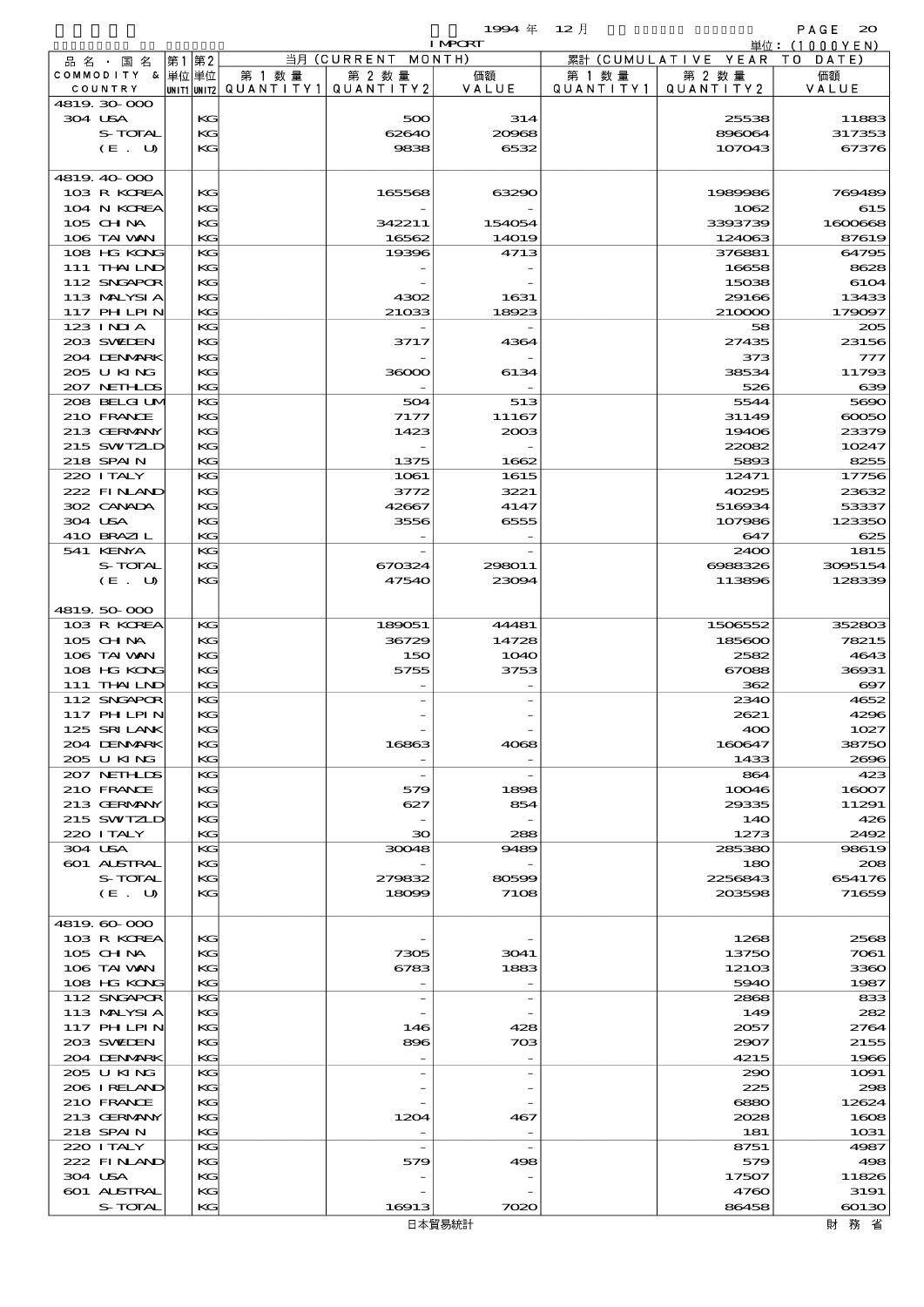1994 年 12 月 IMPORT

単位：(1000YEN)

| 品名・国名 COMMODITY & COUNTRY | 第1単位 UNIT1 | 第2単位 UNIT2 | 当月 (CURRENT MONTH) 第1数量 QUANTITY1 | 第2数量 QUANTITY2 | 価額 VALUE | 累計 (CUMULATIVE YEAR TO DATE) 第1数量 QUANTITY1 | 第2数量 QUANTITY2 | 価額 VALUE |
|---|---|---|---|---|---|---|---|---|
| 4819.30-000 | | | | | | | | |
| 304 USA | | KG | | 500 | 314 | | 25538 | 11883 |
| S-TOTAL | | KG | | 62640 | 20968 | | 896064 | 317353 |
| (E. U) | | KG | | 9838 | 6532 | | 107043 | 67376 |
| 4819.40-000 | | | | | | | | |
| 103 R KOREA | | KG | | 165568 | 63290 | | 1989986 | 769489 |
| 104 N KOREA | | KG | | - | - | | 1062 | 615 |
| 105 CHINA | | KG | | 342211 | 154054 | | 3393739 | 1600668 |
| 106 TAIWAN | | KG | | 16562 | 14019 | | 124063 | 87619 |
| 108 HG KONG | | KG | | 19396 | 4713 | | 376881 | 64795 |
| 111 THAILND | | KG | | - | - | | 16658 | 8628 |
| 112 SNGAPOR | | KG | | - | - | | 15038 | 6104 |
| 113 MALYSIA | | KG | | 4302 | 1631 | | 29166 | 13433 |
| 117 PHILPIN | | KG | | 21033 | 18923 | | 210000 | 179097 |
| 123 INDIA | | KG | | - | - | | 58 | 205 |
| 203 SWEDEN | | KG | | 3717 | 4364 | | 27435 | 23156 |
| 204 DENMARK | | KG | | - | - | | 373 | 777 |
| 205 U KING | | KG | | 36000 | 6134 | | 38534 | 11793 |
| 207 NETHLDS | | KG | | - | - | | 526 | 639 |
| 208 BELGIUM | | KG | | 504 | 513 | | 5544 | 5690 |
| 210 FRANCE | | KG | | 7177 | 11167 | | 31149 | 60050 |
| 213 GERMANY | | KG | | 1423 | 2003 | | 19406 | 23379 |
| 215 SWITZLD | | KG | | - | - | | 22082 | 10247 |
| 218 SPAIN | | KG | | 1375 | 1662 | | 5893 | 8255 |
| 220 ITALY | | KG | | 1061 | 1615 | | 12471 | 17756 |
| 222 FINLAND | | KG | | 3772 | 3221 | | 40295 | 23632 |
| 302 CANADA | | KG | | 42667 | 4147 | | 516934 | 53337 |
| 304 USA | | KG | | 3556 | 6555 | | 107986 | 123350 |
| 410 BRAZIL | | KG | | - | - | | 647 | 625 |
| 541 KENYA | | KG | | - | - | | 2400 | 1815 |
| S-TOTAL | | KG | | 670324 | 298011 | | 6988326 | 3095154 |
| (E. U) | | KG | | 47540 | 23094 | | 113896 | 128339 |
| 4819.50-000 | | | | | | | | |
| 103 R KOREA | | KG | | 189051 | 44481 | | 1506552 | 352803 |
| 105 CHINA | | KG | | 36729 | 14728 | | 185600 | 78215 |
| 106 TAIWAN | | KG | | 150 | 1040 | | 2582 | 4643 |
| 108 HG KONG | | KG | | 5755 | 3753 | | 67088 | 36931 |
| 111 THAILND | | KG | | - | - | | 362 | 697 |
| 112 SNGAPOR | | KG | | - | - | | 2340 | 4652 |
| 117 PHILPIN | | KG | | - | - | | 2621 | 4296 |
| 125 SRI LANK | | KG | | - | - | | 400 | 1027 |
| 204 DENMARK | | KG | | 16863 | 4068 | | 160647 | 38750 |
| 205 U KING | | KG | | - | - | | 1433 | 2696 |
| 207 NETHLDS | | KG | | - | - | | 864 | 423 |
| 210 FRANCE | | KG | | 579 | 1898 | | 10046 | 16007 |
| 213 GERMANY | | KG | | 627 | 854 | | 29335 | 11291 |
| 215 SWITZLD | | KG | | - | - | | 140 | 426 |
| 220 ITALY | | KG | | 30 | 288 | | 1273 | 2492 |
| 304 USA | | KG | | 30048 | 9489 | | 285380 | 98619 |
| 601 AUSTRAL | | KG | | - | - | | 180 | 208 |
| S-TOTAL | | KG | | 279832 | 80599 | | 2256843 | 654176 |
| (E. U) | | KG | | 18099 | 7108 | | 203598 | 71659 |
| 4819.60-000 | | | | | | | | |
| 103 R KOREA | | KG | | - | - | | 1268 | 2568 |
| 105 CHINA | | KG | | 7305 | 3041 | | 13750 | 7061 |
| 106 TAIWAN | | KG | | 6783 | 1883 | | 12103 | 3360 |
| 108 HG KONG | | KG | | - | - | | 5940 | 1987 |
| 112 SNGAPOR | | KG | | - | - | | 2868 | 833 |
| 113 MALYSIA | | KG | | - | - | | 149 | 282 |
| 117 PHILPIN | | KG | | 146 | 428 | | 2057 | 2764 |
| 203 SWEDEN | | KG | | 896 | 703 | | 2907 | 2155 |
| 204 DENMARK | | KG | | - | - | | 4215 | 1966 |
| 205 U KING | | KG | | - | - | | 290 | 1091 |
| 206 IRELAND | | KG | | - | - | | 225 | 298 |
| 210 FRANCE | | KG | | - | - | | 6880 | 12624 |
| 213 GERMANY | | KG | | 1204 | 467 | | 2028 | 1608 |
| 218 SPAIN | | KG | | - | - | | 181 | 1031 |
| 220 ITALY | | KG | | - | - | | 8751 | 4987 |
| 222 FINLAND | | KG | | 579 | 498 | | 579 | 498 |
| 304 USA | | KG | | - | - | | 17507 | 11826 |
| 601 AUSTRAL | | KG | | - | - | | 4760 | 3191 |
| S-TOTAL | | KG | | 16913 | 7020 | | 86458 | 60130 |

日本貿易統計　　財務省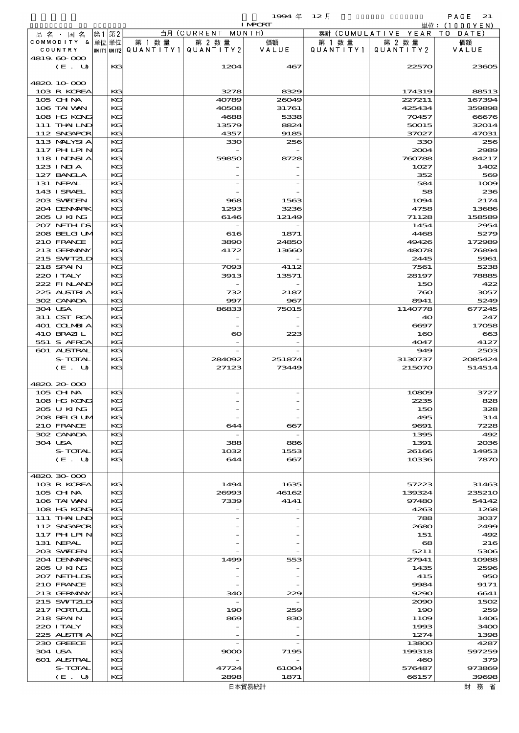1994 年 12 月 IMPORT

単位：(1000YEN)

| 品名・国名 COMMODITY & COUNTRY | 第1 単位 UNIT1 | 第2 単位 UNIT2 | 当月 (CURRENT MONTH) 第1数量 QUANTITY1 | 第2数量 QUANTITY2 | 価額 VALUE | 累計 (CUMULATIVE YEAR TO DATE) 第1数量 QUANTITY1 | 第2数量 QUANTITY2 | 価額 VALUE |
|---|---|---|---|---|---|---|---|---|
| 4819.60-000 | | | | | | | | |
| (E. U) | | KG | | 1204 | 467 | | 22570 | 23605 |
| 4820.10-000 | | | | | | | | |
| 103 R KOREA | | KG | | 3278 | 8329 | | 174319 | 88513 |
| 105 CHINA | | KG | | 40789 | 26049 | | 227211 | 167394 |
| 106 TAIWAN | | KG | | 40508 | 31761 | | 425434 | 359898 |
| 108 HG KONG | | KG | | 4688 | 5338 | | 70457 | 66676 |
| 111 THAILND | | KG | | 13579 | 8824 | | 50015 | 32014 |
| 112 SNGAPOR | | KG | | 4357 | 9185 | | 37027 | 47031 |
| 113 MALYSIA | | KG | | 330 | 256 | | 330 | 256 |
| 117 PHLPIN | | KG | | - | - | | 2004 | 2989 |
| 118 INDNSIA | | KG | | 59850 | 8728 | | 760788 | 84217 |
| 123 INDIA | | KG | | - | - | | 1027 | 1402 |
| 127 BANGLA | | KG | | - | - | | 352 | 569 |
| 131 NEPAL | | KG | | - | - | | 584 | 1009 |
| 143 ISRAEL | | KG | | - | - | | 58 | 236 |
| 203 SWEDEN | | KG | | 968 | 1563 | | 1094 | 2174 |
| 204 DENMARK | | KG | | 1293 | 3236 | | 4758 | 13686 |
| 205 U KING | | KG | | 6146 | 12149 | | 71128 | 158589 |
| 207 NETHLDS | | KG | | - | - | | 1454 | 2954 |
| 208 BELGIUM | | KG | | 616 | 1871 | | 4468 | 5279 |
| 210 FRANCE | | KG | | 3890 | 24850 | | 49426 | 172989 |
| 213 GERMANY | | KG | | 4172 | 13660 | | 48078 | 76894 |
| 215 SWITZLD | | KG | | - | - | | 2445 | 5961 |
| 218 SPAIN | | KG | | 7093 | 4112 | | 7561 | 5238 |
| 220 ITALY | | KG | | 3913 | 13571 | | 28197 | 78885 |
| 222 FINLAND | | KG | | - | - | | 150 | 422 |
| 225 AUSTRIA | | KG | | 732 | 2187 | | 760 | 3057 |
| 302 CANADA | | KG | | 997 | 967 | | 8941 | 5249 |
| 304 USA | | KG | | 86833 | 75015 | | 1140778 | 677245 |
| 311 CST RCA | | KG | | - | - | | 40 | 247 |
| 401 COLMBIA | | KG | | - | - | | 6697 | 17058 |
| 410 BRAZIL | | KG | | 60 | 223 | | 160 | 663 |
| 551 S AFRCA | | KG | | - | - | | 4047 | 4127 |
| 601 AUSTRAL | | KG | | - | - | | 949 | 2503 |
| S-TOTAL | | KG | | 284092 | 251874 | | 3130737 | 2085424 |
| (E. U) | | KG | | 27123 | 73449 | | 215070 | 514514 |
| 4820.20-000 | | | | | | | | |
| 105 CHINA | | KG | | - | - | | 10809 | 3727 |
| 108 HG KONG | | KG | | - | - | | 2235 | 828 |
| 205 U KING | | KG | | - | - | | 150 | 328 |
| 208 BELGIUM | | KG | | - | - | | 495 | 314 |
| 210 FRANCE | | KG | | 644 | 667 | | 9691 | 7228 |
| 302 CANADA | | KG | | - | - | | 1395 | 492 |
| 304 USA | | KG | | 388 | 886 | | 1391 | 2036 |
| S-TOTAL | | KG | | 1032 | 1553 | | 26166 | 14953 |
| (E. U) | | KG | | 644 | 667 | | 10336 | 7870 |
| 4820.30-000 | | | | | | | | |
| 103 R KOREA | | KG | | 1494 | 1635 | | 57223 | 31463 |
| 105 CHINA | | KG | | 26993 | 46162 | | 139324 | 235210 |
| 106 TAIWAN | | KG | | 7339 | 4141 | | 97480 | 54142 |
| 108 HG KONG | | KG | | - | - | | 4263 | 1268 |
| 111 THAILND | | KG | | - | - | | 788 | 3037 |
| 112 SNGAPOR | | KG | | - | - | | 2680 | 2499 |
| 117 PHLPIN | | KG | | - | - | | 151 | 492 |
| 131 NEPAL | | KG | | - | - | | 68 | 216 |
| 203 SWEDEN | | KG | | - | - | | 5211 | 5306 |
| 204 DENMARK | | KG | | 1499 | 553 | | 27941 | 10988 |
| 205 U KING | | KG | | - | - | | 1435 | 2596 |
| 207 NETHLDS | | KG | | - | - | | 415 | 950 |
| 210 FRANCE | | KG | | - | - | | 9984 | 9171 |
| 213 GERMANY | | KG | | 340 | 229 | | 9290 | 6641 |
| 215 SWITZLD | | KG | | - | - | | 2090 | 1502 |
| 217 PORTUGL | | KG | | 190 | 259 | | 190 | 259 |
| 218 SPAIN | | KG | | 869 | 830 | | 1109 | 1406 |
| 220 ITALY | | KG | | - | - | | 1993 | 3400 |
| 225 AUSTRIA | | KG | | - | - | | 1274 | 1398 |
| 230 GREECE | | KG | | - | - | | 13800 | 4287 |
| 304 USA | | KG | | 9000 | 7195 | | 199318 | 597259 |
| 601 AUSTRAL | | KG | | - | - | | 460 | 379 |
| S-TOTAL | | KG | | 47724 | 61004 | | 576487 | 973869 |
| (E. U) | | KG | | 2898 | 1871 | | 66157 | 39698 |

日本貿易統計　財務省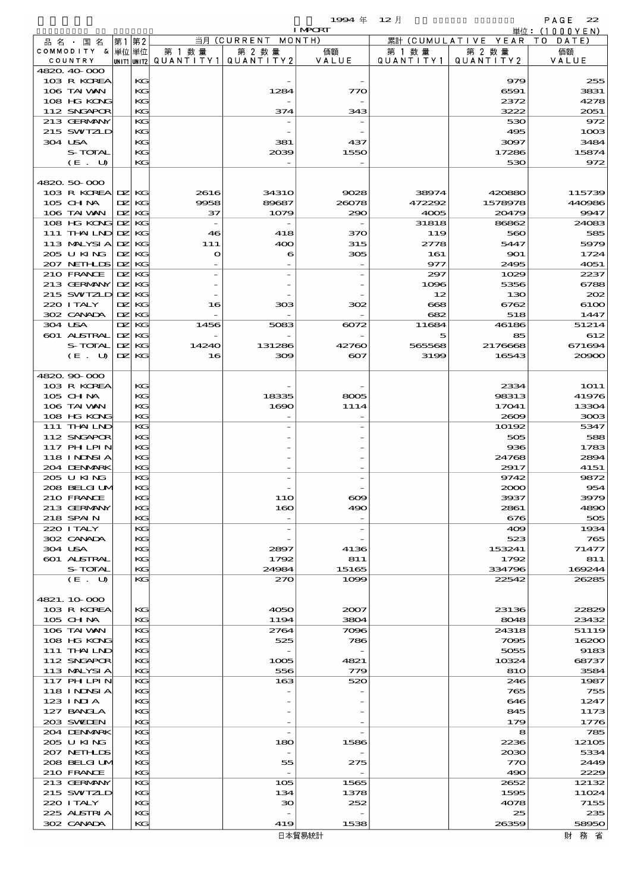1994 年 12 月

IMPORT

単位：(1000YEN)

| 品名・国名 COMMODITY & COUNTRY | 第1単位 UNIT1 | 第2単位 UNIT2 | 当月 (CURRENT MONTH) 第1数量 QUANTITY1 | 第2数量 QUANTITY2 | 価額 VALUE | 累計 (CUMULATIVE YEAR TO DATE) 第1数量 QUANTITY1 | 第2数量 QUANTITY2 | 価額 VALUE |
|---|---|---|---|---|---|---|---|---|
| 4820.40-000 | | | | | | | | |
| 103 R KOREA | | KG | | - | - | | 979 | 255 |
| 106 TAIWAN | | KG | | 1284 | 770 | | 6591 | 3831 |
| 108 HG KONG | | KG | | - | - | | 2372 | 4278 |
| 112 SNGAPOR | | KG | | 374 | 343 | | 3222 | 2051 |
| 213 GERMANY | | KG | | - | - | | 530 | 972 |
| 215 SWTZLD | | KG | | - | - | | 495 | 1003 |
| 304 USA | | KG | | 381 | 437 | | 3097 | 3484 |
| S-TOTAL | | KG | | 2039 | 1550 | | 17286 | 15874 |
| (E. U) | | KG | | - | - | | 530 | 972 |
| 4820.50-000 | | | | | | | | |
| 103 R KOREA | DZ | KG | 2616 | 34310 | 9028 | 38974 | 420880 | 115739 |
| 105 CHINA | DZ | KG | 9958 | 89687 | 26078 | 472292 | 1578978 | 440986 |
| 106 TAIWAN | DZ | KG | 37 | 1079 | 290 | 4005 | 20479 | 9947 |
| 108 HG KONG | DZ | KG | - | - | - | 31818 | 86862 | 24083 |
| 111 THAILND | DZ | KG | 46 | 418 | 370 | 119 | 560 | 585 |
| 113 MALYSIA | DZ | KG | 111 | 400 | 315 | 2778 | 5447 | 5979 |
| 205 U KING | DZ | KG | 0 | 6 | 305 | 161 | 901 | 1724 |
| 207 NETHLDS | DZ | KG | - | - | - | 977 | 2495 | 4051 |
| 210 FRANCE | DZ | KG | - | - | - | 297 | 1029 | 2237 |
| 213 GERMANY | DZ | KG | - | - | - | 1096 | 5356 | 6788 |
| 215 SWTZLD | DZ | KG | - | - | - | 12 | 130 | 202 |
| 220 ITALY | DZ | KG | 16 | 303 | 302 | 668 | 6762 | 6100 |
| 302 CANADA | DZ | KG | - | - | - | 682 | 518 | 1447 |
| 304 USA | DZ | KG | 1456 | 5083 | 6072 | 11684 | 46186 | 51214 |
| 601 AUSTRAL | DZ | KG | - | - | - | 5 | 85 | 612 |
| S-TOTAL | DZ | KG | 14240 | 131286 | 42760 | 565568 | 2176668 | 671694 |
| (E. U) | DZ | KG | 16 | 309 | 607 | 3199 | 16543 | 20900 |
| 4820.90-000 | | | | | | | | |
| 103 R KOREA | | KG | | - | - | | 2334 | 1011 |
| 105 CHINA | | KG | | 18335 | 8005 | | 98313 | 41976 |
| 106 TAIWAN | | KG | | 1690 | 1114 | | 17041 | 13304 |
| 108 HG KONG | | KG | | - | - | | 2609 | 3003 |
| 111 THAILND | | KG | | - | - | | 10192 | 5347 |
| 112 SNGAPOR | | KG | | - | - | | 505 | 588 |
| 117 PHLPIN | | KG | | - | - | | 936 | 1783 |
| 118 INDNSIA | | KG | | - | - | | 24768 | 2894 |
| 204 DENMARK | | KG | | - | - | | 2917 | 4151 |
| 205 U KING | | KG | | - | - | | 9742 | 9872 |
| 208 BELGIUM | | KG | | - | - | | 2000 | 954 |
| 210 FRANCE | | KG | | 110 | 609 | | 3937 | 3979 |
| 213 GERMANY | | KG | | 160 | 490 | | 2861 | 4890 |
| 218 SPAIN | | KG | | - | - | | 676 | 505 |
| 220 ITALY | | KG | | - | - | | 409 | 1934 |
| 302 CANADA | | KG | | - | - | | 523 | 765 |
| 304 USA | | KG | | 2897 | 4136 | | 153241 | 71477 |
| 601 AUSTRAL | | KG | | 1792 | 811 | | 1792 | 811 |
| S-TOTAL | | KG | | 24984 | 15165 | | 334796 | 169244 |
| (E. U) | | KG | | 270 | 1099 | | 22542 | 26285 |
| 4821.10-000 | | | | | | | | |
| 103 R KOREA | | KG | | 4050 | 2007 | | 23136 | 22829 |
| 105 CHINA | | KG | | 1194 | 3804 | | 8048 | 23432 |
| 106 TAIWAN | | KG | | 2764 | 7096 | | 24318 | 51119 |
| 108 HG KONG | | KG | | 525 | 786 | | 7095 | 16200 |
| 111 THAILND | | KG | | - | - | | 5055 | 9183 |
| 112 SNGAPOR | | KG | | 1005 | 4821 | | 10324 | 68737 |
| 113 MALYSIA | | KG | | 556 | 779 | | 810 | 3584 |
| 117 PHLPIN | | KG | | 163 | 520 | | 246 | 1987 |
| 118 INDNSIA | | KG | | - | - | | 765 | 755 |
| 123 INDIA | | KG | | - | - | | 646 | 1247 |
| 127 BANGLA | | KG | | - | - | | 845 | 1173 |
| 203 SWEDEN | | KG | | - | - | | 179 | 1776 |
| 204 DENMARK | | KG | | - | - | | 8 | 785 |
| 205 U KING | | KG | | 180 | 1586 | | 2236 | 12105 |
| 207 NETHLDS | | KG | | - | - | | 2030 | 5334 |
| 208 BELGIUM | | KG | | 55 | 275 | | 770 | 2449 |
| 210 FRANCE | | KG | | - | - | | 490 | 2229 |
| 213 GERMANY | | KG | | 105 | 1565 | | 2652 | 12132 |
| 215 SWTZLD | | KG | | 134 | 1378 | | 1595 | 11024 |
| 220 ITALY | | KG | | 30 | 252 | | 4078 | 7155 |
| 225 AUSTRIA | | KG | | - | - | | 25 | 235 |
| 302 CANADA | | KG | | 419 | 1538 | | 26359 | 58950 |

日本貿易統計

財務省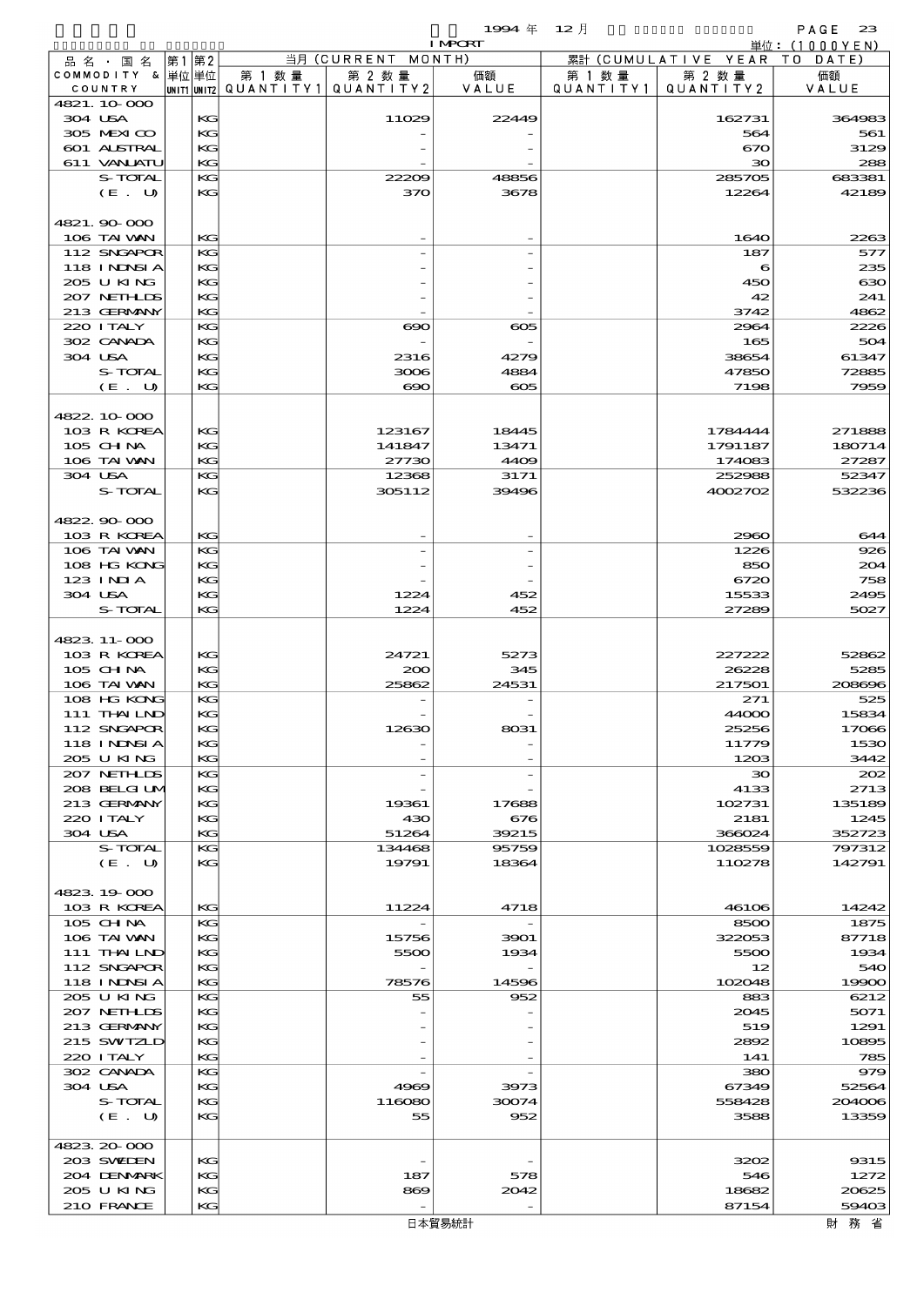1994 年 12 月 IMPORT 単位：(1000YEN)

| 品名・国名 COMMODITY & COUNTRY | 第1 単位 UNIT1 | 第2 単位 UNIT2 | 当月 (CURRENT MONTH) 第1数量 QUANTITY1 | 第2数量 QUANTITY2 | 価額 VALUE | 累計 (CUMULATIVE YEAR TO DATE) 第1数量 QUANTITY1 | 第2数量 QUANTITY2 | 価額 VALUE |
|---|---|---|---|---|---|---|---|---|
| 4821.10-000 | | | | | | | | |
| 304 USA | | KG | | 11029 | 22449 | | 162731 | 364983 |
| 305 MEXICO | | KG | | - | - | | 564 | 561 |
| 601 AUSTRAL | | KG | | - | - | | 670 | 3129 |
| 611 VANUATU | | KG | | - | - | | 30 | 288 |
| S-TOTAL | | KG | | 22209 | 48856 | | 285705 | 683381 |
| (E. U) | | KG | | 370 | 3678 | | 12264 | 42189 |
| 4821.90-000 | | | | | | | | |
| 106 TAIWAN | | KG | | - | - | | 1640 | 2263 |
| 112 SNGAPOR | | KG | | - | - | | 187 | 577 |
| 118 INDNSIA | | KG | | - | - | | 6 | 235 |
| 205 U KING | | KG | | - | - | | 450 | 630 |
| 207 NETHLDS | | KG | | - | - | | 42 | 241 |
| 213 GERMANY | | KG | | - | - | | 3742 | 4862 |
| 220 ITALY | | KG | | 690 | 605 | | 2964 | 2226 |
| 302 CANADA | | KG | | - | - | | 165 | 504 |
| 304 USA | | KG | | 2316 | 4279 | | 38654 | 61347 |
| S-TOTAL | | KG | | 3006 | 4884 | | 47850 | 72885 |
| (E. U) | | KG | | 690 | 605 | | 7198 | 7959 |
| 4822.10-000 | | | | | | | | |
| 103 R KOREA | | KG | | 123167 | 18445 | | 1784444 | 271888 |
| 105 CHINA | | KG | | 141847 | 13471 | | 1791187 | 180714 |
| 106 TAIWAN | | KG | | 27730 | 4409 | | 174083 | 27287 |
| 304 USA | | KG | | 12368 | 3171 | | 252988 | 52347 |
| S-TOTAL | | KG | | 305112 | 39496 | | 4002702 | 532236 |
| 4822.90-000 | | | | | | | | |
| 103 R KOREA | | KG | | - | - | | 2960 | 644 |
| 106 TAIWAN | | KG | | - | - | | 1226 | 926 |
| 108 HG KONG | | KG | | - | - | | 850 | 204 |
| 123 INDIA | | KG | | - | - | | 6720 | 758 |
| 304 USA | | KG | | 1224 | 452 | | 15533 | 2495 |
| S-TOTAL | | KG | | 1224 | 452 | | 27289 | 5027 |
| 4823.11-000 | | | | | | | | |
| 103 R KOREA | | KG | | 24721 | 5273 | | 227222 | 52862 |
| 105 CHINA | | KG | | 200 | 345 | | 26228 | 5285 |
| 106 TAIWAN | | KG | | 25862 | 24531 | | 217501 | 208696 |
| 108 HG KONG | | KG | | - | - | | 271 | 525 |
| 111 THAILND | | KG | | - | - | | 44000 | 15834 |
| 112 SNGAPOR | | KG | | 12630 | 8031 | | 25256 | 17066 |
| 118 INDNSIA | | KG | | - | - | | 11779 | 1530 |
| 205 U KING | | KG | | - | - | | 1203 | 3442 |
| 207 NETHLDS | | KG | | - | - | | 30 | 202 |
| 208 BELGIUM | | KG | | - | - | | 4133 | 2713 |
| 213 GERMANY | | KG | | 19361 | 17688 | | 102731 | 135189 |
| 220 ITALY | | KG | | 430 | 676 | | 2181 | 1245 |
| 304 USA | | KG | | 51264 | 39215 | | 366024 | 352723 |
| S-TOTAL | | KG | | 134468 | 95759 | | 1028559 | 797312 |
| (E. U) | | KG | | 19791 | 18364 | | 110278 | 142791 |
| 4823.19-000 | | | | | | | | |
| 103 R KOREA | | KG | | 11224 | 4718 | | 46106 | 14242 |
| 105 CHINA | | KG | | - | - | | 8500 | 1875 |
| 106 TAIWAN | | KG | | 15756 | 3901 | | 322053 | 87718 |
| 111 THAILND | | KG | | 5500 | 1934 | | 5500 | 1934 |
| 112 SNGAPOR | | KG | | - | - | | 12 | 540 |
| 118 INDNSIA | | KG | | 78576 | 14596 | | 102048 | 19900 |
| 205 U KING | | KG | | 55 | 952 | | 883 | 6212 |
| 207 NETHLDS | | KG | | - | - | | 2045 | 5071 |
| 213 GERMANY | | KG | | - | - | | 519 | 1291 |
| 215 SWITZLD | | KG | | - | - | | 2892 | 10895 |
| 220 ITALY | | KG | | - | - | | 141 | 785 |
| 302 CANADA | | KG | | - | - | | 380 | 979 |
| 304 USA | | KG | | 4969 | 3973 | | 67349 | 52564 |
| S-TOTAL | | KG | | 116080 | 30074 | | 558428 | 204006 |
| (E. U) | | KG | | 55 | 952 | | 3588 | 13359 |
| 4823.20-000 | | | | | | | | |
| 203 SWEDEN | | KG | | - | - | | 3202 | 9315 |
| 204 DENMARK | | KG | | 187 | 578 | | 546 | 1272 |
| 205 U KING | | KG | | 869 | 2042 | | 18682 | 20625 |
| 210 FRANCE | | KG | | - | - | | 87154 | 59403 |

日本貿易統計 財務省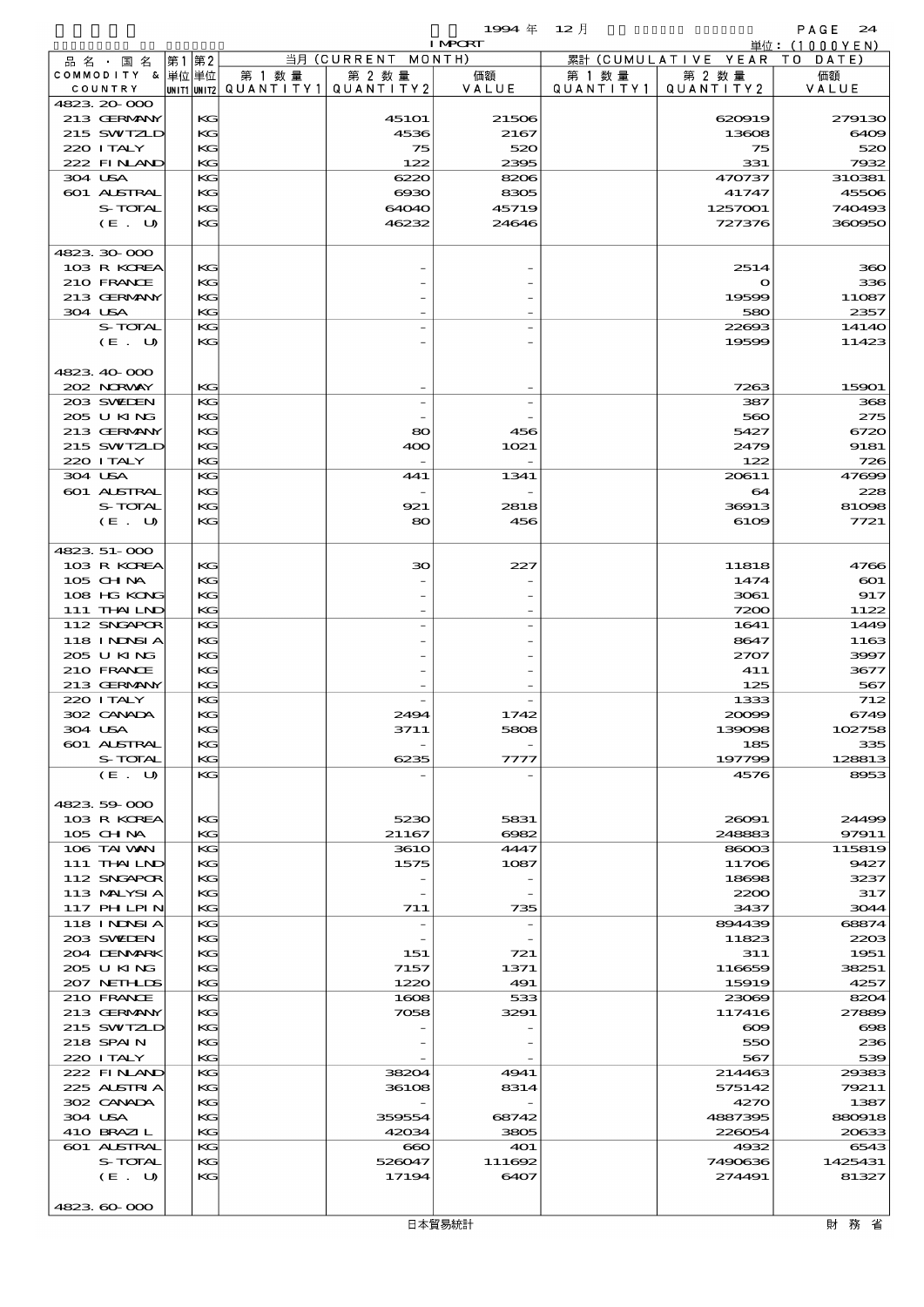1994 年 12 月 IMPORT

単位：(1000YEN)

| 品名・国名 COMMODITY & COUNTRY | 第1 単位 UNIT1 | 第2 単位 UNIT2 | 当月 (CURRENT MONTH) 第1数量 QUANTITY1 | 第2数量 QUANTITY2 | 価額 VALUE | 累計 (CUMULATIVE YEAR TO DATE) 第1数量 QUANTITY1 | 第2数量 QUANTITY2 | 価額 VALUE |
|---|---|---|---|---|---|---|---|---|
| 4823.20-000 | | | | | | | | |
| 213 GERMANY | | KG | | 45101 | 21506 | | 620919 | 279130 |
| 215 SWTZLD | | KG | | 4536 | 2167 | | 13608 | 6409 |
| 220 ITALY | | KG | | 75 | 520 | | 75 | 520 |
| 222 FINLAND | | KG | | 122 | 2395 | | 331 | 7932 |
| 304 USA | | KG | | 6220 | 8206 | | 470737 | 310381 |
| 601 AUSTRAL | | KG | | 6930 | 8305 | | 41747 | 45506 |
| S-TOTAL | | KG | | 64040 | 45719 | | 1257001 | 740493 |
| (E. U) | | KG | | 46232 | 24646 | | 727376 | 360950 |
| 4823.30-000 | | | | | | | | |
| 103 R KOREA | | KG | | - | - | | 2514 | 360 |
| 210 FRANCE | | KG | | - | - | | 0 | 336 |
| 213 GERMANY | | KG | | - | - | | 19599 | 11087 |
| 304 USA | | KG | | - | - | | 580 | 2357 |
| S-TOTAL | | KG | | - | - | | 22693 | 14140 |
| (E. U) | | KG | | - | - | | 19599 | 11423 |
| 4823.40-000 | | | | | | | | |
| 202 NORWAY | | KG | | - | - | | 7263 | 15901 |
| 203 SWEDEN | | KG | | - | - | | 387 | 368 |
| 205 U KING | | KG | | - | - | | 560 | 275 |
| 213 GERMANY | | KG | | 80 | 456 | | 5427 | 6720 |
| 215 SWTZLD | | KG | | 400 | 1021 | | 2479 | 9181 |
| 220 ITALY | | KG | | - | - | | 122 | 726 |
| 304 USA | | KG | | 441 | 1341 | | 20611 | 47699 |
| 601 AUSTRAL | | KG | | - | - | | 64 | 228 |
| S-TOTAL | | KG | | 921 | 2818 | | 36913 | 81098 |
| (E. U) | | KG | | 80 | 456 | | 6109 | 7721 |
| 4823.51-000 | | | | | | | | |
| 103 R KOREA | | KG | | 30 | 227 | | 11818 | 4766 |
| 105 CHINA | | KG | | - | - | | 1474 | 601 |
| 108 HG KONG | | KG | | - | - | | 3061 | 917 |
| 111 THAILND | | KG | | - | - | | 7200 | 1122 |
| 112 SNGAPOR | | KG | | - | - | | 1641 | 1449 |
| 118 INDNSIA | | KG | | - | - | | 8647 | 1163 |
| 205 U KING | | KG | | - | - | | 2707 | 3997 |
| 210 FRANCE | | KG | | - | - | | 411 | 3677 |
| 213 GERMANY | | KG | | - | - | | 125 | 567 |
| 220 ITALY | | KG | | - | - | | 1333 | 712 |
| 302 CANADA | | KG | | 2494 | 1742 | | 20099 | 6749 |
| 304 USA | | KG | | 3711 | 5808 | | 139098 | 102758 |
| 601 AUSTRAL | | KG | | - | - | | 185 | 335 |
| S-TOTAL | | KG | | 6235 | 7777 | | 197799 | 128813 |
| (E. U) | | KG | | - | - | | 4576 | 8953 |
| 4823.59-000 | | | | | | | | |
| 103 R KOREA | | KG | | 5230 | 5831 | | 26091 | 24499 |
| 105 CHINA | | KG | | 21167 | 6982 | | 248883 | 97911 |
| 106 TAIWAN | | KG | | 3610 | 4447 | | 86003 | 115819 |
| 111 THAILND | | KG | | 1575 | 1087 | | 11706 | 9427 |
| 112 SNGAPOR | | KG | | - | - | | 18698 | 3237 |
| 113 MALYSIA | | KG | | - | - | | 2200 | 317 |
| 117 PHILPIN | | KG | | 711 | 735 | | 3437 | 3044 |
| 118 INDNSIA | | KG | | - | - | | 894439 | 68874 |
| 203 SWEDEN | | KG | | - | - | | 11823 | 2203 |
| 204 DENMARK | | KG | | 151 | 721 | | 311 | 1951 |
| 205 U KING | | KG | | 7157 | 1371 | | 116659 | 38251 |
| 207 NETHLDS | | KG | | 1220 | 491 | | 15919 | 4257 |
| 210 FRANCE | | KG | | 1608 | 533 | | 23069 | 8204 |
| 213 GERMANY | | KG | | 7058 | 3291 | | 117416 | 27889 |
| 215 SWTZLD | | KG | | - | - | | 609 | 698 |
| 218 SPAIN | | KG | | - | - | | 550 | 236 |
| 220 ITALY | | KG | | - | - | | 567 | 539 |
| 222 FINLAND | | KG | | 38204 | 4941 | | 214463 | 29383 |
| 225 AUSTRIA | | KG | | 36108 | 8314 | | 575142 | 79211 |
| 302 CANADA | | KG | | - | - | | 4270 | 1387 |
| 304 USA | | KG | | 359554 | 68742 | | 4887395 | 880918 |
| 410 BRAZIL | | KG | | 42034 | 3805 | | 226054 | 20633 |
| 601 AUSTRAL | | KG | | 660 | 401 | | 4932 | 6543 |
| S-TOTAL | | KG | | 526047 | 111692 | | 7490636 | 1425431 |
| (E. U) | | KG | | 17194 | 6407 | | 274491 | 81327 |
| 4823.60-000 | | | | | | | | |

日本貿易統計　財務省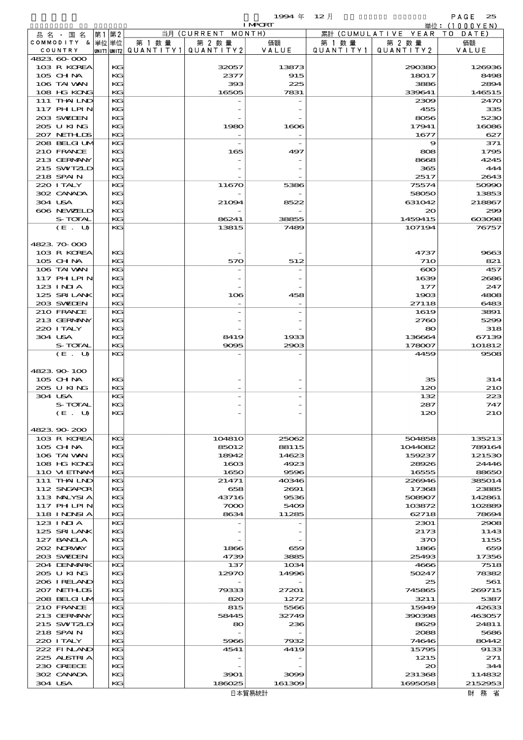1994年 12月 IMPORT

単位：(1000YEN)

| 品名・国名 COMMODITY & COUNTRY | 第1単位 UNIT1 | 第2単位 UNIT2 | 当月 (CURRENT MONTH) 第1数量 QUANTITY1 | 第2数量 QUANTITY2 | 価額 VALUE | 累計 (CUMULATIVE YEAR TO DATE) 第1数量 QUANTITY1 | 第2数量 QUANTITY2 | 価額 VALUE |
|---|---|---|---|---|---|---|---|---|
| 4823.60-000 | | | | | | | | |
| 103 R KOREA | | KG | | 32057 | 13873 | | 290380 | 126936 |
| 105 CHINA | | KG | | 2377 | 915 | | 18017 | 8498 |
| 106 TAIWAN | | KG | | 393 | 225 | | 3886 | 2894 |
| 108 HG KONG | | KG | | 16505 | 7831 | | 339641 | 146515 |
| 111 THAILND | | KG | | - | - | | 2309 | 2470 |
| 117 PHILPIN | | KG | | - | - | | 455 | 335 |
| 203 SWEDEN | | KG | | - | - | | 8056 | 5230 |
| 205 U KING | | KG | | 1980 | 1606 | | 17941 | 16086 |
| 207 NETHLDS | | KG | | - | - | | 1677 | 627 |
| 208 BELGIUM | | KG | | - | - | | 9 | 371 |
| 210 FRANCE | | KG | | 165 | 497 | | 808 | 1795 |
| 213 GERMANY | | KG | | - | - | | 8668 | 4245 |
| 215 SWITZLD | | KG | | - | - | | 365 | 444 |
| 218 SPAIN | | KG | | - | - | | 2517 | 2643 |
| 220 ITALY | | KG | | 11670 | 5386 | | 75574 | 50990 |
| 302 CANADA | | KG | | - | - | | 58050 | 13853 |
| 304 USA | | KG | | 21094 | 8522 | | 631042 | 218867 |
| 606 NEWZELD | | KG | | - | - | | 20 | 299 |
| S-TOTAL | | KG | | 86241 | 38855 | | 1459415 | 603098 |
| (E. U) | | KG | | 13815 | 7489 | | 107194 | 76757 |
| 4823.70-000 | | | | | | | | |
| 103 R KOREA | | KG | | - | - | | 4737 | 9663 |
| 105 CHINA | | KG | | 570 | 512 | | 710 | 821 |
| 106 TAIWAN | | KG | | - | - | | 600 | 457 |
| 117 PHILPIN | | KG | | - | - | | 1639 | 2686 |
| 123 INDIA | | KG | | - | - | | 177 | 247 |
| 125 SRILANK | | KG | | 106 | 458 | | 1903 | 4808 |
| 203 SWEDEN | | KG | | - | - | | 27118 | 6483 |
| 210 FRANCE | | KG | | - | - | | 1619 | 3891 |
| 213 GERMANY | | KG | | - | - | | 2760 | 5299 |
| 220 ITALY | | KG | | - | - | | 80 | 318 |
| 304 USA | | KG | | 8419 | 1933 | | 136664 | 67139 |
| S-TOTAL | | KG | | 9095 | 2903 | | 178007 | 101812 |
| (E. U) | | KG | | - | - | | 4459 | 9508 |
| 4823.90-100 | | | | | | | | |
| 105 CHINA | | KG | | - | - | | 35 | 314 |
| 205 U KING | | KG | | - | - | | 120 | 210 |
| 304 USA | | KG | | - | - | | 132 | 223 |
| S-TOTAL | | KG | | - | - | | 287 | 747 |
| (E. U) | | KG | | - | - | | 120 | 210 |
| 4823.90-200 | | | | | | | | |
| 103 R KOREA | | KG | | 104810 | 25062 | | 504858 | 135213 |
| 105 CHINA | | KG | | 85012 | 88115 | | 1044082 | 789164 |
| 106 TAIWAN | | KG | | 18942 | 14623 | | 159237 | 121530 |
| 108 HG KONG | | KG | | 1603 | 4923 | | 28926 | 24446 |
| 110 VIETNAM | | KG | | 1650 | 9596 | | 16555 | 88650 |
| 111 THAILND | | KG | | 21471 | 40346 | | 226946 | 385014 |
| 112 SNGAPOR | | KG | | 658 | 2691 | | 17368 | 23885 |
| 113 MALYSIA | | KG | | 43716 | 9536 | | 508907 | 142861 |
| 117 PHILPIN | | KG | | 7000 | 5409 | | 103872 | 102889 |
| 118 INDNSIA | | KG | | 8634 | 11285 | | 62718 | 78694 |
| 123 INDIA | | KG | | - | - | | 2301 | 2908 |
| 125 SRILANK | | KG | | - | - | | 2173 | 1143 |
| 127 BANGLA | | KG | | - | - | | 370 | 1155 |
| 202 NORWAY | | KG | | 1866 | 659 | | 1866 | 659 |
| 203 SWEDEN | | KG | | 4739 | 3885 | | 25493 | 17356 |
| 204 DENMARK | | KG | | 137 | 1034 | | 4666 | 7518 |
| 205 U KING | | KG | | 12970 | 14996 | | 50247 | 78382 |
| 206 IRELAND | | KG | | - | - | | 25 | 561 |
| 207 NETHLDS | | KG | | 79333 | 27201 | | 745865 | 269715 |
| 208 BELGIUM | | KG | | 820 | 1272 | | 3211 | 5387 |
| 210 FRANCE | | KG | | 815 | 5566 | | 15949 | 42633 |
| 213 GERMANY | | KG | | 58445 | 32749 | | 390398 | 463057 |
| 215 SWITZLD | | KG | | 80 | 236 | | 8629 | 24811 |
| 218 SPAIN | | KG | | - | - | | 2088 | 5686 |
| 220 ITALY | | KG | | 5966 | 7932 | | 74646 | 80442 |
| 222 FINLAND | | KG | | 4541 | 4419 | | 15795 | 9133 |
| 225 AUSTRIA | | KG | | - | - | | 1215 | 271 |
| 230 GREECE | | KG | | - | - | | 20 | 344 |
| 302 CANADA | | KG | | 3901 | 3099 | | 231368 | 114832 |
| 304 USA | | KG | | 186025 | 161309 | | 1695058 | 2152953 |

日本貿易統計　　財務省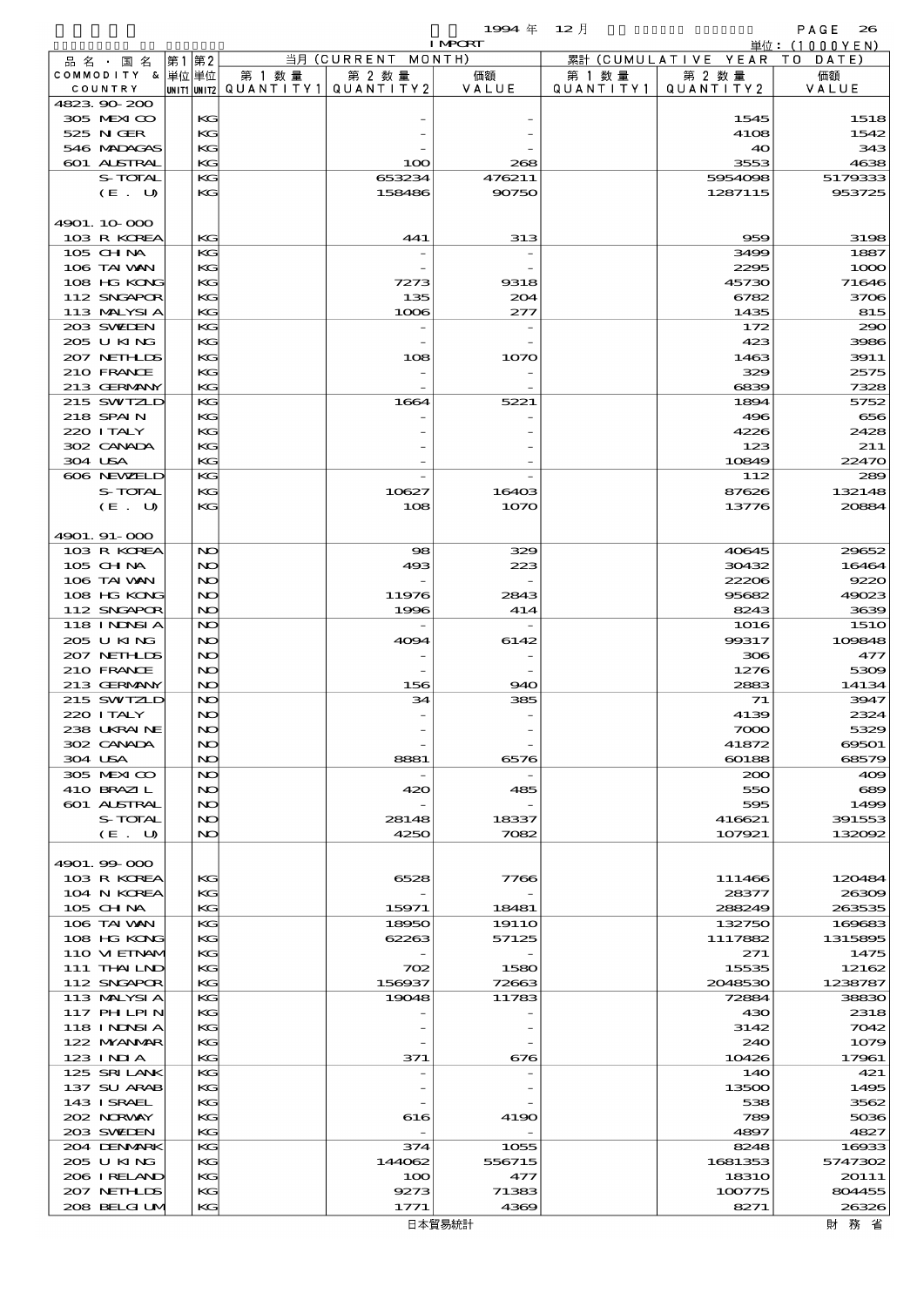1994 年 12 月 IMPORT

単位：(1000YEN)

| 品名・国名 COMMODITY & COUNTRY | 第1 単位 UNIT1 | 第2 単位 UNIT2 | 当月 (CURRENT MONTH) 第1数量 QUANTITY1 | 第2数量 QUANTITY2 | 価額 VALUE | 累計 (CUMULATIVE YEAR TO DATE) 第1数量 QUANTITY1 | 第2数量 QUANTITY2 | 価額 VALUE |
|---|---|---|---|---|---|---|---|---|
| 4823.90-200 | | | | | | | | |
| 305 MEXICO | | KG | | - | - | | 1545 | 1518 |
| 525 NIGER | | KG | | - | - | | 4108 | 1542 |
| 546 MADAGAS | | KG | | - | - | | 40 | 343 |
| 601 AUSTRAL | | KG | | 100 | 268 | | 3553 | 4638 |
| S-TOTAL | | KG | | 653234 | 476211 | | 5954098 | 5179333 |
| (E. U) | | KG | | 158486 | 90750 | | 1287115 | 953725 |
| 4901.10-000 | | | | | | | | |
| 103 R KOREA | | KG | | 441 | 313 | | 959 | 3198 |
| 105 CHINA | | KG | | - | - | | 3499 | 1887 |
| 106 TAIWAN | | KG | | - | - | | 2295 | 1000 |
| 108 HG KONG | | KG | | 7273 | 9318 | | 45730 | 71646 |
| 112 SNGAPOR | | KG | | 135 | 204 | | 6782 | 3706 |
| 113 MALYSIA | | KG | | 1006 | 277 | | 1435 | 815 |
| 203 SWEDEN | | KG | | - | - | | 172 | 290 |
| 205 U KING | | KG | | - | - | | 423 | 3986 |
| 207 NETHLDS | | KG | | 108 | 1070 | | 1463 | 3911 |
| 210 FRANCE | | KG | | - | - | | 329 | 2575 |
| 213 GERMANY | | KG | | - | - | | 6839 | 7328 |
| 215 SWITZLD | | KG | | 1664 | 5221 | | 1894 | 5752 |
| 218 SPAIN | | KG | | - | - | | 496 | 656 |
| 220 ITALY | | KG | | - | - | | 4226 | 2428 |
| 302 CANADA | | KG | | - | - | | 123 | 211 |
| 304 USA | | KG | | - | - | | 10849 | 22470 |
| 606 NEWZELD | | KG | | - | - | | 112 | 289 |
| S-TOTAL | | KG | | 10627 | 16403 | | 87626 | 132148 |
| (E. U) | | KG | | 108 | 1070 | | 13776 | 20884 |
| 4901.91-000 | | | | | | | | |
| 103 R KOREA | | NO | | 98 | 329 | | 40645 | 29652 |
| 105 CHINA | | NO | | 493 | 223 | | 30432 | 16464 |
| 106 TAIWAN | | NO | | - | - | | 22206 | 9220 |
| 108 HG KONG | | NO | | 11976 | 2843 | | 95682 | 49023 |
| 112 SNGAPOR | | NO | | 1996 | 414 | | 8243 | 3639 |
| 118 INDNSIA | | NO | | - | - | | 1016 | 1510 |
| 205 U KING | | NO | | 4094 | 6142 | | 99317 | 109848 |
| 207 NETHLDS | | NO | | - | - | | 306 | 477 |
| 210 FRANCE | | NO | | - | - | | 1276 | 5309 |
| 213 GERMANY | | NO | | 156 | 940 | | 2883 | 14134 |
| 215 SWITZLD | | NO | | 34 | 385 | | 71 | 3947 |
| 220 ITALY | | NO | | - | - | | 4139 | 2324 |
| 238 UKRAINE | | NO | | - | - | | 7000 | 5329 |
| 302 CANADA | | NO | | - | - | | 41872 | 69501 |
| 304 USA | | NO | | 8881 | 6576 | | 60188 | 68579 |
| 305 MEXICO | | NO | | - | - | | 200 | 409 |
| 410 BRAZIL | | NO | | 420 | 485 | | 550 | 689 |
| 601 AUSTRAL | | NO | | - | - | | 595 | 1499 |
| S-TOTAL | | NO | | 28148 | 18337 | | 416621 | 391553 |
| (E. U) | | NO | | 4250 | 7082 | | 107921 | 132092 |
| 4901.99-000 | | | | | | | | |
| 103 R KOREA | | KG | | 6528 | 7766 | | 111466 | 120484 |
| 104 N KOREA | | KG | | - | - | | 28377 | 26309 |
| 105 CHINA | | KG | | 15971 | 18481 | | 288249 | 263535 |
| 106 TAIWAN | | KG | | 18950 | 19110 | | 132750 | 169683 |
| 108 HG KONG | | KG | | 62263 | 57125 | | 1117882 | 1315895 |
| 110 VIETNAM | | KG | | - | - | | 271 | 1475 |
| 111 THAILND | | KG | | 702 | 1580 | | 15535 | 12162 |
| 112 SNGAPOR | | KG | | 156937 | 72663 | | 2048530 | 1238787 |
| 113 MALYSIA | | KG | | 19048 | 11783 | | 72884 | 38830 |
| 117 PHLPIN | | KG | | - | - | | 430 | 2318 |
| 118 INDNSIA | | KG | | - | - | | 3142 | 7042 |
| 122 MYANMAR | | KG | | - | - | | 240 | 1079 |
| 123 INDIA | | KG | | 371 | 676 | | 10426 | 17961 |
| 125 SRI LANK | | KG | | - | - | | 140 | 421 |
| 137 SU ARAB | | KG | | - | - | | 13500 | 1495 |
| 143 ISRAEL | | KG | | - | - | | 538 | 3562 |
| 202 NORWAY | | KG | | 616 | 4190 | | 789 | 5036 |
| 203 SWEDEN | | KG | | - | - | | 4897 | 4827 |
| 204 DENMARK | | KG | | 374 | 1055 | | 8248 | 16933 |
| 205 U KING | | KG | | 144062 | 556715 | | 1681353 | 5747302 |
| 206 IRELAND | | KG | | 100 | 477 | | 18310 | 20111 |
| 207 NETHLDS | | KG | | 9273 | 71383 | | 100775 | 804455 |
| 208 BELGIUM | | KG | | 1771 | 4369 | | 8271 | 26326 |

日本貿易統計　財務省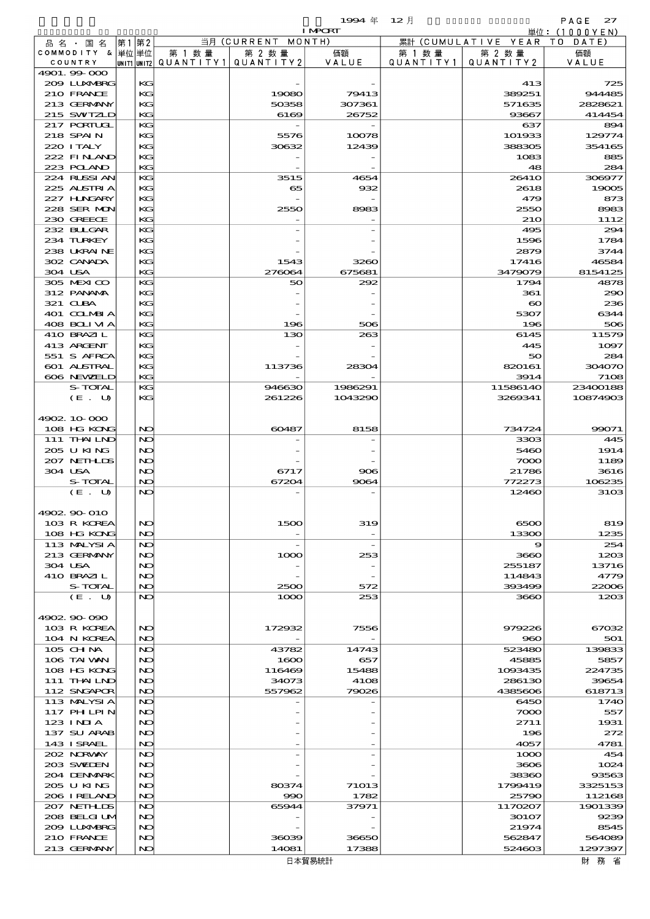1994 年 12 月 IMPORT

単位：(1000YEN)

| 品名・国名 COMMODITY & COUNTRY | 第1 単位 UNIT1 | 第2 単位 UNIT2 | 当月 (CURRENT MONTH) 第1数量 QUANTITY1 | 第2数量 QUANTITY2 | 価額 VALUE | 累計 (CUMULATIVE YEAR TO DATE) 第1数量 QUANTITY1 | 第2数量 QUANTITY2 | 価額 VALUE |
|---|---|---|---|---|---|---|---|---|
| 4901.99-000 | | | | | | | | |
| 209 LUXMBRG | | KG | | - | - | | 413 | 725 |
| 210 FRANCE | | KG | | 19080 | 79413 | | 389251 | 944485 |
| 213 GERMANY | | KG | | 50358 | 307361 | | 571635 | 2828621 |
| 215 SWTZLD | | KG | | 6169 | 26752 | | 93667 | 414454 |
| 217 PORTUGL | | KG | | - | - | | 637 | 894 |
| 218 SPAIN | | KG | | 5576 | 10078 | | 101933 | 129774 |
| 220 ITALY | | KG | | 30632 | 12439 | | 388305 | 354165 |
| 222 FINLAND | | KG | | - | - | | 1083 | 885 |
| 223 POLAND | | KG | | - | - | | 48 | 284 |
| 224 RUSSIAN | | KG | | 3515 | 4654 | | 26410 | 306977 |
| 225 AUSTRIA | | KG | | 65 | 932 | | 2618 | 19005 |
| 227 HUNGARY | | KG | | - | - | | 479 | 873 |
| 228 SER MON | | KG | | 2550 | 8983 | | 2550 | 8983 |
| 230 GREECE | | KG | | - | - | | 210 | 1112 |
| 232 BULGAR | | KG | | - | - | | 495 | 294 |
| 234 TURKEY | | KG | | - | - | | 1596 | 1784 |
| 238 UKRAINE | | KG | | - | - | | 2879 | 3744 |
| 302 CANADA | | KG | | 1543 | 3260 | | 17416 | 46584 |
| 304 USA | | KG | | 276064 | 675681 | | 3479079 | 8154125 |
| 305 MEXICO | | KG | | 50 | 292 | | 1794 | 4878 |
| 312 PANAMA | | KG | | - | - | | 361 | 290 |
| 321 CUBA | | KG | | - | - | | 60 | 236 |
| 401 COLMBIA | | KG | | - | - | | 5307 | 6344 |
| 408 BOLIVIA | | KG | | 196 | 506 | | 196 | 506 |
| 410 BRAZIL | | KG | | 130 | 263 | | 6145 | 11579 |
| 413 ARGENT | | KG | | - | - | | 445 | 1097 |
| 551 S AFRCA | | KG | | - | - | | 50 | 284 |
| 601 AUSTRAL | | KG | | 113736 | 28304 | | 820161 | 304070 |
| 606 NEWZELD | | KG | | - | - | | 3914 | 7108 |
| S-TOTAL | | KG | | 946630 | 1986291 | | 11586140 | 23400188 |
| (E. U) | | KG | | 261226 | 1043290 | | 3269341 | 10874903 |
| 4902.10-000 | | | | | | | | |
| 108 HG KONG | | NO | | 60487 | 8158 | | 734724 | 99071 |
| 111 THAILND | | NO | | - | - | | 3303 | 445 |
| 205 U KING | | NO | | - | - | | 5460 | 1914 |
| 207 NETHLDS | | NO | | - | - | | 7000 | 1189 |
| 304 USA | | NO | | 6717 | 906 | | 21786 | 3616 |
| S-TOTAL | | NO | | 67204 | 9064 | | 772273 | 106235 |
| (E. U) | | NO | | - | - | | 12460 | 3103 |
| 4902.90-010 | | | | | | | | |
| 103 R KOREA | | NO | | 1500 | 319 | | 6500 | 819 |
| 108 HG KONG | | NO | | - | - | | 13300 | 1235 |
| 113 MALYSIA | | NO | | - | - | | 9 | 254 |
| 213 GERMANY | | NO | | 1000 | 253 | | 3660 | 1203 |
| 304 USA | | NO | | - | - | | 255187 | 13716 |
| 410 BRAZIL | | NO | | - | - | | 114843 | 4779 |
| S-TOTAL | | NO | | 2500 | 572 | | 393499 | 22006 |
| (E. U) | | NO | | 1000 | 253 | | 3660 | 1203 |
| 4902.90-090 | | | | | | | | |
| 103 R KOREA | | NO | | 172932 | 7556 | | 979226 | 67032 |
| 104 N KOREA | | NO | | - | - | | 960 | 501 |
| 105 CHINA | | NO | | 43782 | 14743 | | 523480 | 139833 |
| 106 TAIWAN | | NO | | 1600 | 657 | | 45885 | 5857 |
| 108 HG KONG | | NO | | 116469 | 15488 | | 1093435 | 224735 |
| 111 THAILND | | NO | | 34073 | 4108 | | 286130 | 39654 |
| 112 SNGAPOR | | NO | | 557962 | 79026 | | 4385606 | 618713 |
| 113 MALYSIA | | NO | | - | - | | 6450 | 1740 |
| 117 PHILPIN | | NO | | - | - | | 7000 | 557 |
| 123 INDIA | | NO | | - | - | | 2711 | 1931 |
| 137 SU ARAB | | NO | | - | - | | 196 | 272 |
| 143 ISRAEL | | NO | | - | - | | 4057 | 4781 |
| 202 NORWAY | | NO | | - | - | | 1000 | 454 |
| 203 SWEDEN | | NO | | - | - | | 3606 | 1024 |
| 204 DENMARK | | NO | | - | - | | 38360 | 93563 |
| 205 U KING | | NO | | 80374 | 71013 | | 1799419 | 3325153 |
| 206 IRELAND | | NO | | 990 | 1782 | | 25790 | 112168 |
| 207 NETHLDS | | NO | | 65944 | 37971 | | 1170207 | 1901339 |
| 208 BELGIUM | | NO | | - | - | | 30107 | 9239 |
| 209 LUXMBRG | | NO | | - | - | | 21974 | 8545 |
| 210 FRANCE | | NO | | 36039 | 36650 | | 562847 | 564089 |
| 213 GERMANY | | NO | | 14081 | 17388 | | 524603 | 1297397 |

日本貿易統計　財務省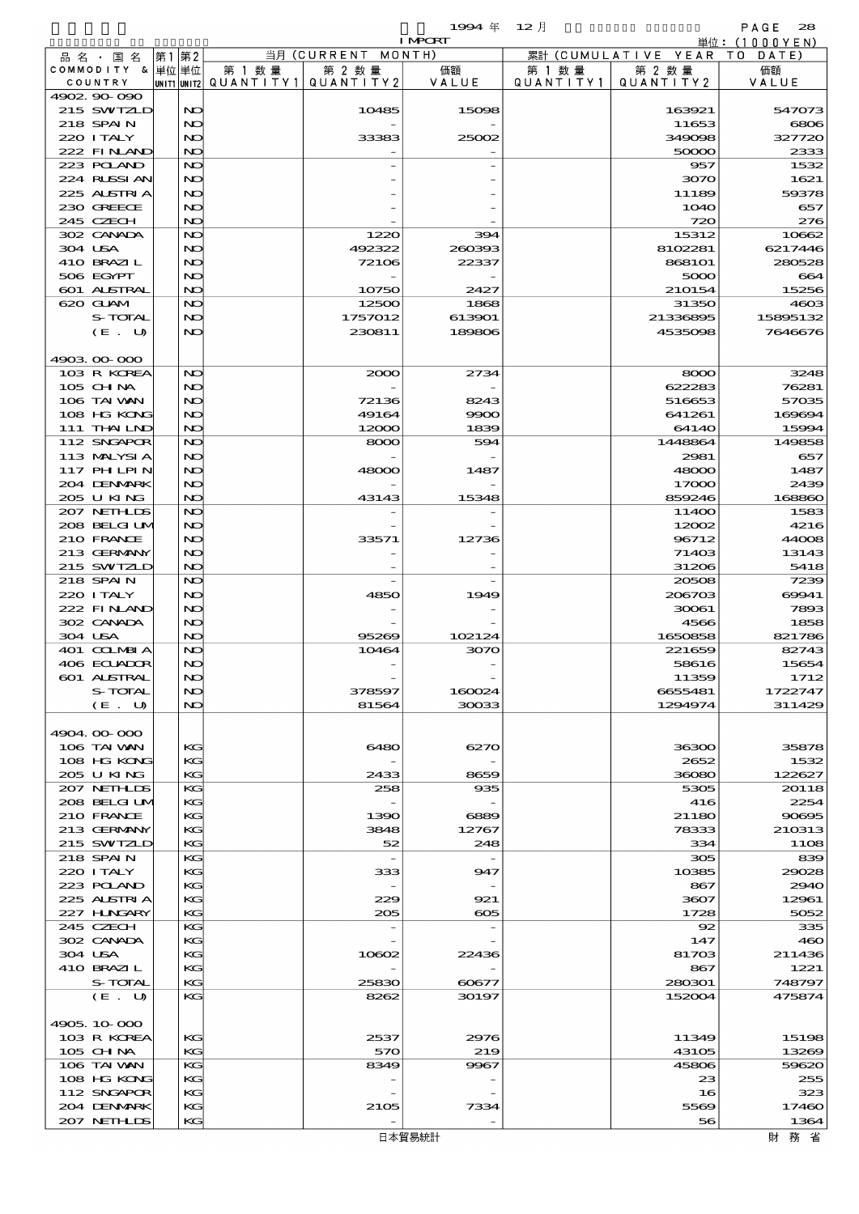1994 年 12 月 IMPORT

単位：(1000YEN)

| 品名・国名 COMMODITY & COUNTRY | 第1 単位 UNIT1 | 第2 単位 UNIT2 | 当月 (CURRENT MONTH) 第1数量 QUANTITY1 | 第2数量 QUANTITY2 | 価額 VALUE | 累計 (CUMULATIVE YEAR TO DATE) 第1数量 QUANTITY1 | 第2数量 QUANTITY2 | 価額 VALUE |
|---|---|---|---|---|---|---|---|---|
| 4902.90-090 | | | | | | | | |
| 215 SWITZLD | | NO | | 10485 | 15098 | | 163921 | 547073 |
| 218 SPAIN | | NO | | - | - | | 11653 | 6806 |
| 220 ITALY | | NO | | 33383 | 25002 | | 349098 | 327720 |
| 222 FINLAND | | NO | | - | - | | 50000 | 2333 |
| 223 POLAND | | NO | | - | - | | 957 | 1532 |
| 224 RUSSIAN | | NO | | - | - | | 3070 | 1621 |
| 225 AUSTRIA | | NO | | - | - | | 11189 | 59378 |
| 230 GREECE | | NO | | - | - | | 1040 | 657 |
| 245 CZECH | | NO | | - | - | | 720 | 276 |
| 302 CANADA | | NO | | 1220 | 394 | | 15312 | 10662 |
| 304 USA | | NO | | 492322 | 260393 | | 8102281 | 6217446 |
| 410 BRAZIL | | NO | | 72106 | 22337 | | 868101 | 280528 |
| 506 EGYPT | | NO | | - | - | | 5000 | 664 |
| 601 AUSTRAL | | NO | | 10750 | 2427 | | 210154 | 15256 |
| 620 GUAM | | NO | | 12500 | 1868 | | 31350 | 4603 |
| S-TOTAL | | NO | | 1757012 | 613901 | | 21336895 | 15895132 |
| (E. U) | | NO | | 230811 | 189806 | | 4535098 | 7646676 |
| 4903.00-000 | | | | | | | | |
| 103 R KOREA | | NO | | 2000 | 2734 | | 8000 | 3248 |
| 105 CHINA | | NO | | - | - | | 622283 | 76281 |
| 106 TAIWAN | | NO | | 72136 | 8243 | | 516653 | 57035 |
| 108 HG KONG | | NO | | 49164 | 9900 | | 641261 | 169694 |
| 111 THAILND | | NO | | 12000 | 1839 | | 64140 | 15994 |
| 112 SNGAPOR | | NO | | 8000 | 594 | | 1448864 | 149858 |
| 113 MALYSIA | | NO | | - | - | | 2981 | 657 |
| 117 PHILPIN | | NO | | 48000 | 1487 | | 48000 | 1487 |
| 204 DENMARK | | NO | | - | - | | 17000 | 2439 |
| 205 U KING | | NO | | 43143 | 15348 | | 859246 | 168860 |
| 207 NETHLDS | | NO | | - | - | | 11400 | 1583 |
| 208 BELGIUM | | NO | | - | - | | 12002 | 4216 |
| 210 FRANCE | | NO | | 33571 | 12736 | | 96712 | 44008 |
| 213 GERMANY | | NO | | - | - | | 71403 | 13143 |
| 215 SWITZLD | | NO | | - | - | | 31206 | 5418 |
| 218 SPAIN | | NO | | - | - | | 20508 | 7239 |
| 220 ITALY | | NO | | 4850 | 1949 | | 206703 | 69941 |
| 222 FINLAND | | NO | | - | - | | 30061 | 7893 |
| 302 CANADA | | NO | | - | - | | 4566 | 1858 |
| 304 USA | | NO | | 95269 | 102124 | | 1650858 | 821786 |
| 401 COLMBIA | | NO | | 10464 | 3070 | | 221659 | 82743 |
| 406 ECUADOR | | NO | | - | - | | 58616 | 15654 |
| 601 AUSTRAL | | NO | | - | - | | 11359 | 1712 |
| S-TOTAL | | NO | | 378597 | 160024 | | 6655481 | 1722747 |
| (E. U) | | NO | | 81564 | 30033 | | 1294974 | 311429 |
| 4904.00-000 | | | | | | | | |
| 106 TAIWAN | | KG | | 6480 | 6270 | | 36300 | 35878 |
| 108 HG KONG | | KG | | - | - | | 2652 | 1532 |
| 205 U KING | | KG | | 2433 | 8659 | | 36080 | 122627 |
| 207 NETHLDS | | KG | | 258 | 935 | | 5305 | 20118 |
| 208 BELGIUM | | KG | | - | - | | 416 | 2254 |
| 210 FRANCE | | KG | | 1390 | 6889 | | 21180 | 90695 |
| 213 GERMANY | | KG | | 3848 | 12767 | | 78333 | 210313 |
| 215 SWITZLD | | KG | | 52 | 248 | | 334 | 1108 |
| 218 SPAIN | | KG | | - | - | | 305 | 839 |
| 220 ITALY | | KG | | 333 | 947 | | 10385 | 29028 |
| 223 POLAND | | KG | | - | - | | 867 | 2940 |
| 225 AUSTRIA | | KG | | 229 | 921 | | 3607 | 12961 |
| 227 HUNGARY | | KG | | 205 | 605 | | 1728 | 5052 |
| 245 CZECH | | KG | | - | - | | 92 | 335 |
| 302 CANADA | | KG | | - | - | | 147 | 460 |
| 304 USA | | KG | | 10602 | 22436 | | 81703 | 211436 |
| 410 BRAZIL | | KG | | - | - | | 867 | 1221 |
| S-TOTAL | | KG | | 25830 | 60677 | | 280301 | 748797 |
| (E. U) | | KG | | 8262 | 30197 | | 152004 | 475874 |
| 4905.10-000 | | | | | | | | |
| 103 R KOREA | | KG | | 2537 | 2976 | | 11349 | 15198 |
| 105 CHINA | | KG | | 570 | 219 | | 43105 | 13269 |
| 106 TAIWAN | | KG | | 8349 | 9967 | | 45806 | 59620 |
| 108 HG KONG | | KG | | - | - | | 23 | 255 |
| 112 SNGAPOR | | KG | | - | - | | 16 | 323 |
| 204 DENMARK | | KG | | 2105 | 7334 | | 5569 | 17460 |
| 207 NETHLDS | | KG | | - | - | | 56 | 1364 |

日本貿易統計　財務省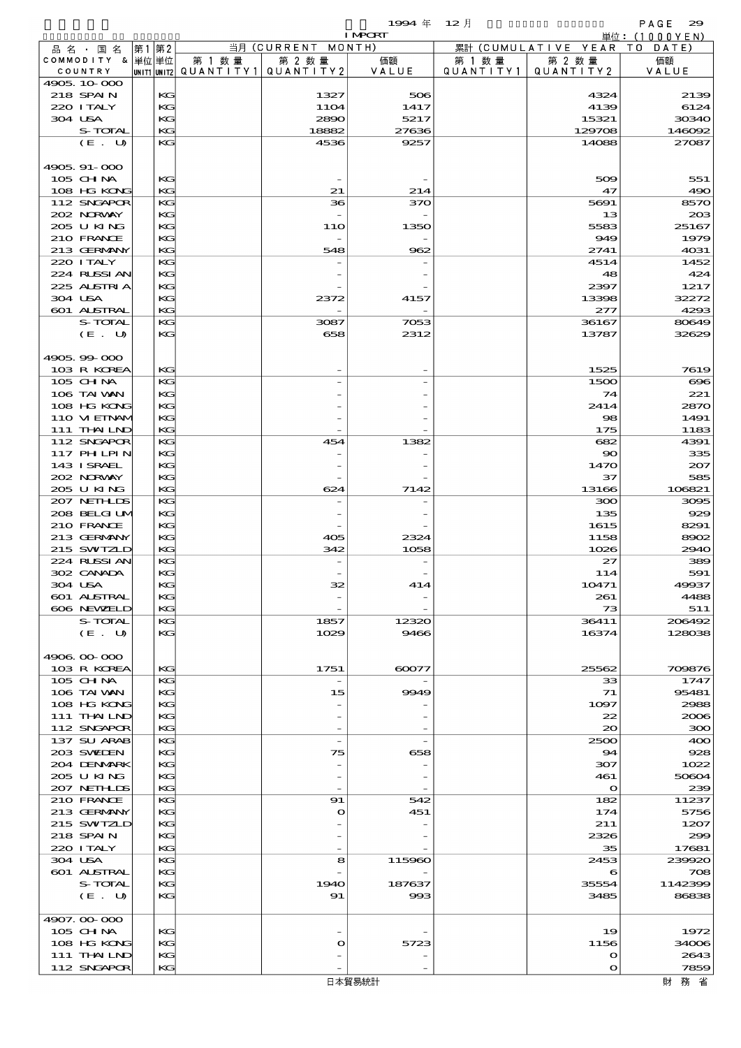1994 年 12 月 IMPORT

単位：(1000YEN)

| 品名・国名 COMMODITY & COUNTRY | 第1 単位 UNIT1 | 第2 単位 UNIT2 | 当月 (CURRENT MONTH) 第1数量 QUANTITY1 | 第2数量 QUANTITY2 | 価額 VALUE | 累計 (CUMULATIVE YEAR TO DATE) 第1数量 QUANTITY1 | 第2数量 QUANTITY2 | 価額 VALUE |
|---|---|---|---|---|---|---|---|---|
| 4905.10-000 | | | | | | | | |
| 218 SPAIN | | KG | | 1327 | 506 | | 4324 | 2139 |
| 220 ITALY | | KG | | 1104 | 1417 | | 4139 | 6124 |
| 304 USA | | KG | | 2890 | 5217 | | 15321 | 30340 |
| S-TOTAL | | KG | | 18882 | 27636 | | 129708 | 146092 |
| (E. U) | | KG | | 4536 | 9257 | | 14088 | 27087 |
| 4905.91-000 | | | | | | | | |
| 105 CHINA | | KG | | - | - | | 509 | 551 |
| 108 HG KONG | | KG | | 21 | 214 | | 47 | 490 |
| 112 SNGAPOR | | KG | | 36 | 370 | | 5691 | 8570 |
| 202 NORWAY | | KG | | - | - | | 13 | 203 |
| 205 U KING | | KG | | 110 | 1350 | | 5583 | 25167 |
| 210 FRANCE | | KG | | - | - | | 949 | 1979 |
| 213 GERMANY | | KG | | 548 | 962 | | 2741 | 4031 |
| 220 ITALY | | KG | | - | - | | 4514 | 1452 |
| 224 RUSSIAN | | KG | | - | - | | 48 | 424 |
| 225 AUSTRIA | | KG | | - | - | | 2397 | 1217 |
| 304 USA | | KG | | 2372 | 4157 | | 13398 | 32272 |
| 601 AUSTRAL | | KG | | - | - | | 277 | 4293 |
| S-TOTAL | | KG | | 3087 | 7053 | | 36167 | 80649 |
| (E. U) | | KG | | 658 | 2312 | | 13787 | 32629 |
| 4905.99-000 | | | | | | | | |
| 103 R KOREA | | KG | | - | - | | 1525 | 7619 |
| 105 CHINA | | KG | | - | - | | 1500 | 696 |
| 106 TAIWAN | | KG | | - | - | | 74 | 221 |
| 108 HG KONG | | KG | | - | - | | 2414 | 2870 |
| 110 VIETNAM | | KG | | - | - | | 98 | 1491 |
| 111 THAILND | | KG | | - | - | | 175 | 1183 |
| 112 SNGAPOR | | KG | | 454 | 1382 | | 682 | 4391 |
| 117 PHILPIN | | KG | | - | - | | 90 | 335 |
| 143 ISRAEL | | KG | | - | - | | 1470 | 207 |
| 202 NORWAY | | KG | | - | - | | 37 | 585 |
| 205 U KING | | KG | | 624 | 7142 | | 13166 | 106821 |
| 207 NETHLDS | | KG | | - | - | | 300 | 3095 |
| 208 BELGIUM | | KG | | - | - | | 135 | 929 |
| 210 FRANCE | | KG | | - | - | | 1615 | 8291 |
| 213 GERMANY | | KG | | 405 | 2324 | | 1158 | 8902 |
| 215 SWITZLD | | KG | | 342 | 1058 | | 1026 | 2940 |
| 224 RUSSIAN | | KG | | - | - | | 27 | 389 |
| 302 CANADA | | KG | | - | - | | 114 | 591 |
| 304 USA | | KG | | 32 | 414 | | 10471 | 49937 |
| 601 AUSTRAL | | KG | | - | - | | 261 | 4488 |
| 606 NEWZELD | | KG | | - | - | | 73 | 511 |
| S-TOTAL | | KG | | 1857 | 12320 | | 36411 | 206492 |
| (E. U) | | KG | | 1029 | 9466 | | 16374 | 128038 |
| 4906.00-000 | | | | | | | | |
| 103 R KOREA | | KG | | 1751 | 60077 | | 25562 | 709876 |
| 105 CHINA | | KG | | - | - | | 33 | 1747 |
| 106 TAIWAN | | KG | | 15 | 9949 | | 71 | 95481 |
| 108 HG KONG | | KG | | - | - | | 1097 | 2988 |
| 111 THAILND | | KG | | - | - | | 22 | 2006 |
| 112 SNGAPOR | | KG | | - | - | | 20 | 300 |
| 137 SU ARAB | | KG | | - | - | | 2500 | 400 |
| 203 SWEDEN | | KG | | 75 | 658 | | 94 | 928 |
| 204 DENMARK | | KG | | - | - | | 307 | 1022 |
| 205 U KING | | KG | | - | - | | 461 | 50604 |
| 207 NETHLDS | | KG | | - | - | | 0 | 239 |
| 210 FRANCE | | KG | | 91 | 542 | | 182 | 11237 |
| 213 GERMANY | | KG | | 0 | 451 | | 174 | 5756 |
| 215 SWITZLD | | KG | | - | - | | 211 | 1207 |
| 218 SPAIN | | KG | | - | - | | 2326 | 299 |
| 220 ITALY | | KG | | - | - | | 35 | 17681 |
| 304 USA | | KG | | 8 | 115960 | | 2453 | 239920 |
| 601 AUSTRAL | | KG | | - | - | | 6 | 708 |
| S-TOTAL | | KG | | 1940 | 187637 | | 35554 | 1142399 |
| (E. U) | | KG | | 91 | 993 | | 3485 | 86838 |
| 4907.00-000 | | | | | | | | |
| 105 CHINA | | KG | | - | - | | 19 | 1972 |
| 108 HG KONG | | KG | | 0 | 5723 | | 1156 | 34006 |
| 111 THAILND | | KG | | - | - | | 0 | 2643 |
| 112 SNGAPOR | | KG | | - | - | | 0 | 7859 |

日本貿易統計　　財務省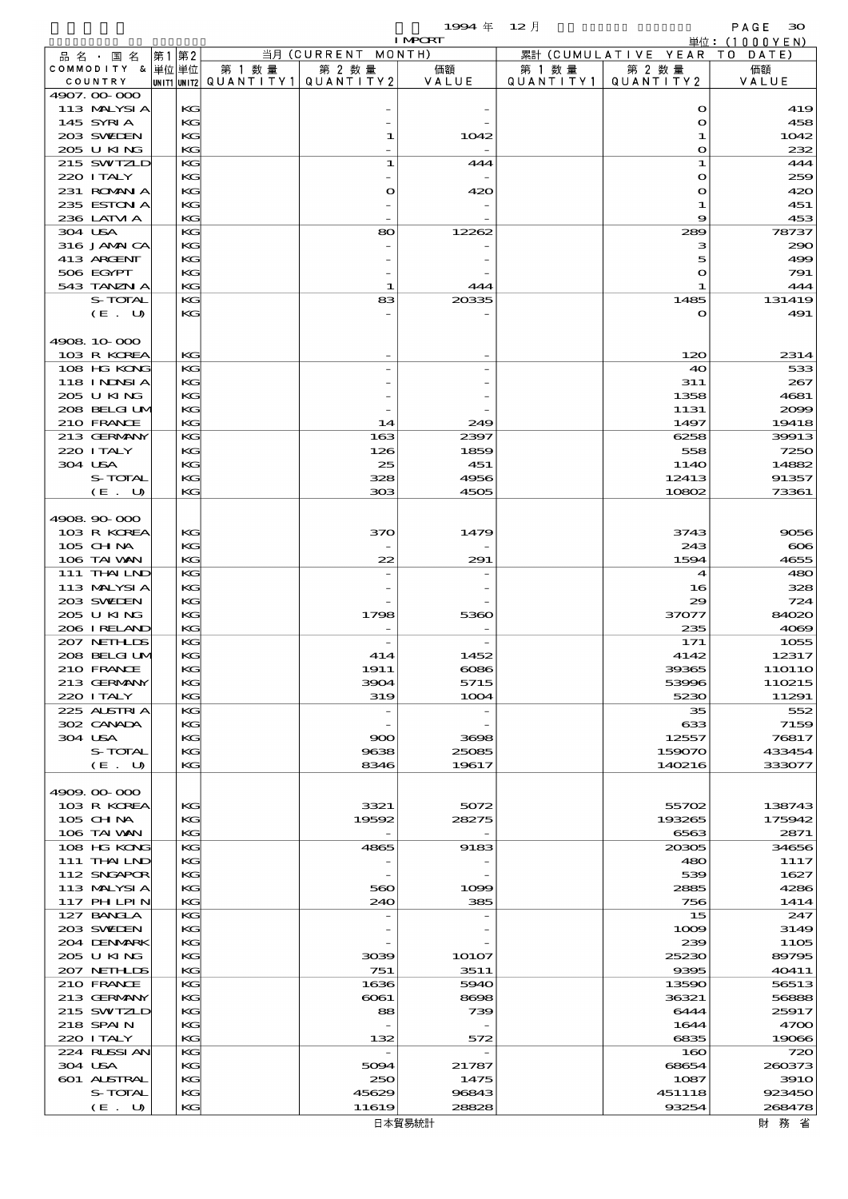1994 年 12 月 IMPORT 単位：(1000YEN)

| 品名・国名 COMMODITY & COUNTRY | 第1 単位 UNIT1 | 第2 単位 UNIT2 | 当月 (CURRENT MONTH) 第1数量 QUANTITY1 | 第2数量 QUANTITY2 | 価額 VALUE | 累計 (CUMULATIVE YEAR TO DATE) 第1数量 QUANTITY1 | 第2数量 QUANTITY2 | 価額 VALUE |
|---|---|---|---|---|---|---|---|---|
| 4907.00-000 | | | | | | | | |
| 113 MALYSIA | | KG | | - | - | | 0 | 419 |
| 145 SYRIA | | KG | | - | - | | 0 | 458 |
| 203 SWEDEN | | KG | | 1 | 1042 | | 1 | 1042 |
| 205 U KING | | KG | | - | - | | 0 | 232 |
| 215 SWTZLD | | KG | | 1 | 444 | | 1 | 444 |
| 220 ITALY | | KG | | - | - | | 0 | 259 |
| 231 ROMANIA | | KG | | 0 | 420 | | 0 | 420 |
| 235 ESTONIA | | KG | | - | - | | 1 | 451 |
| 236 LATVIA | | KG | | - | - | | 9 | 453 |
| 304 USA | | KG | | 80 | 12262 | | 289 | 78737 |
| 316 JAMAICA | | KG | | - | - | | 3 | 290 |
| 413 ARGENT | | KG | | - | - | | 5 | 499 |
| 506 EGYPT | | KG | | - | - | | 0 | 791 |
| 543 TANZNIA | | KG | | 1 | 444 | | 1 | 444 |
| S-TOTAL | | KG | | 83 | 20335 | | 1485 | 131419 |
| (E. U) | | KG | | - | - | | 0 | 491 |
| 4908.10-000 | | | | | | | | |
| 103 R KOREA | | KG | | - | - | | 120 | 2314 |
| 108 HG KONG | | KG | | - | - | | 40 | 533 |
| 118 INDNSIA | | KG | | - | - | | 311 | 267 |
| 205 U KING | | KG | | - | - | | 1358 | 4681 |
| 208 BELGIUM | | KG | | - | - | | 1131 | 2099 |
| 210 FRANCE | | KG | | 14 | 249 | | 1497 | 19418 |
| 213 GERMANY | | KG | | 163 | 2397 | | 6258 | 39913 |
| 220 ITALY | | KG | | 126 | 1859 | | 558 | 7250 |
| 304 USA | | KG | | 25 | 451 | | 1140 | 14882 |
| S-TOTAL | | KG | | 328 | 4956 | | 12413 | 91357 |
| (E. U) | | KG | | 303 | 4505 | | 10802 | 73361 |
| 4908.90-000 | | | | | | | | |
| 103 R KOREA | | KG | | 370 | 1479 | | 3743 | 9056 |
| 105 CHINA | | KG | | - | - | | 243 | 606 |
| 106 TAIWAN | | KG | | 22 | 291 | | 1594 | 4655 |
| 111 THAILND | | KG | | - | - | | 4 | 480 |
| 113 MALYSIA | | KG | | - | - | | 16 | 328 |
| 203 SWEDEN | | KG | | - | - | | 29 | 724 |
| 205 U KING | | KG | | 1798 | 5360 | | 37077 | 84020 |
| 206 IRELAND | | KG | | - | - | | 235 | 4069 |
| 207 NETHLDS | | KG | | - | - | | 171 | 1055 |
| 208 BELGIUM | | KG | | 414 | 1452 | | 4142 | 12317 |
| 210 FRANCE | | KG | | 1911 | 6086 | | 39365 | 110110 |
| 213 GERMANY | | KG | | 3904 | 5715 | | 53996 | 110215 |
| 220 ITALY | | KG | | 319 | 1004 | | 5230 | 11291 |
| 225 AUSTRIA | | KG | | - | - | | 35 | 552 |
| 302 CANADA | | KG | | - | - | | 633 | 7159 |
| 304 USA | | KG | | 900 | 3698 | | 12557 | 76817 |
| S-TOTAL | | KG | | 9638 | 25085 | | 159070 | 433454 |
| (E. U) | | KG | | 8346 | 19617 | | 140216 | 333077 |
| 4909.00-000 | | | | | | | | |
| 103 R KOREA | | KG | | 3321 | 5072 | | 55702 | 138743 |
| 105 CHINA | | KG | | 19592 | 28275 | | 193265 | 175942 |
| 106 TAIWAN | | KG | | - | - | | 6563 | 2871 |
| 108 HG KONG | | KG | | 4865 | 9183 | | 20305 | 34656 |
| 111 THAILND | | KG | | - | - | | 480 | 1117 |
| 112 SNGAPOR | | KG | | - | - | | 539 | 1627 |
| 113 MALYSIA | | KG | | 560 | 1099 | | 2885 | 4286 |
| 117 PHILPIN | | KG | | 240 | 385 | | 756 | 1414 |
| 127 BANGLA | | KG | | - | - | | 15 | 247 |
| 203 SWEDEN | | KG | | - | - | | 1009 | 3149 |
| 204 DENMARK | | KG | | - | - | | 239 | 1105 |
| 205 U KING | | KG | | 3039 | 10107 | | 25230 | 89795 |
| 207 NETHLDS | | KG | | 751 | 3511 | | 9395 | 40411 |
| 210 FRANCE | | KG | | 1636 | 5940 | | 13590 | 56513 |
| 213 GERMANY | | KG | | 6061 | 8698 | | 36321 | 56888 |
| 215 SWTZLD | | KG | | 88 | 739 | | 6444 | 25917 |
| 218 SPAIN | | KG | | - | - | | 1644 | 4700 |
| 220 ITALY | | KG | | 132 | 572 | | 6835 | 19066 |
| 224 RUSSIAN | | KG | | - | - | | 160 | 720 |
| 304 USA | | KG | | 5094 | 21787 | | 68654 | 260373 |
| 601 AUSTRAL | | KG | | 250 | 1475 | | 1087 | 3910 |
| S-TOTAL | | KG | | 45629 | 96843 | | 451118 | 923450 |
| (E. U) | | KG | | 11619 | 28828 | | 93254 | 268478 |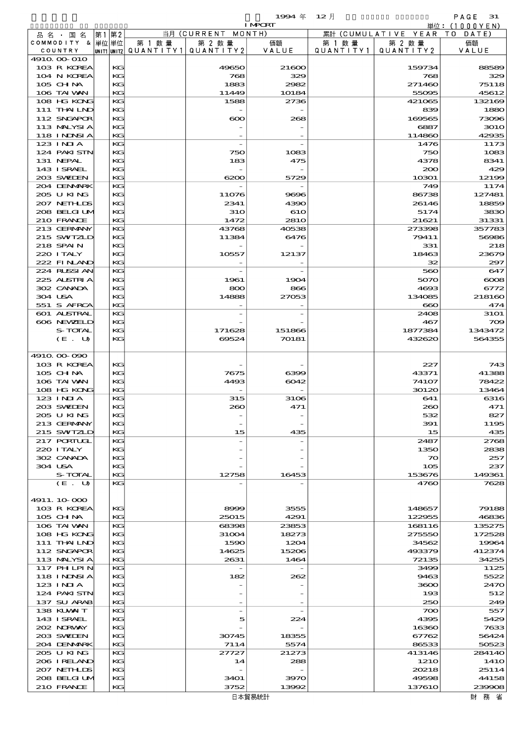1994 年 12 月 IMPORT

単位：(1000YEN)

| 品名・国名 COMMODITY & COUNTRY | 第1単位 UNIT1 | 第2単位 UNIT2 | 当月 (CURRENT MONTH) 第1数量 QUANTITY1 | 第2数量 QUANTITY2 | 価額 VALUE | 累計 (CUMULATIVE YEAR TO DATE) 第1数量 QUANTITY1 | 第2数量 QUANTITY2 | 価額 VALUE |
|---|---|---|---|---|---|---|---|---|
| 4910.00-010 | | | | | | | | |
| 103 R KOREA | | KG | | 49650 | 21600 | | 159734 | 88589 |
| 104 N KOREA | | KG | | 768 | 329 | | 768 | 329 |
| 105 CHINA | | KG | | 1883 | 2982 | | 271460 | 75118 |
| 106 TAIWAN | | KG | | 11449 | 10184 | | 55095 | 45612 |
| 108 HG KONG | | KG | | 1588 | 2736 | | 421065 | 132169 |
| 111 THAILND | | KG | | - | - | | 839 | 1880 |
| 112 SNGAPOR | | KG | | 600 | 268 | | 169565 | 73096 |
| 113 MALYSIA | | KG | | - | - | | 6887 | 3010 |
| 118 INDNSIA | | KG | | - | - | | 114860 | 42935 |
| 123 INDIA | | KG | | - | - | | 1476 | 1173 |
| 124 PAKISTN | | KG | | 750 | 1083 | | 750 | 1083 |
| 131 NEPAL | | KG | | 183 | 475 | | 4378 | 8341 |
| 143 ISRAEL | | KG | | - | - | | 200 | 429 |
| 203 SWEDEN | | KG | | 6200 | 5729 | | 10301 | 12199 |
| 204 DENMARK | | KG | | - | - | | 749 | 1174 |
| 205 U KING | | KG | | 11076 | 9696 | | 86738 | 127481 |
| 207 NETHLDS | | KG | | 2341 | 4390 | | 26146 | 18859 |
| 208 BELGIUM | | KG | | 310 | 610 | | 5174 | 3830 |
| 210 FRANCE | | KG | | 1472 | 2810 | | 21621 | 31331 |
| 213 GERMANY | | KG | | 43768 | 40538 | | 273398 | 357783 |
| 215 SWITZLD | | KG | | 11384 | 6476 | | 79411 | 56986 |
| 218 SPAIN | | KG | | - | - | | 331 | 218 |
| 220 ITALY | | KG | | 10557 | 12137 | | 18463 | 23679 |
| 222 FINLAND | | KG | | - | - | | 32 | 297 |
| 224 RUSSIAN | | KG | | - | - | | 560 | 647 |
| 225 AUSTRIA | | KG | | 1961 | 1904 | | 5070 | 6008 |
| 302 CANADA | | KG | | 800 | 866 | | 4693 | 6772 |
| 304 USA | | KG | | 14888 | 27053 | | 134085 | 218160 |
| 551 S AFRCA | | KG | | - | - | | 660 | 474 |
| 601 AUSTRAL | | KG | | - | - | | 2408 | 3101 |
| 606 NEWZELD | | KG | | - | - | | 467 | 709 |
| S-TOTAL | | KG | | 171628 | 151866 | | 1877384 | 1343472 |
| (E. U) | | KG | | 69524 | 70181 | | 432620 | 564355 |
| 4910.00-090 | | | | | | | | |
| 103 R KOREA | | KG | | - | - | | 227 | 743 |
| 105 CHINA | | KG | | 7675 | 6399 | | 43371 | 41388 |
| 106 TAIWAN | | KG | | 4493 | 6042 | | 74107 | 78422 |
| 108 HG KONG | | KG | | - | - | | 30120 | 13464 |
| 123 INDIA | | KG | | 315 | 3106 | | 641 | 6316 |
| 203 SWEDEN | | KG | | 260 | 471 | | 260 | 471 |
| 205 U KING | | KG | | - | - | | 532 | 827 |
| 213 GERMANY | | KG | | - | - | | 391 | 1195 |
| 215 SWITZLD | | KG | | 15 | 435 | | 15 | 435 |
| 217 PORTUGL | | KG | | - | - | | 2487 | 2768 |
| 220 ITALY | | KG | | - | - | | 1350 | 2838 |
| 302 CANADA | | KG | | - | - | | 70 | 257 |
| 304 USA | | KG | | - | - | | 105 | 237 |
| S-TOTAL | | KG | | 12758 | 16453 | | 153676 | 149361 |
| (E. U) | | KG | | - | - | | 4760 | 7628 |
| 4911.10-000 | | | | | | | | |
| 103 R KOREA | | KG | | 8999 | 3555 | | 148657 | 79188 |
| 105 CHINA | | KG | | 25015 | 4291 | | 122955 | 46836 |
| 106 TAIWAN | | KG | | 68398 | 23853 | | 168116 | 135275 |
| 108 HG KONG | | KG | | 31004 | 18273 | | 275550 | 172528 |
| 111 THAILND | | KG | | 1590 | 1204 | | 34562 | 19964 |
| 112 SNGAPOR | | KG | | 14625 | 15206 | | 493379 | 412374 |
| 113 MALYSIA | | KG | | 2631 | 1464 | | 72135 | 34255 |
| 117 PHLPIN | | KG | | - | - | | 3499 | 1125 |
| 118 INDNSIA | | KG | | 182 | 262 | | 9463 | 5522 |
| 123 INDIA | | KG | | - | - | | 3600 | 2470 |
| 124 PAKISTN | | KG | | - | - | | 193 | 512 |
| 137 SU ARAB | | KG | | - | - | | 250 | 249 |
| 138 KUWAIT | | KG | | - | - | | 700 | 557 |
| 143 ISRAEL | | KG | | 5 | 224 | | 4395 | 5429 |
| 202 NORWAY | | KG | | - | - | | 16360 | 7633 |
| 203 SWEDEN | | KG | | 30745 | 18355 | | 67762 | 56424 |
| 204 DENMARK | | KG | | 7114 | 5574 | | 86533 | 50523 |
| 205 U KING | | KG | | 27727 | 21273 | | 413146 | 284140 |
| 206 IRELAND | | KG | | 14 | 288 | | 1210 | 1410 |
| 207 NETHLDS | | KG | | - | - | | 20218 | 25114 |
| 208 BELGIUM | | KG | | 3401 | 3970 | | 49598 | 44158 |
| 210 FRANCE | | KG | | 3752 | 13992 | | 137610 | 239908 |

日本貿易統計　財務省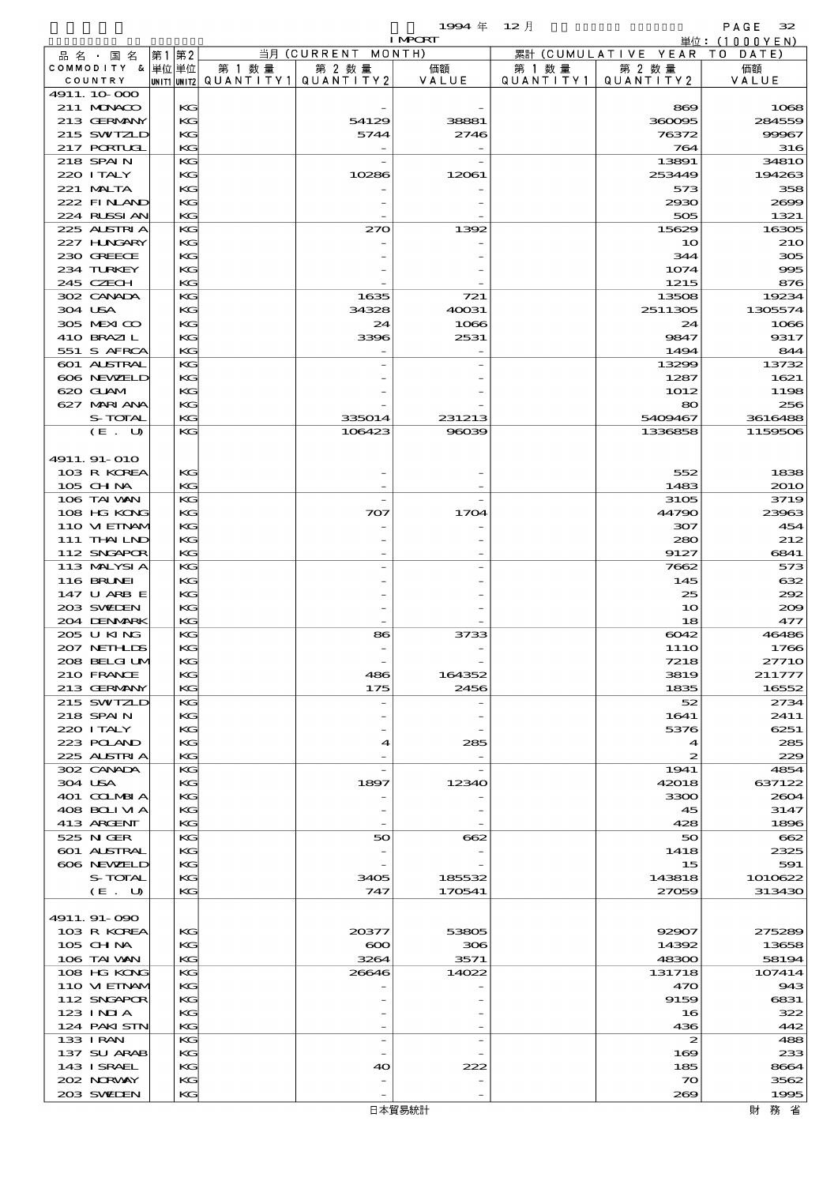1994 年 12 月 IMPORT

単位：(1000YEN)

| 品名・国名 COMMODITY & COUNTRY | 第1 単位 UNIT1 | 第2 単位 UNIT2 | 当月 (CURRENT MONTH) 第1数量 QUANTITY1 | 第2数量 QUANTITY2 | 価額 VALUE | 累計 (CUMULATIVE YEAR TO DATE) 第1数量 QUANTITY1 | 第2数量 QUANTITY2 | 価額 VALUE |
|---|---|---|---|---|---|---|---|---|
| 4911.10-000 | | | | | | | | |
| 211 MONACO | | KG | | - | - | | 869 | 1068 |
| 213 GERMANY | | KG | | 54129 | 38881 | | 360095 | 284559 |
| 215 SWITZLD | | KG | | 5744 | 2746 | | 76372 | 99967 |
| 217 PORTUGL | | KG | | - | - | | 764 | 316 |
| 218 SPAIN | | KG | | - | - | | 13891 | 34810 |
| 220 ITALY | | KG | | 10286 | 12061 | | 253449 | 194263 |
| 221 MALTA | | KG | | - | - | | 573 | 358 |
| 222 FINLAND | | KG | | - | - | | 2930 | 2699 |
| 224 RUSSIAN | | KG | | - | - | | 505 | 1321 |
| 225 AUSTRIA | | KG | | 270 | 1392 | | 15629 | 16305 |
| 227 HUNGARY | | KG | | - | - | | 10 | 210 |
| 230 GREECE | | KG | | - | - | | 344 | 305 |
| 234 TURKEY | | KG | | - | - | | 1074 | 995 |
| 245 CZECH | | KG | | - | - | | 1215 | 876 |
| 302 CANADA | | KG | | 1635 | 721 | | 13508 | 19234 |
| 304 USA | | KG | | 34328 | 40031 | | 2511305 | 1305574 |
| 305 MEXICO | | KG | | 24 | 1066 | | 24 | 1066 |
| 410 BRAZIL | | KG | | 3396 | 2531 | | 9847 | 9317 |
| 551 S AFRCA | | KG | | - | - | | 1494 | 844 |
| 601 AUSTRAL | | KG | | - | - | | 13299 | 13732 |
| 606 NEWZELD | | KG | | - | - | | 1287 | 1621 |
| 620 GUAM | | KG | | - | - | | 1012 | 1198 |
| 627 MARIANA | | KG | | - | - | | 80 | 256 |
| S-TOTAL | | KG | | 335014 | 231213 | | 5409467 | 3616488 |
| (E. U) | | KG | | 106423 | 96039 | | 1336858 | 1159506 |
| 4911.91-010 | | | | | | | | |
| 103 R KOREA | | KG | | - | - | | 552 | 1838 |
| 105 CHINA | | KG | | - | - | | 1483 | 2010 |
| 106 TAIWAN | | KG | | - | - | | 3105 | 3719 |
| 108 HG KONG | | KG | | 707 | 1704 | | 44790 | 23963 |
| 110 VIETNAM | | KG | | - | - | | 307 | 454 |
| 111 THAILND | | KG | | - | - | | 280 | 212 |
| 112 SNGAPOR | | KG | | - | - | | 9127 | 6841 |
| 113 MALYSIA | | KG | | - | - | | 7662 | 573 |
| 116 BRUNEI | | KG | | - | - | | 145 | 632 |
| 147 U ARB E | | KG | | - | - | | 25 | 292 |
| 203 SWEDEN | | KG | | - | - | | 10 | 209 |
| 204 DENMARK | | KG | | - | - | | 18 | 477 |
| 205 U KING | | KG | | 86 | 3733 | | 6042 | 46486 |
| 207 NETHLDS | | KG | | - | - | | 1110 | 1766 |
| 208 BELGIUM | | KG | | - | - | | 7218 | 27710 |
| 210 FRANCE | | KG | | 486 | 164352 | | 3819 | 211777 |
| 213 GERMANY | | KG | | 175 | 2456 | | 1835 | 16552 |
| 215 SWITZLD | | KG | | - | - | | 52 | 2734 |
| 218 SPAIN | | KG | | - | - | | 1641 | 2411 |
| 220 ITALY | | KG | | - | - | | 5376 | 6251 |
| 223 POLAND | | KG | | 4 | 285 | | 4 | 285 |
| 225 AUSTRIA | | KG | | - | - | | 2 | 229 |
| 302 CANADA | | KG | | - | - | | 1941 | 4854 |
| 304 USA | | KG | | 1897 | 12340 | | 42018 | 637122 |
| 401 COLMBIA | | KG | | - | - | | 3300 | 2604 |
| 408 BOLIVIA | | KG | | - | - | | 45 | 3147 |
| 413 ARGENT | | KG | | - | - | | 428 | 1896 |
| 525 NIGER | | KG | | 50 | 662 | | 50 | 662 |
| 601 AUSTRAL | | KG | | - | - | | 1418 | 2325 |
| 606 NEWZELD | | KG | | - | - | | 15 | 591 |
| S-TOTAL | | KG | | 3405 | 185532 | | 143818 | 1010622 |
| (E. U) | | KG | | 747 | 170541 | | 27059 | 313430 |
| 4911.91-090 | | | | | | | | |
| 103 R KOREA | | KG | | 20377 | 53805 | | 92907 | 275289 |
| 105 CHINA | | KG | | 600 | 306 | | 14392 | 13658 |
| 106 TAIWAN | | KG | | 3264 | 3571 | | 48300 | 58194 |
| 108 HG KONG | | KG | | 26646 | 14022 | | 131718 | 107414 |
| 110 VIETNAM | | KG | | - | - | | 470 | 943 |
| 112 SNGAPOR | | KG | | - | - | | 9159 | 6831 |
| 123 INDIA | | KG | | - | - | | 16 | 322 |
| 124 PAKISTN | | KG | | - | - | | 436 | 442 |
| 133 IRAN | | KG | | - | - | | 2 | 488 |
| 137 SU ARAB | | KG | | - | - | | 169 | 233 |
| 143 ISRAEL | | KG | | 40 | 222 | | 185 | 8664 |
| 202 NORWAY | | KG | | - | - | | 70 | 3562 |
| 203 SWEDEN | | KG | | - | - | | 269 | 1995 |

日本貿易統計　財務省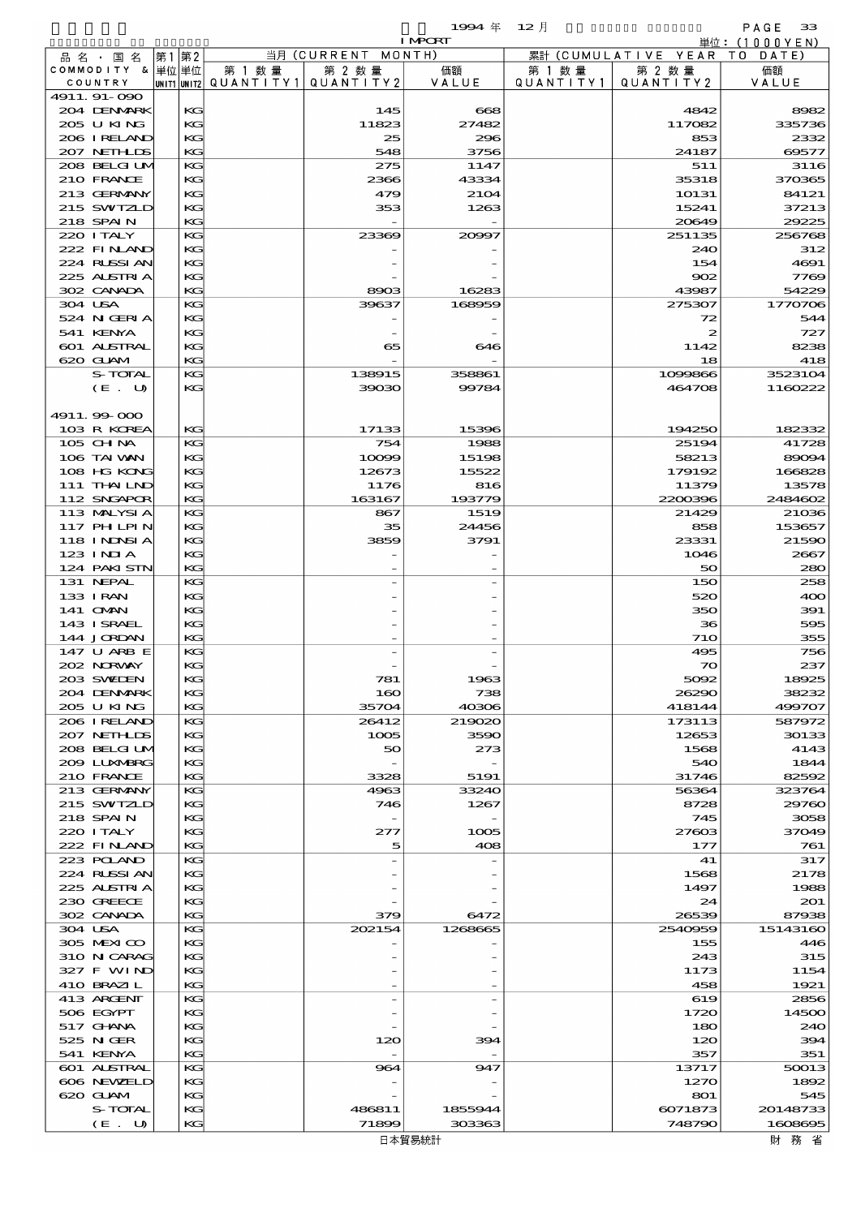1994 年 12 月 IMPORT

単位：(1000YEN)

| 品名・国名 COMMODITY & COUNTRY | 第1 単位 UNIT1 | 第2 単位 UNIT2 | 当月 (CURRENT MONTH) 第1数量 QUANTITY1 | 第2数量 QUANTITY2 | 価額 VALUE | 累計 (CUMULATIVE YEAR TO DATE) 第1数量 QUANTITY1 | 第2数量 QUANTITY2 | 価額 VALUE |
|---|---|---|---|---|---|---|---|---|
| 4911.91-090 | | | | | | | | |
| 204 DENMARK | | KG | | 145 | 668 | | 4842 | 8982 |
| 205 U KING | | KG | | 11823 | 27482 | | 117082 | 335736 |
| 206 IRELAND | | KG | | 25 | 296 | | 853 | 2332 |
| 207 NETHLDS | | KG | | 548 | 3756 | | 24187 | 69577 |
| 208 BELGIUM | | KG | | 275 | 1147 | | 511 | 3116 |
| 210 FRANCE | | KG | | 2366 | 43334 | | 35318 | 370365 |
| 213 GERMANY | | KG | | 479 | 2104 | | 10131 | 84121 |
| 215 SWITZLD | | KG | | 353 | 1263 | | 15241 | 37213 |
| 218 SPAIN | | KG | | - | - | | 20649 | 29225 |
| 220 ITALY | | KG | | 23369 | 20997 | | 251135 | 256768 |
| 222 FINLAND | | KG | | - | - | | 240 | 312 |
| 224 RUSSIAN | | KG | | - | - | | 154 | 4691 |
| 225 AUSTRIA | | KG | | - | - | | 902 | 7769 |
| 302 CANADA | | KG | | 8903 | 16283 | | 43987 | 54229 |
| 304 USA | | KG | | 39637 | 168959 | | 275307 | 1770706 |
| 524 NIGERIA | | KG | | - | - | | 72 | 544 |
| 541 KENYA | | KG | | - | - | | 2 | 727 |
| 601 AUSTRAL | | KG | | 65 | 646 | | 1142 | 8238 |
| 620 GUAM | | KG | | - | - | | 18 | 418 |
| S-TOTAL | | KG | | 138915 | 358861 | | 1099866 | 3523104 |
| (E. U) | | KG | | 39030 | 99784 | | 464708 | 1160222 |
| 4911.99-000 | | | | | | | | |
| 103 R KOREA | | KG | | 17133 | 15396 | | 194250 | 182332 |
| 105 CHINA | | KG | | 754 | 1988 | | 25194 | 41728 |
| 106 TAIWAN | | KG | | 10099 | 15198 | | 58213 | 89094 |
| 108 HG KONG | | KG | | 12673 | 15522 | | 179192 | 166828 |
| 111 THAILND | | KG | | 1176 | 816 | | 11379 | 13578 |
| 112 SNGAPOR | | KG | | 163167 | 193779 | | 2200396 | 2484602 |
| 113 MALYSIA | | KG | | 867 | 1519 | | 21429 | 21036 |
| 117 PHILPIN | | KG | | 35 | 24456 | | 858 | 153657 |
| 118 INDNSIA | | KG | | 3859 | 3791 | | 23331 | 21590 |
| 123 INDIA | | KG | | - | - | | 1046 | 2667 |
| 124 PAKISTN | | KG | | - | - | | 50 | 280 |
| 131 NEPAL | | KG | | - | - | | 150 | 258 |
| 133 IRAN | | KG | | - | - | | 520 | 400 |
| 141 OMAN | | KG | | - | - | | 350 | 391 |
| 143 ISRAEL | | KG | | - | - | | 36 | 595 |
| 144 JORDAN | | KG | | - | - | | 710 | 355 |
| 147 U ARB E | | KG | | - | - | | 495 | 756 |
| 202 NORWAY | | KG | | - | - | | 70 | 237 |
| 203 SWEDEN | | KG | | 781 | 1963 | | 5092 | 18925 |
| 204 DENMARK | | KG | | 160 | 738 | | 26290 | 38232 |
| 205 U KING | | KG | | 35704 | 40306 | | 418144 | 499707 |
| 206 IRELAND | | KG | | 26412 | 219020 | | 173113 | 587972 |
| 207 NETHLDS | | KG | | 1005 | 3590 | | 12653 | 30133 |
| 208 BELGIUM | | KG | | 50 | 273 | | 1568 | 4143 |
| 209 LUXMBRG | | KG | | - | - | | 540 | 1844 |
| 210 FRANCE | | KG | | 3328 | 5191 | | 31746 | 82592 |
| 213 GERMANY | | KG | | 4963 | 33240 | | 56364 | 323764 |
| 215 SWITZLD | | KG | | 746 | 1267 | | 8728 | 29760 |
| 218 SPAIN | | KG | | - | - | | 745 | 3058 |
| 220 ITALY | | KG | | 277 | 1005 | | 27603 | 37049 |
| 222 FINLAND | | KG | | 5 | 408 | | 177 | 761 |
| 223 POLAND | | KG | | - | - | | 41 | 317 |
| 224 RUSSIAN | | KG | | - | - | | 1568 | 2178 |
| 225 AUSTRIA | | KG | | - | - | | 1497 | 1988 |
| 230 GREECE | | KG | | - | - | | 24 | 201 |
| 302 CANADA | | KG | | 379 | 6472 | | 26539 | 87938 |
| 304 USA | | KG | | 202154 | 1268665 | | 2540959 | 15143160 |
| 305 MEXICO | | KG | | - | - | | 155 | 446 |
| 310 NICARAG | | KG | | - | - | | 243 | 315 |
| 327 F WIND | | KG | | - | - | | 1173 | 1154 |
| 410 BRAZIL | | KG | | - | - | | 458 | 1921 |
| 413 ARGENT | | KG | | - | - | | 619 | 2856 |
| 506 EGYPT | | KG | | - | - | | 1720 | 14500 |
| 517 GHANA | | KG | | - | - | | 180 | 240 |
| 525 NIGER | | KG | | 120 | 394 | | 120 | 394 |
| 541 KENYA | | KG | | - | - | | 357 | 351 |
| 601 AUSTRAL | | KG | | 964 | 947 | | 13717 | 50013 |
| 606 NEWZELD | | KG | | - | - | | 1270 | 1892 |
| 620 GUAM | | KG | | - | - | | 801 | 545 |
| S-TOTAL | | KG | | 486811 | 1855944 | | 6071873 | 20148733 |
| (E. U) | | KG | | 71899 | 303363 | | 748790 | 1608695 |

日本貿易統計 財務省